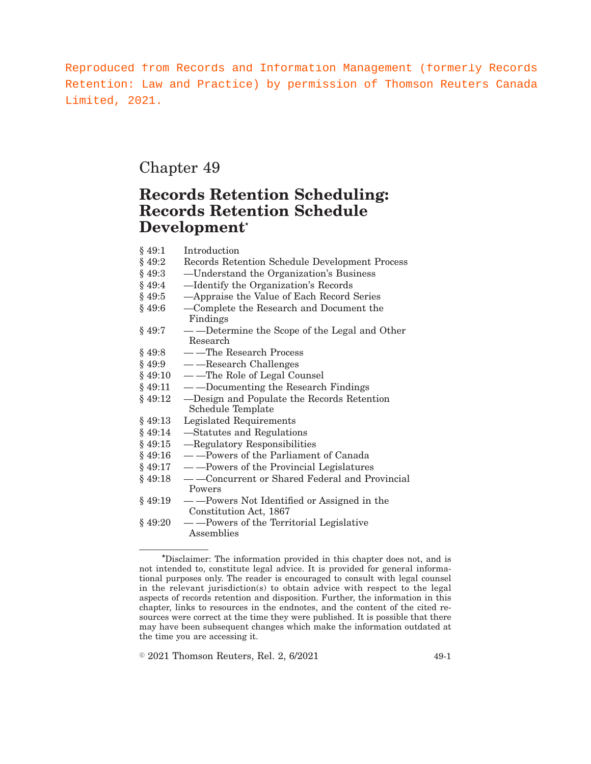Reproduced from Records and Information Management (formerly Records Retention: Law and Practice) by permission of Thomson Reuters Canada Limited, 2021.

# Chapter 49

## Records Retention Scheduling: Records Retention Schedule Development*

| | |
|---|---|
| § 49:1 | Introduction |
| § 49:2 | Records Retention Schedule Development Process |
| § 49:3 | —Understand the Organization's Business |
| § 49:4 | —Identify the Organization's Records |
| § 49:5 | —Appraise the Value of Each Record Series |
| § 49:6 | —Complete the Research and Document the Findings |
| § 49:7 | — —Determine the Scope of the Legal and Other Research |
| § 49:8 | — —The Research Process |
| § 49:9 | — —Research Challenges |
| § 49:10 | — —The Role of Legal Counsel |
| § 49:11 | — —Documenting the Research Findings |
| § 49:12 | —Design and Populate the Records Retention Schedule Template |
| § 49:13 | Legislated Requirements |
| § 49:14 | —Statutes and Regulations |
| § 49:15 | —Regulatory Responsibilities |
| § 49:16 | — —Powers of the Parliament of Canada |
| § 49:17 | — —Powers of the Provincial Legislatures |
| § 49:18 | — —Concurrent or Shared Federal and Provincial Powers |
| § 49:19 | — —Powers Not Identified or Assigned in the Constitution Act, 1867 |
| § 49:20 | — —Powers of the Territorial Legislative Assemblies |

*Disclaimer: The information provided in this chapter does not, and is not intended to, constitute legal advice. It is provided for general informational purposes only. The reader is encouraged to consult with legal counsel in the relevant jurisdiction(s) to obtain advice with respect to the legal aspects of records retention and disposition. Further, the information in this chapter, links to resources in the endnotes, and the content of the cited resources were correct at the time they were published. It is possible that there may have been subsequent changes which make the information outdated at the time you are accessing it.

© 2021 Thomson Reuters, Rel. 2, 6/2021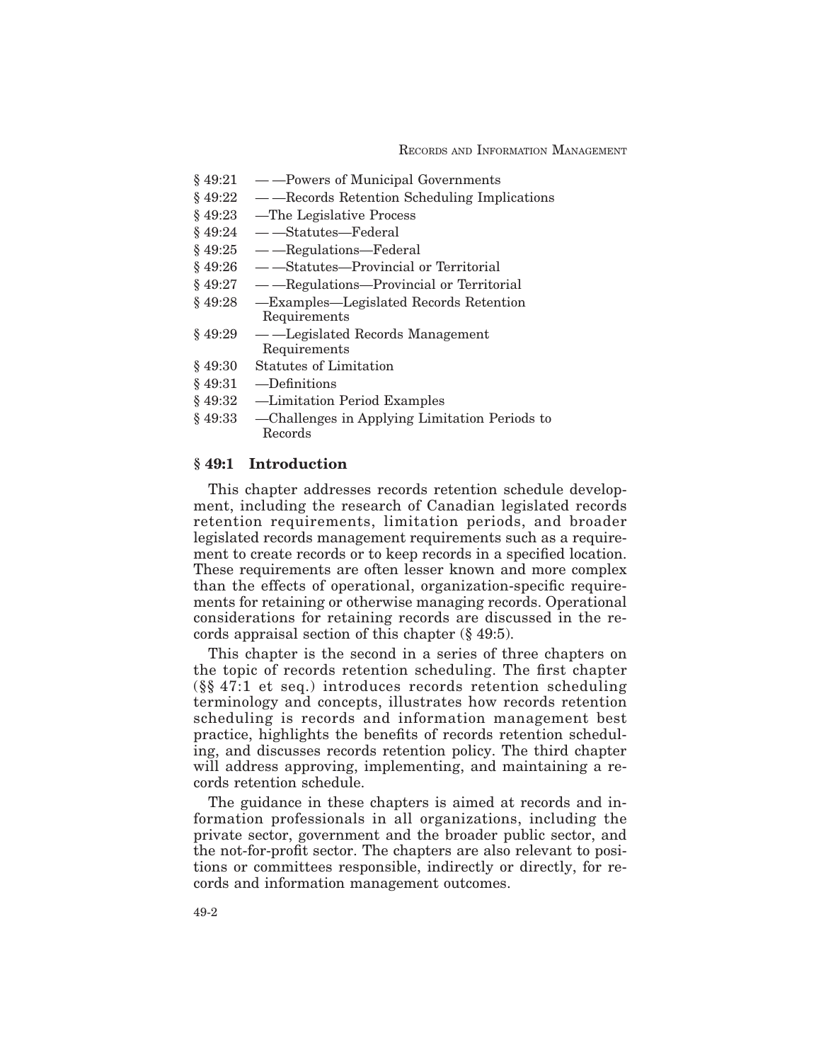§ 49:21 — —Powers of Municipal Governments

§ 49:22 — —Records Retention Scheduling Implications

§ 49:23 —The Legislative Process

§ 49:24 — —Statutes—Federal

§ 49:25 — —Regulations—Federal

§ 49:26 — —Statutes—Provincial or Territorial

§ 49:27 — —Regulations—Provincial or Territorial

§ 49:28 —Examples—Legislated Records Retention Requirements

§ 49:29 — —Legislated Records Management Requirements

§ 49:30 Statutes of Limitation

§ 49:31 —Definitions

§ 49:32 —Limitation Period Examples

§ 49:33 —Challenges in Applying Limitation Periods to Records

## § 49:1 Introduction

This chapter addresses records retention schedule development, including the research of Canadian legislated records retention requirements, limitation periods, and broader legislated records management requirements such as a requirement to create records or to keep records in a specified location. These requirements are often lesser known and more complex than the effects of operational, organization-specific requirements for retaining or otherwise managing records. Operational considerations for retaining records are discussed in the records appraisal section of this chapter (§ 49:5).

This chapter is the second in a series of three chapters on the topic of records retention scheduling. The first chapter (§§ 47:1 et seq.) introduces records retention scheduling terminology and concepts, illustrates how records retention scheduling is records and information management best practice, highlights the benefits of records retention scheduling, and discusses records retention policy. The third chapter will address approving, implementing, and maintaining a records retention schedule.

The guidance in these chapters is aimed at records and information professionals in all organizations, including the private sector, government and the broader public sector, and the not-for-profit sector. The chapters are also relevant to positions or committees responsible, indirectly or directly, for records and information management outcomes.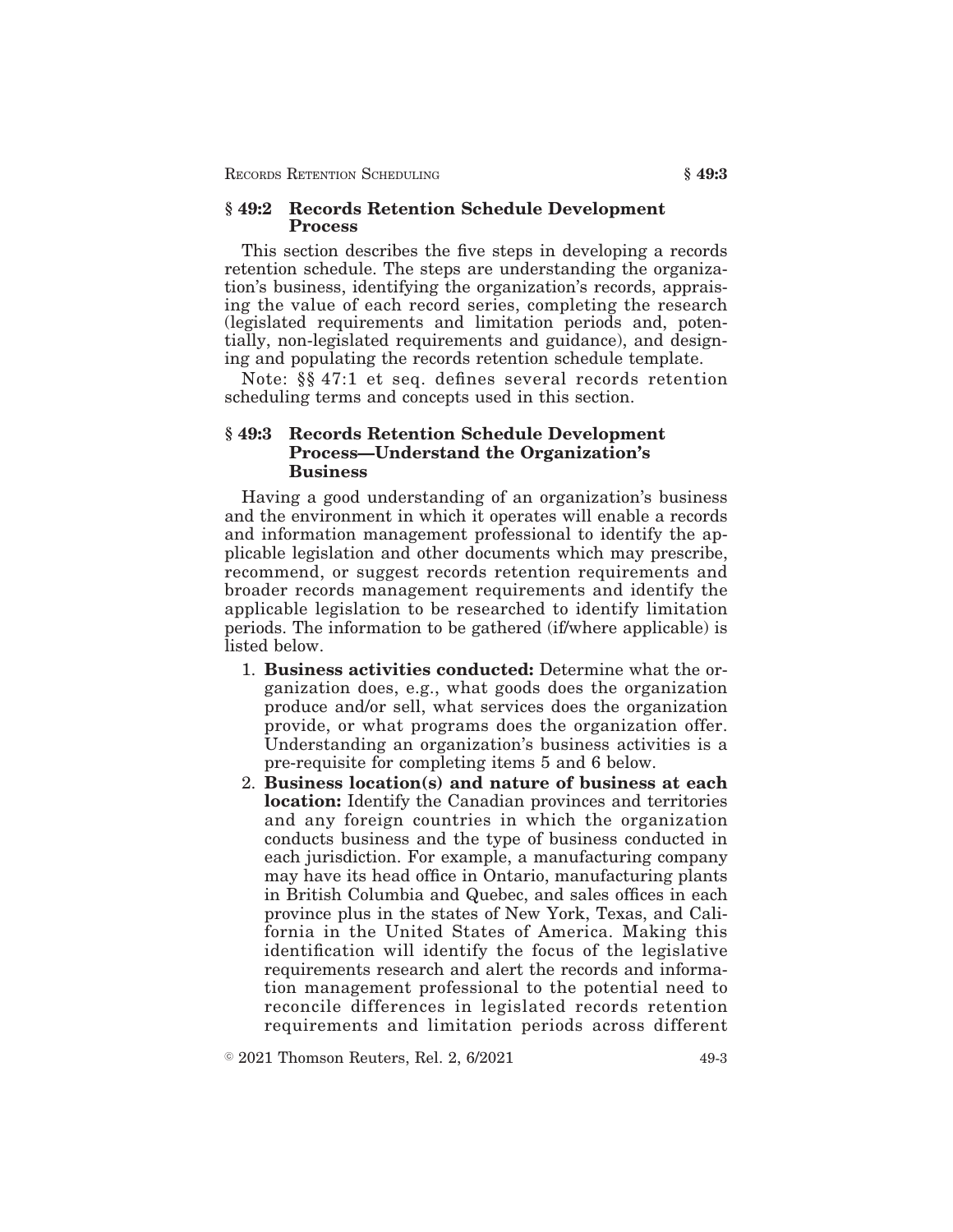## § 49:2 Records Retention Schedule Development Process

This section describes the five steps in developing a records retention schedule. The steps are understanding the organization's business, identifying the organization's records, appraising the value of each record series, completing the research (legislated requirements and limitation periods and, potentially, non-legislated requirements and guidance), and designing and populating the records retention schedule template.

Note: §§ 47:1 et seq. defines several records retention scheduling terms and concepts used in this section.

## § 49:3 Records Retention Schedule Development Process—Understand the Organization's Business

Having a good understanding of an organization's business and the environment in which it operates will enable a records and information management professional to identify the applicable legislation and other documents which may prescribe, recommend, or suggest records retention requirements and broader records management requirements and identify the applicable legislation to be researched to identify limitation periods. The information to be gathered (if/where applicable) is listed below.

1. **Business activities conducted:** Determine what the organization does, e.g., what goods does the organization produce and/or sell, what services does the organization provide, or what programs does the organization offer. Understanding an organization's business activities is a pre-requisite for completing items 5 and 6 below.
2. **Business location(s) and nature of business at each location:** Identify the Canadian provinces and territories and any foreign countries in which the organization conducts business and the type of business conducted in each jurisdiction. For example, a manufacturing company may have its head office in Ontario, manufacturing plants in British Columbia and Quebec, and sales offices in each province plus in the states of New York, Texas, and California in the United States of America. Making this identification will identify the focus of the legislative requirements research and alert the records and information management professional to the potential need to reconcile differences in legislated records retention requirements and limitation periods across different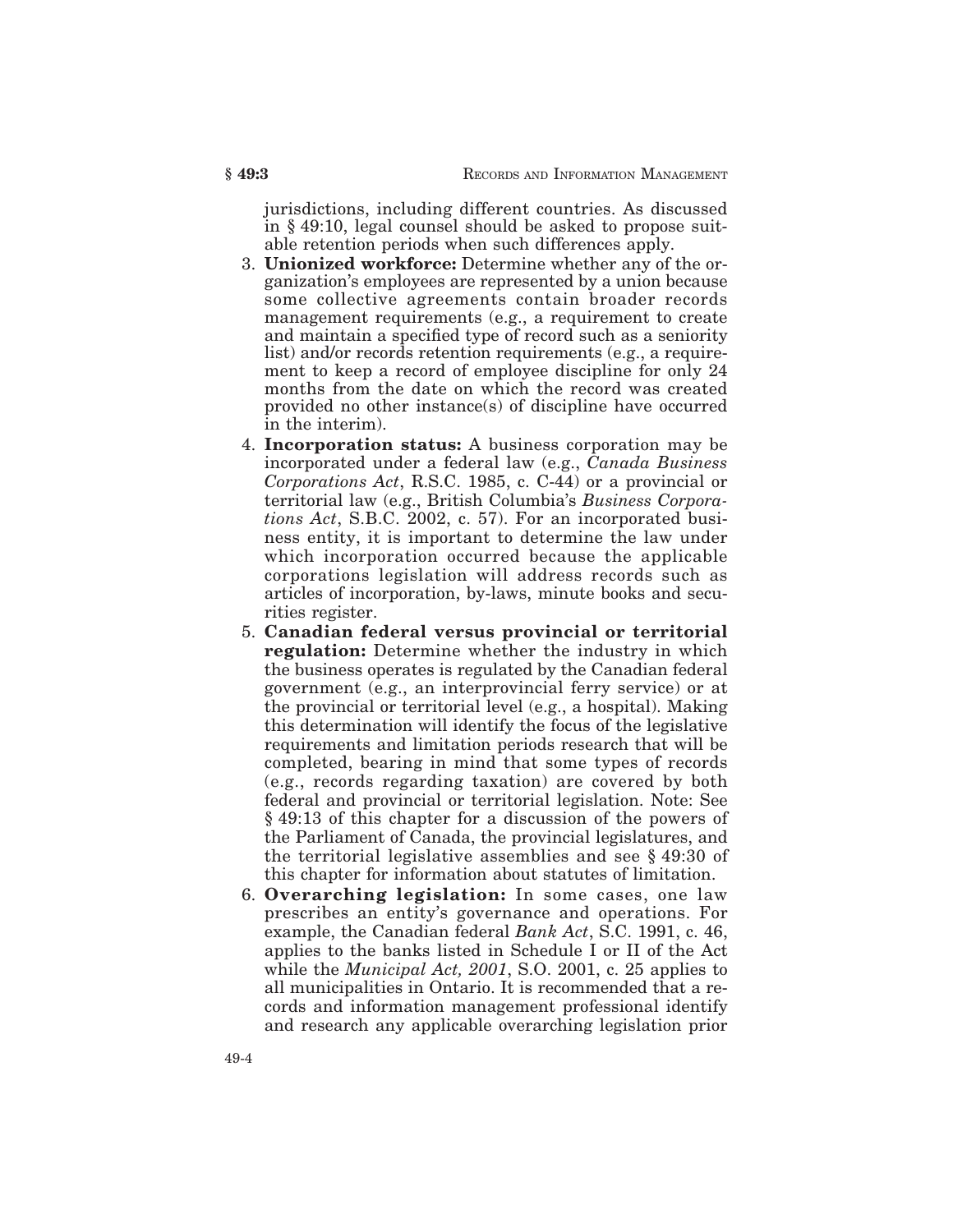jurisdictions, including different countries. As discussed in § 49:10, legal counsel should be asked to propose suitable retention periods when such differences apply.

3. **Unionized workforce:** Determine whether any of the organization's employees are represented by a union because some collective agreements contain broader records management requirements (e.g., a requirement to create and maintain a specified type of record such as a seniority list) and/or records retention requirements (e.g., a requirement to keep a record of employee discipline for only 24 months from the date on which the record was created provided no other instance(s) of discipline have occurred in the interim).
4. **Incorporation status:** A business corporation may be incorporated under a federal law (e.g., *Canada Business Corporations Act*, R.S.C. 1985, c. C-44) or a provincial or territorial law (e.g., British Columbia's *Business Corporations Act*, S.B.C. 2002, c. 57). For an incorporated business entity, it is important to determine the law under which incorporation occurred because the applicable corporations legislation will address records such as articles of incorporation, by-laws, minute books and securities register.
5. **Canadian federal versus provincial or territorial regulation:** Determine whether the industry in which the business operates is regulated by the Canadian federal government (e.g., an interprovincial ferry service) or at the provincial or territorial level (e.g., a hospital). Making this determination will identify the focus of the legislative requirements and limitation periods research that will be completed, bearing in mind that some types of records (e.g., records regarding taxation) are covered by both federal and provincial or territorial legislation. Note: See § 49:13 of this chapter for a discussion of the powers of the Parliament of Canada, the provincial legislatures, and the territorial legislative assemblies and see § 49:30 of this chapter for information about statutes of limitation.
6. **Overarching legislation:** In some cases, one law prescribes an entity's governance and operations. For example, the Canadian federal *Bank Act*, S.C. 1991, c. 46, applies to the banks listed in Schedule I or II of the Act while the *Municipal Act, 2001*, S.O. 2001, c. 25 applies to all municipalities in Ontario. It is recommended that a records and information management professional identify and research any applicable overarching legislation prior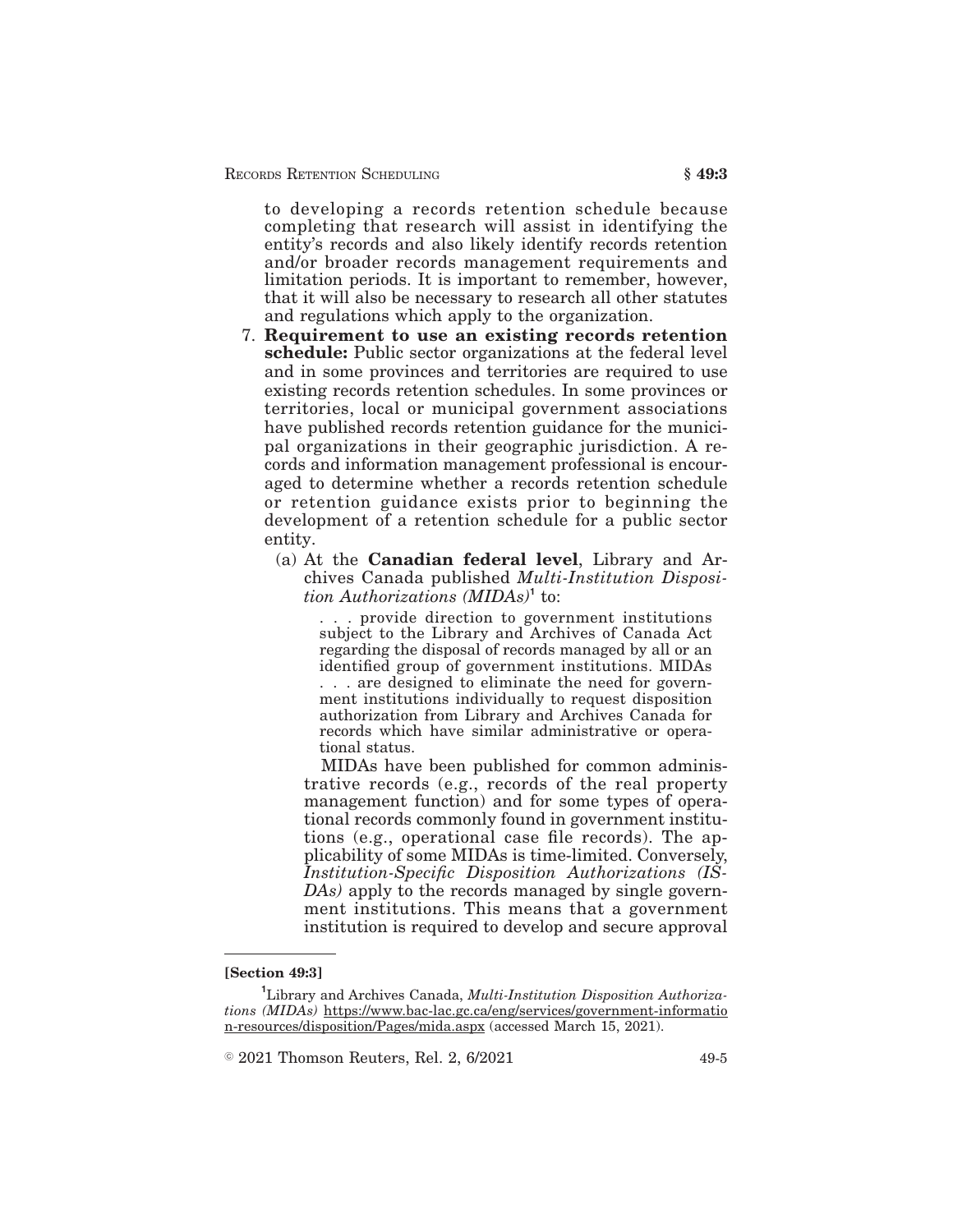to developing a records retention schedule because completing that research will assist in identifying the entity's records and also likely identify records retention and/or broader records management requirements and limitation periods. It is important to remember, however, that it will also be necessary to research all other statutes and regulations which apply to the organization.

7. **Requirement to use an existing records retention schedule:** Public sector organizations at the federal level and in some provinces and territories are required to use existing records retention schedules. In some provinces or territories, local or municipal government associations have published records retention guidance for the municipal organizations in their geographic jurisdiction. A records and information management professional is encouraged to determine whether a records retention schedule or retention guidance exists prior to beginning the development of a retention schedule for a public sector entity.

   (a) At the **Canadian federal level**, Library and Archives Canada published *Multi-Institution Disposition Authorizations (MIDAs)*[1] to:

   > . . . provide direction to government institutions subject to the Library and Archives of Canada Act regarding the disposal of records managed by all or an identified group of government institutions. MIDAs . . . are designed to eliminate the need for government institutions individually to request disposition authorization from Library and Archives Canada for records which have similar administrative or operational status.

   MIDAs have been published for common administrative records (e.g., records of the real property management function) and for some types of operational records commonly found in government institutions (e.g., operational case file records). The applicability of some MIDAs is time-limited. Conversely, *Institution-Specific Disposition Authorizations (ISDAs)* apply to the records managed by single government institutions. This means that a government institution is required to develop and secure approval

---

**[Section 49:3]**

[1] Library and Archives Canada, *Multi-Institution Disposition Authorizations (MIDAs)* https://www.bac-lac.gc.ca/eng/services/government-information-resources/disposition/Pages/mida.aspx (accessed March 15, 2021).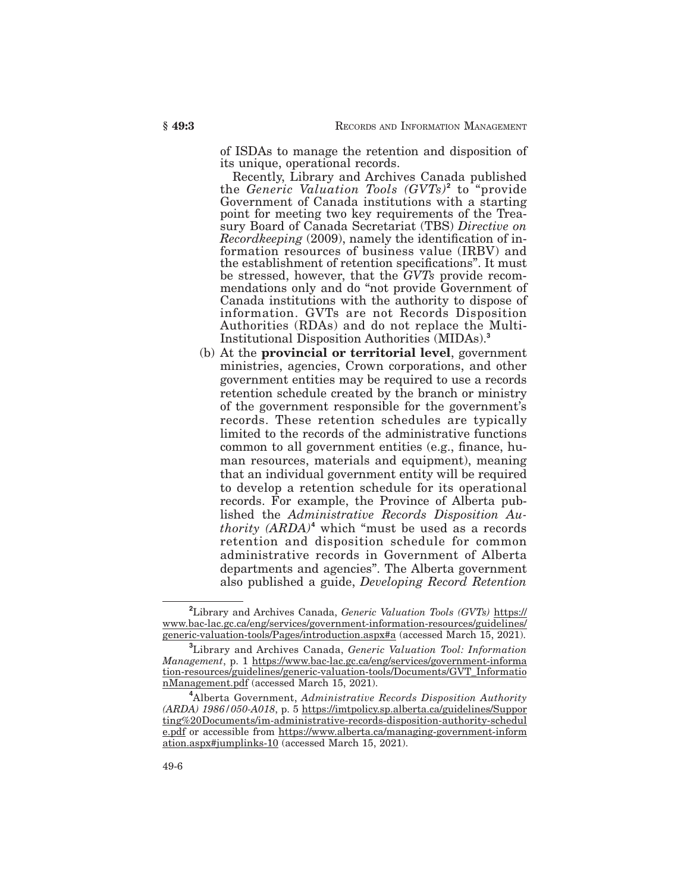of ISDAs to manage the retention and disposition of its unique, operational records.

Recently, Library and Archives Canada published the *Generic Valuation Tools (GVTs)*[2] to "provide Government of Canada institutions with a starting point for meeting two key requirements of the Treasury Board of Canada Secretariat (TBS) *Directive on Recordkeeping* (2009), namely the identification of information resources of business value (IRBV) and the establishment of retention specifications". It must be stressed, however, that the *GVTs* provide recommendations only and do "not provide Government of Canada institutions with the authority to dispose of information. GVTs are not Records Disposition Authorities (RDAs) and do not replace the Multi-Institutional Disposition Authorities (MIDAs).[3]

(b) At the **provincial or territorial level**, government ministries, agencies, Crown corporations, and other government entities may be required to use a records retention schedule created by the branch or ministry of the government responsible for the government's records. These retention schedules are typically limited to the records of the administrative functions common to all government entities (e.g., finance, human resources, materials and equipment), meaning that an individual government entity will be required to develop a retention schedule for its operational records. For example, the Province of Alberta published the *Administrative Records Disposition Authority (ARDA)*[4] which "must be used as a records retention and disposition schedule for common administrative records in Government of Alberta departments and agencies". The Alberta government also published a guide, *Developing Record Retention*

---

[2] Library and Archives Canada, *Generic Valuation Tools (GVTs)* https://www.bac-lac.gc.ca/eng/services/government-information-resources/guidelines/generic-valuation-tools/Pages/introduction.aspx#a (accessed March 15, 2021).

[3] Library and Archives Canada, *Generic Valuation Tool: Information Management*, p. 1 https://www.bac-lac.gc.ca/eng/services/government-information-resources/guidelines/generic-valuation-tools/Documents/GVT_InformationManagement.pdf (accessed March 15, 2021).

[4] Alberta Government, *Administrative Records Disposition Authority (ARDA) 1986/050-A018*, p. 5 https://imtpolicy.sp.alberta.ca/guidelines/Supporting%20Documents/im-administrative-records-disposition-authority-schedule.pdf or accessible from https://www.alberta.ca/managing-government-information.aspx#jumplinks-10 (accessed March 15, 2021).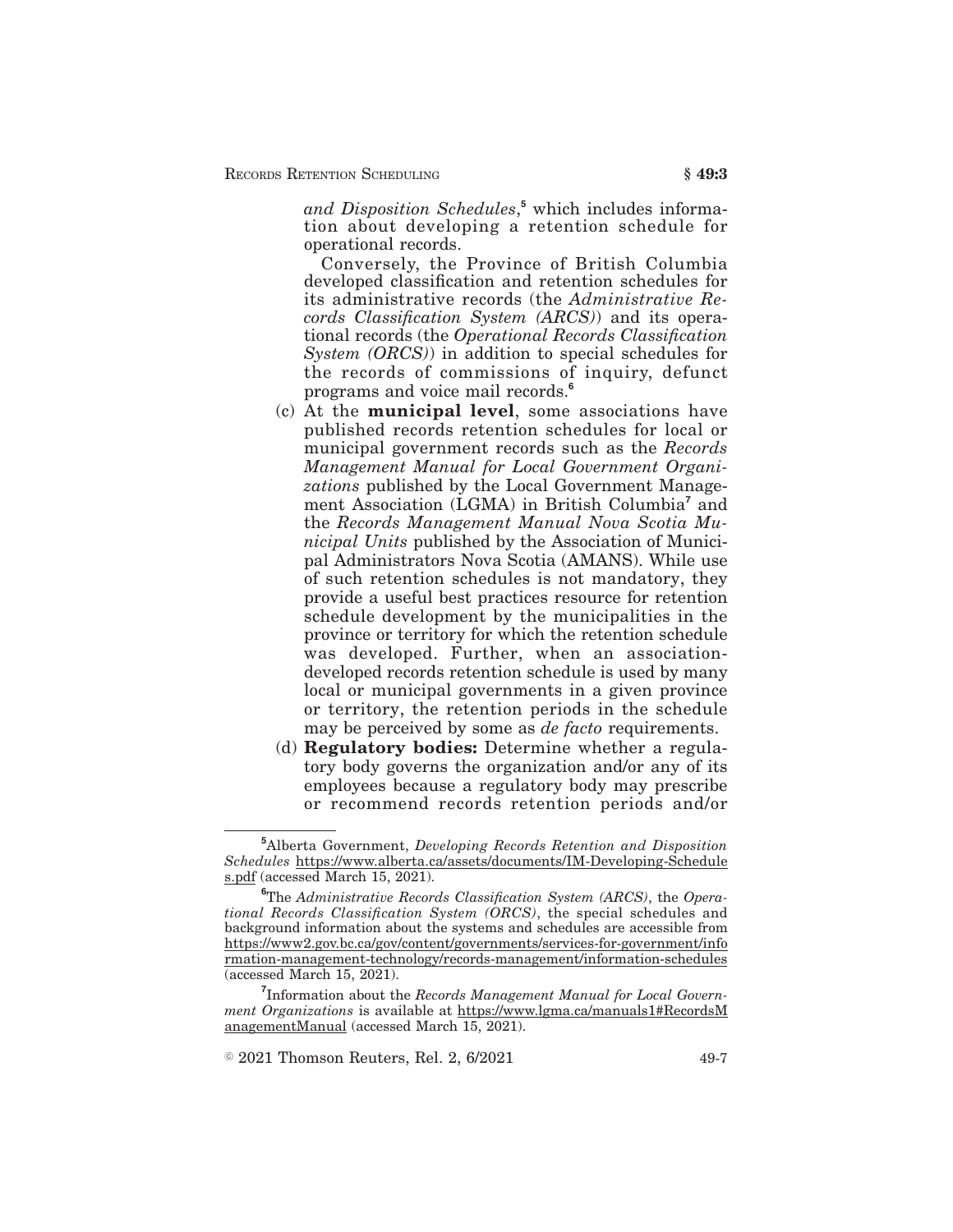*and Disposition Schedules*,[5] which includes information about developing a retention schedule for operational records.

Conversely, the Province of British Columbia developed classification and retention schedules for its administrative records (the *Administrative Records Classification System (ARCS)*) and its operational records (the *Operational Records Classification System (ORCS)*) in addition to special schedules for the records of commissions of inquiry, defunct programs and voice mail records.[6]

(c) At the **municipal level**, some associations have published records retention schedules for local or municipal government records such as the *Records Management Manual for Local Government Organizations* published by the Local Government Management Association (LGMA) in British Columbia[7] and the *Records Management Manual Nova Scotia Municipal Units* published by the Association of Municipal Administrators Nova Scotia (AMANS). While use of such retention schedules is not mandatory, they provide a useful best practices resource for retention schedule development by the municipalities in the province or territory for which the retention schedule was developed. Further, when an association-developed records retention schedule is used by many local or municipal governments in a given province or territory, the retention periods in the schedule may be perceived by some as *de facto* requirements.

(d) **Regulatory bodies:** Determine whether a regulatory body governs the organization and/or any of its employees because a regulatory body may prescribe or recommend records retention periods and/or

---

[5] Alberta Government, *Developing Records Retention and Disposition Schedules* https://www.alberta.ca/assets/documents/IM-Developing-Schedules.pdf (accessed March 15, 2021).

[6] The *Administrative Records Classification System (ARCS)*, the *Operational Records Classification System (ORCS)*, the special schedules and background information about the systems and schedules are accessible from https://www2.gov.bc.ca/gov/content/governments/services-for-government/information-management-technology/records-management/information-schedules (accessed March 15, 2021).

[7] Information about the *Records Management Manual for Local Government Organizations* is available at https://www.lgma.ca/manuals1#RecordsManagementManual (accessed March 15, 2021).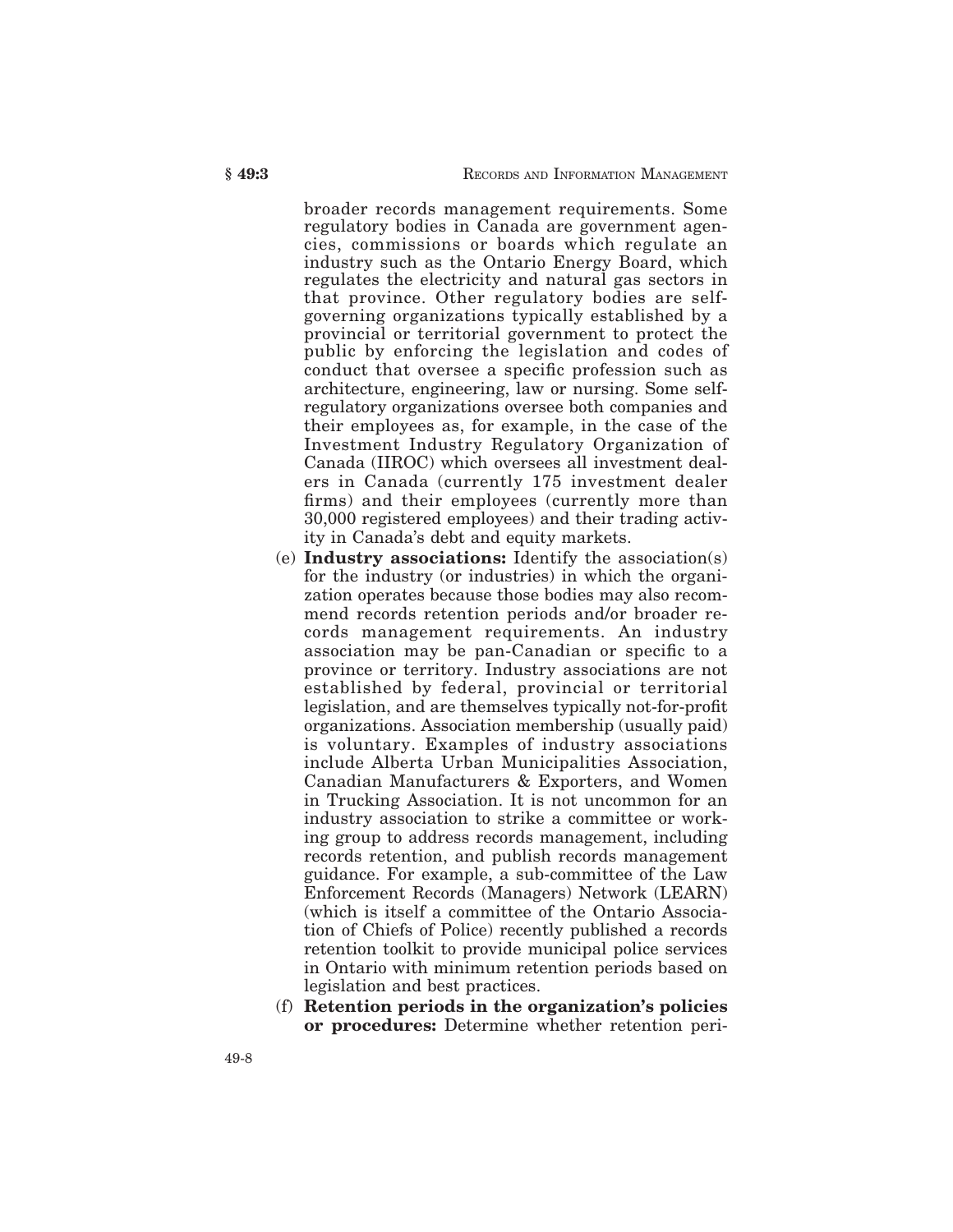broader records management requirements. Some regulatory bodies in Canada are government agencies, commissions or boards which regulate an industry such as the Ontario Energy Board, which regulates the electricity and natural gas sectors in that province. Other regulatory bodies are self-governing organizations typically established by a provincial or territorial government to protect the public by enforcing the legislation and codes of conduct that oversee a specific profession such as architecture, engineering, law or nursing. Some self-regulatory organizations oversee both companies and their employees as, for example, in the case of the Investment Industry Regulatory Organization of Canada (IIROC) which oversees all investment dealers in Canada (currently 175 investment dealer firms) and their employees (currently more than 30,000 registered employees) and their trading activity in Canada's debt and equity markets.

(e) **Industry associations:** Identify the association(s) for the industry (or industries) in which the organization operates because those bodies may also recommend records retention periods and/or broader records management requirements. An industry association may be pan-Canadian or specific to a province or territory. Industry associations are not established by federal, provincial or territorial legislation, and are themselves typically not-for-profit organizations. Association membership (usually paid) is voluntary. Examples of industry associations include Alberta Urban Municipalities Association, Canadian Manufacturers & Exporters, and Women in Trucking Association. It is not uncommon for an industry association to strike a committee or working group to address records management, including records retention, and publish records management guidance. For example, a sub-committee of the Law Enforcement Records (Managers) Network (LEARN) (which is itself a committee of the Ontario Association of Chiefs of Police) recently published a records retention toolkit to provide municipal police services in Ontario with minimum retention periods based on legislation and best practices.

(f) **Retention periods in the organization's policies or procedures:** Determine whether retention peri-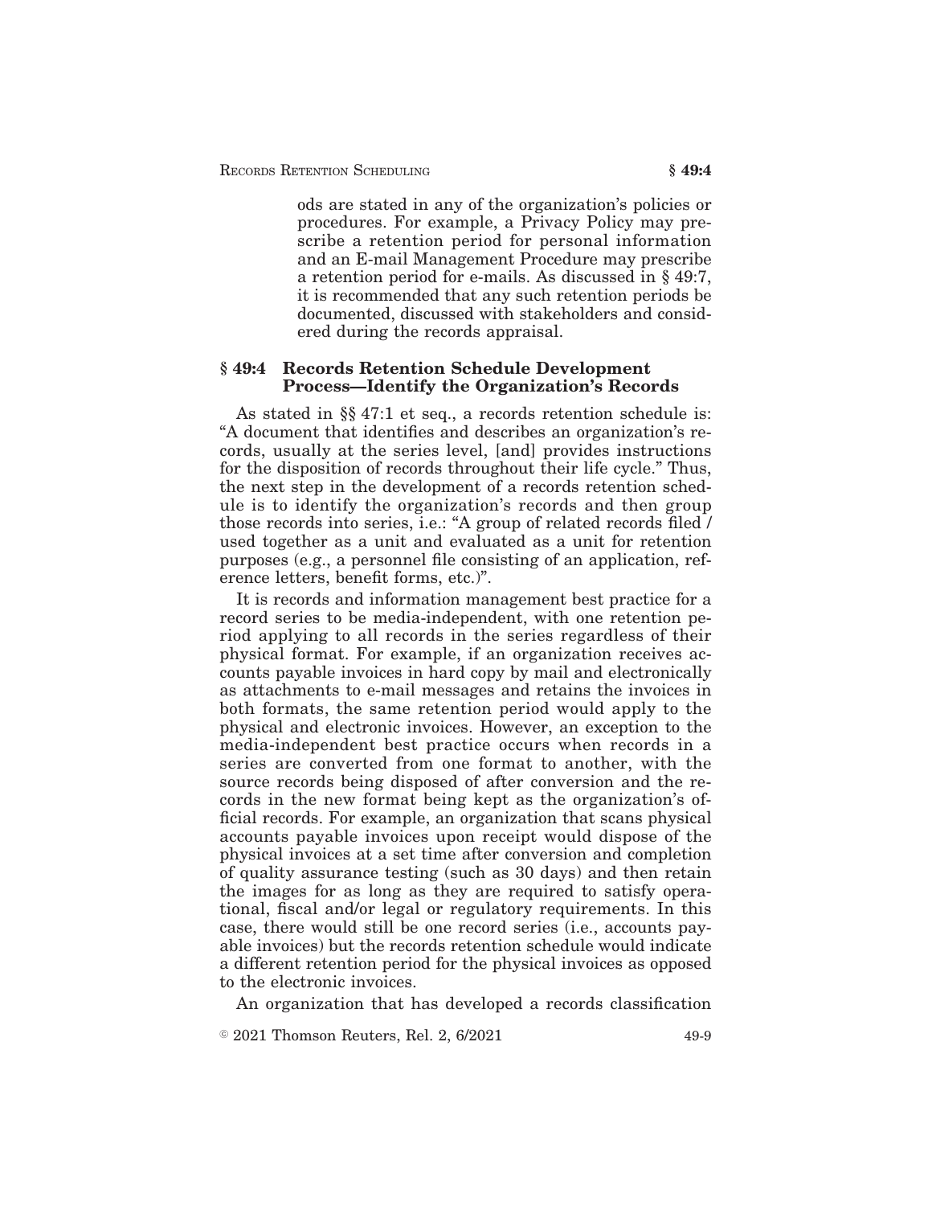ods are stated in any of the organization's policies or procedures. For example, a Privacy Policy may prescribe a retention period for personal information and an E-mail Management Procedure may prescribe a retention period for e-mails. As discussed in § 49:7, it is recommended that any such retention periods be documented, discussed with stakeholders and considered during the records appraisal.

## § 49:4 Records Retention Schedule Development Process—Identify the Organization's Records

As stated in §§ 47:1 et seq., a records retention schedule is: "A document that identifies and describes an organization's records, usually at the series level, [and] provides instructions for the disposition of records throughout their life cycle." Thus, the next step in the development of a records retention schedule is to identify the organization's records and then group those records into series, i.e.: "A group of related records filed / used together as a unit and evaluated as a unit for retention purposes (e.g., a personnel file consisting of an application, reference letters, benefit forms, etc.)".

It is records and information management best practice for a record series to be media-independent, with one retention period applying to all records in the series regardless of their physical format. For example, if an organization receives accounts payable invoices in hard copy by mail and electronically as attachments to e-mail messages and retains the invoices in both formats, the same retention period would apply to the physical and electronic invoices. However, an exception to the media-independent best practice occurs when records in a series are converted from one format to another, with the source records being disposed of after conversion and the records in the new format being kept as the organization's official records. For example, an organization that scans physical accounts payable invoices upon receipt would dispose of the physical invoices at a set time after conversion and completion of quality assurance testing (such as 30 days) and then retain the images for as long as they are required to satisfy operational, fiscal and/or legal or regulatory requirements. In this case, there would still be one record series (i.e., accounts payable invoices) but the records retention schedule would indicate a different retention period for the physical invoices as opposed to the electronic invoices.

An organization that has developed a records classification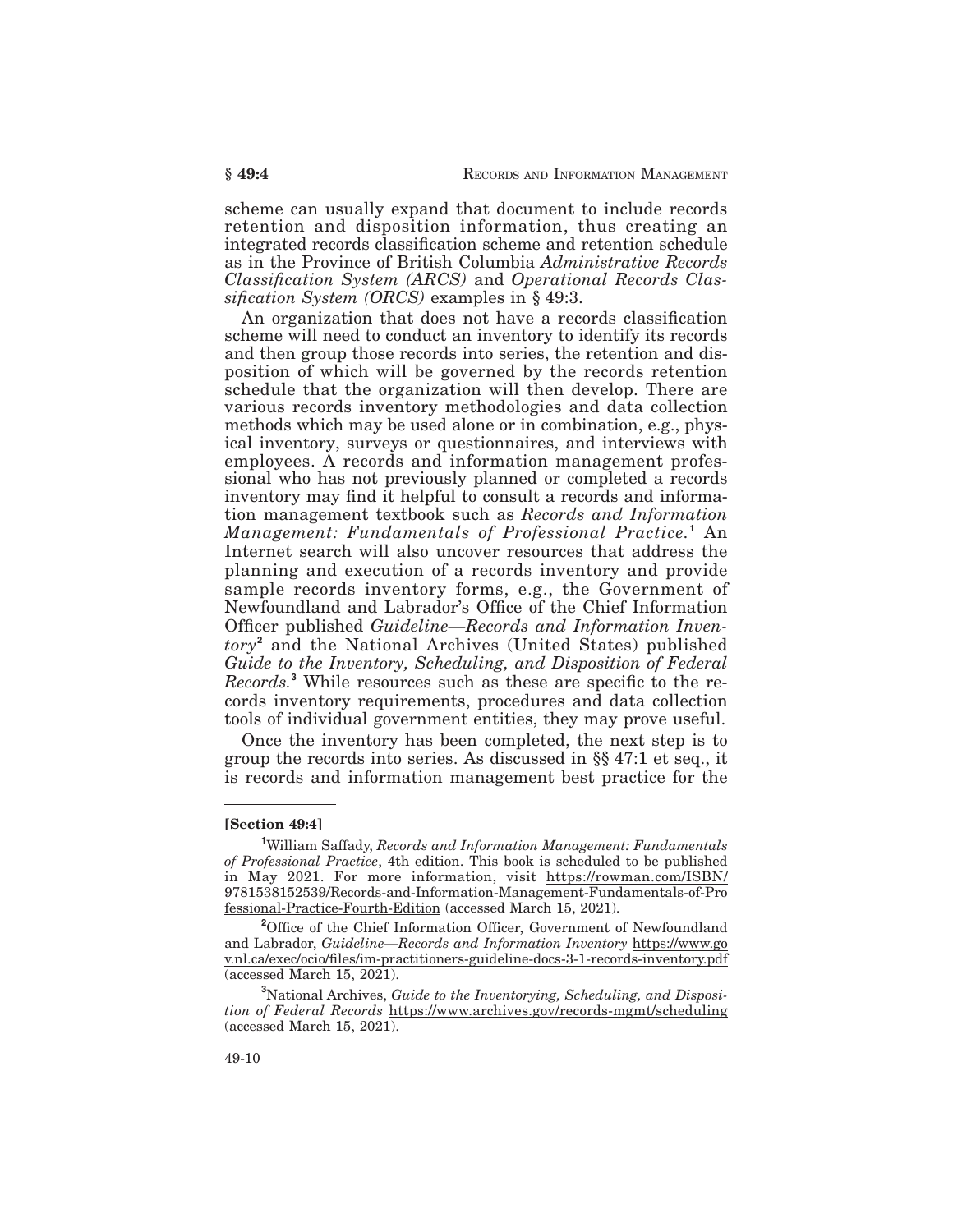scheme can usually expand that document to include records retention and disposition information, thus creating an integrated records classification scheme and retention schedule as in the Province of British Columbia *Administrative Records Classification System (ARCS)* and *Operational Records Classification System (ORCS)* examples in § 49:3.

An organization that does not have a records classification scheme will need to conduct an inventory to identify its records and then group those records into series, the retention and disposition of which will be governed by the records retention schedule that the organization will then develop. There are various records inventory methodologies and data collection methods which may be used alone or in combination, e.g., physical inventory, surveys or questionnaires, and interviews with employees. A records and information management professional who has not previously planned or completed a records inventory may find it helpful to consult a records and information management textbook such as *Records and Information Management: Fundamentals of Professional Practice.*[1] An Internet search will also uncover resources that address the planning and execution of a records inventory and provide sample records inventory forms, e.g., the Government of Newfoundland and Labrador's Office of the Chief Information Officer published *Guideline—Records and Information Inventory*[2] and the National Archives (United States) published *Guide to the Inventory, Scheduling, and Disposition of Federal Records.*[3] While resources such as these are specific to the records inventory requirements, procedures and data collection tools of individual government entities, they may prove useful.

Once the inventory has been completed, the next step is to group the records into series. As discussed in §§ 47:1 et seq., it is records and information management best practice for the

---

**[Section 49:4]**

[1] William Saffady, *Records and Information Management: Fundamentals of Professional Practice*, 4th edition. This book is scheduled to be published in May 2021. For more information, visit https://rowman.com/ISBN/9781538152539/Records-and-Information-Management-Fundamentals-of-Professional-Practice-Fourth-Edition (accessed March 15, 2021).

[2] Office of the Chief Information Officer, Government of Newfoundland and Labrador, *Guideline—Records and Information Inventory* https://www.gov.nl.ca/exec/ocio/files/im-practitioners-guideline-docs-3-1-records-inventory.pdf (accessed March 15, 2021).

[3] National Archives, *Guide to the Inventorying, Scheduling, and Disposition of Federal Records* https://www.archives.gov/records-mgmt/scheduling (accessed March 15, 2021).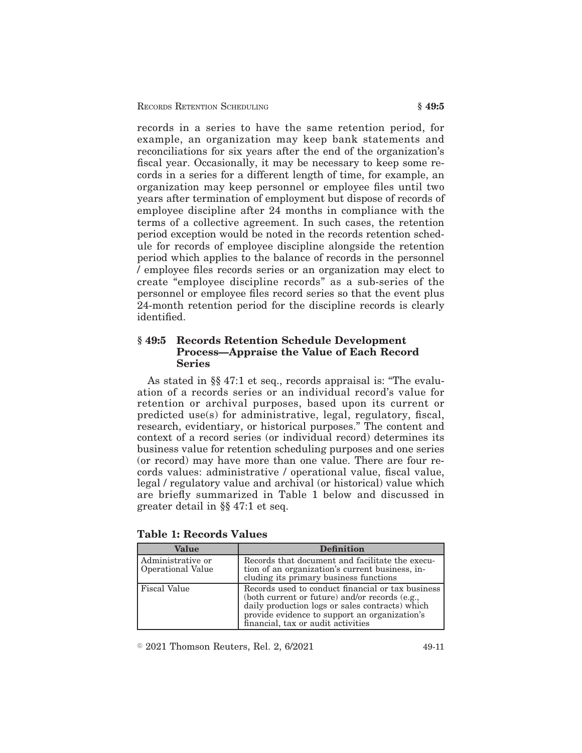records in a series to have the same retention period, for example, an organization may keep bank statements and reconciliations for six years after the end of the organization's fiscal year. Occasionally, it may be necessary to keep some records in a series for a different length of time, for example, an organization may keep personnel or employee files until two years after termination of employment but dispose of records of employee discipline after 24 months in compliance with the terms of a collective agreement. In such cases, the retention period exception would be noted in the records retention schedule for records of employee discipline alongside the retention period which applies to the balance of records in the personnel / employee files records series or an organization may elect to create "employee discipline records" as a sub-series of the personnel or employee files record series so that the event plus 24-month retention period for the discipline records is clearly identified.

## § 49:5 Records Retention Schedule Development Process—Appraise the Value of Each Record Series

As stated in §§ 47:1 et seq., records appraisal is: "The evaluation of a records series or an individual record's value for retention or archival purposes, based upon its current or predicted use(s) for administrative, legal, regulatory, fiscal, research, evidentiary, or historical purposes." The content and context of a record series (or individual record) determines its business value for retention scheduling purposes and one series (or record) may have more than one value. There are four records values: administrative / operational value, fiscal value, legal / regulatory value and archival (or historical) value which are briefly summarized in Table 1 below and discussed in greater detail in §§ 47:1 et seq.

**Table 1: Records Values**

| Value | Definition |
| --- | --- |
| Administrative or Operational Value | Records that document and facilitate the execution of an organization's current business, including its primary business functions |
| Fiscal Value | Records used to conduct financial or tax business (both current or future) and/or records (e.g., daily production logs or sales contracts) which provide evidence to support an organization's financial, tax or audit activities |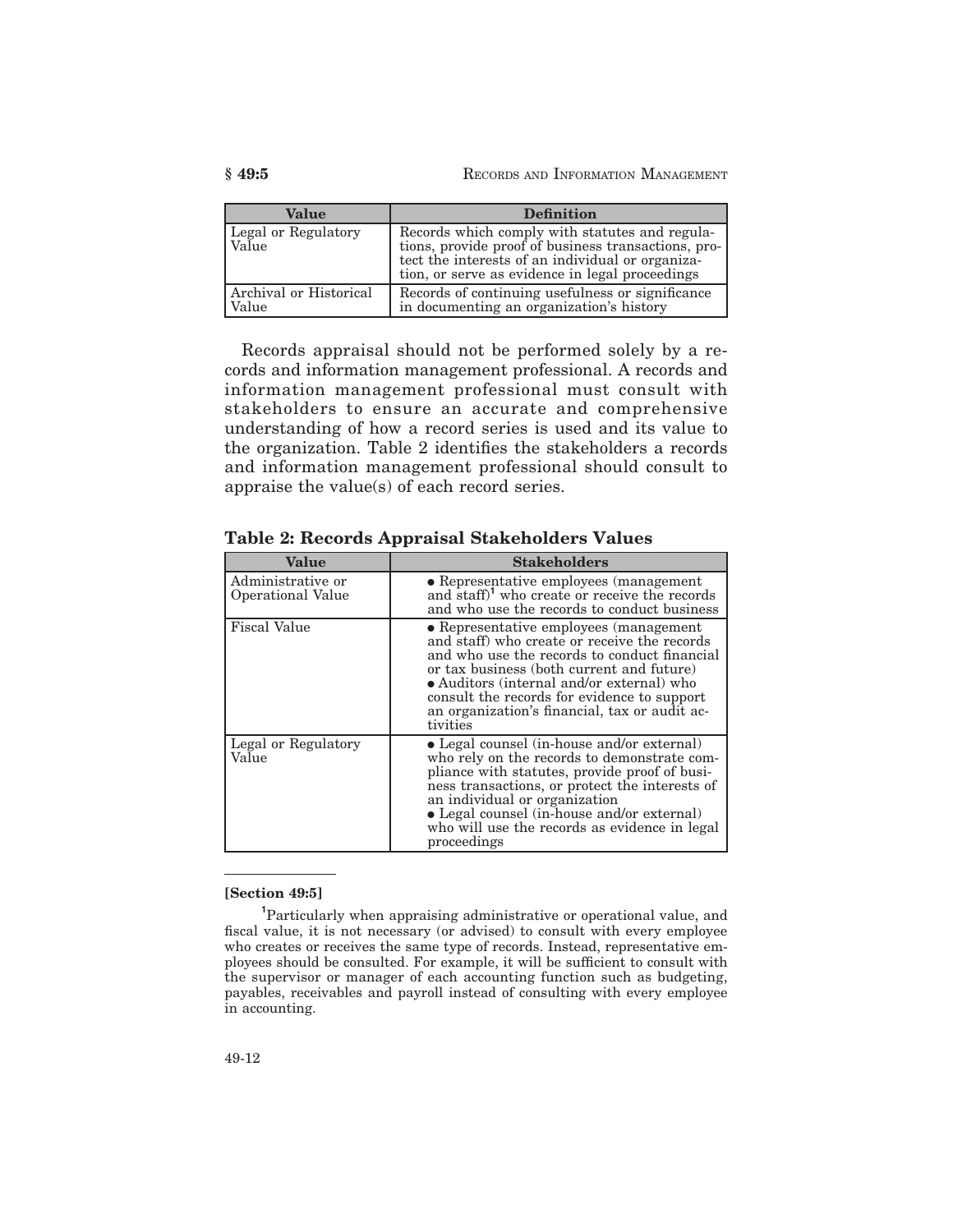| Value | Definition |
|---|---|
| Legal or Regulatory Value | Records which comply with statutes and regulations, provide proof of business transactions, protect the interests of an individual or organization, or serve as evidence in legal proceedings |
| Archival or Historical Value | Records of continuing usefulness or significance in documenting an organization's history |

Records appraisal should not be performed solely by a records and information management professional. A records and information management professional must consult with stakeholders to ensure an accurate and comprehensive understanding of how a record series is used and its value to the organization. Table 2 identifies the stakeholders a records and information management professional should consult to appraise the value(s) of each record series.

**Table 2: Records Appraisal Stakeholders Values**

| Value | Stakeholders |
|---|---|
| Administrative or Operational Value | • Representative employees (management and staff)[1] who create or receive the records and who use the records to conduct business |
| Fiscal Value | • Representative employees (management and staff) who create or receive the records and who use the records to conduct financial or tax business (both current and future)<br>• Auditors (internal and/or external) who consult the records for evidence to support an organization's financial, tax or audit activities |
| Legal or Regulatory Value | • Legal counsel (in-house and/or external) who rely on the records to demonstrate compliance with statutes, provide proof of business transactions, or protect the interests of an individual or organization<br>• Legal counsel (in-house and/or external) who will use the records as evidence in legal proceedings |

---

**[Section 49:5]**

[1] Particularly when appraising administrative or operational value, and fiscal value, it is not necessary (or advised) to consult with every employee who creates or receives the same type of records. Instead, representative employees should be consulted. For example, it will be sufficient to consult with the supervisor or manager of each accounting function such as budgeting, payables, receivables and payroll instead of consulting with every employee in accounting.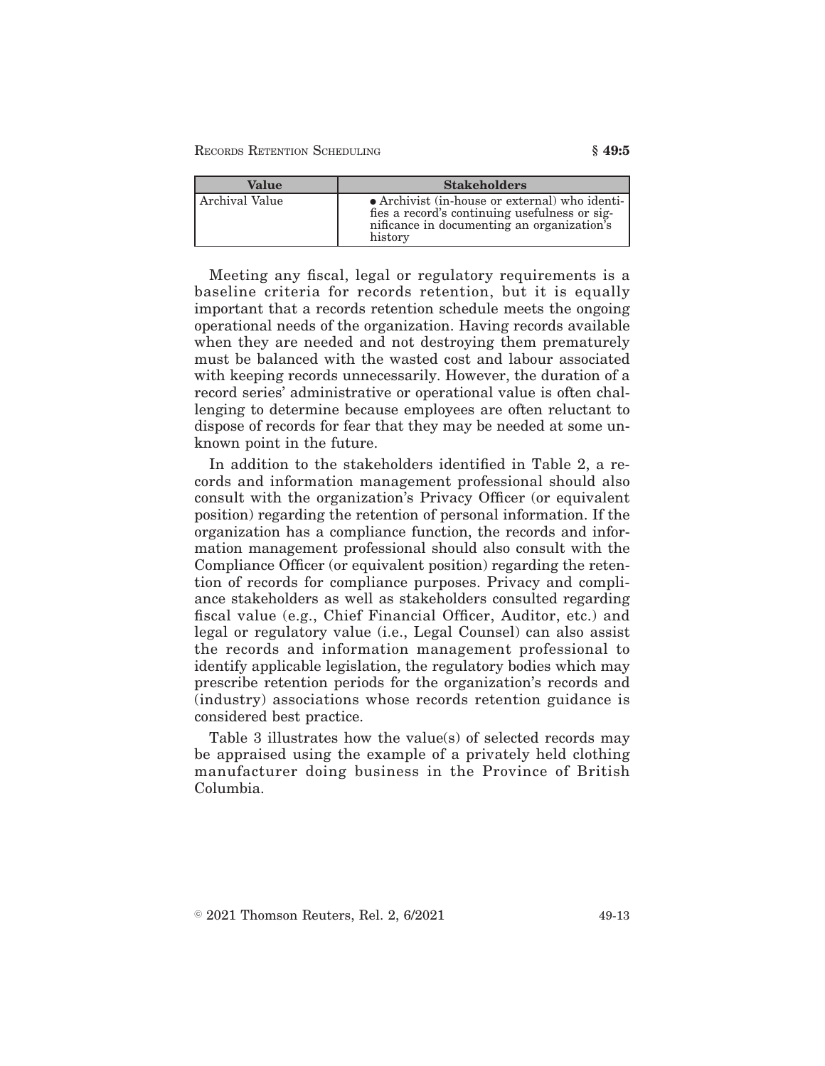| Value | Stakeholders |
| --- | --- |
| Archival Value | • Archivist (in-house or external) who identifies a record's continuing usefulness or significance in documenting an organization's history |

Meeting any fiscal, legal or regulatory requirements is a baseline criteria for records retention, but it is equally important that a records retention schedule meets the ongoing operational needs of the organization. Having records available when they are needed and not destroying them prematurely must be balanced with the wasted cost and labour associated with keeping records unnecessarily. However, the duration of a record series' administrative or operational value is often challenging to determine because employees are often reluctant to dispose of records for fear that they may be needed at some unknown point in the future.

In addition to the stakeholders identified in Table 2, a records and information management professional should also consult with the organization's Privacy Officer (or equivalent position) regarding the retention of personal information. If the organization has a compliance function, the records and information management professional should also consult with the Compliance Officer (or equivalent position) regarding the retention of records for compliance purposes. Privacy and compliance stakeholders as well as stakeholders consulted regarding fiscal value (e.g., Chief Financial Officer, Auditor, etc.) and legal or regulatory value (i.e., Legal Counsel) can also assist the records and information management professional to identify applicable legislation, the regulatory bodies which may prescribe retention periods for the organization's records and (industry) associations whose records retention guidance is considered best practice.

Table 3 illustrates how the value(s) of selected records may be appraised using the example of a privately held clothing manufacturer doing business in the Province of British Columbia.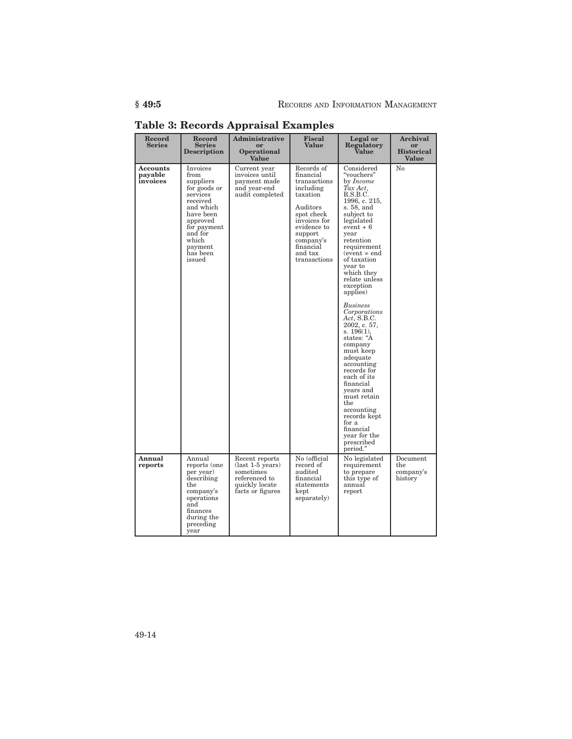## Table 3: Records Appraisal Examples

| Record Series | Record Series Description | Administrative or Operational Value | Fiscal Value | Legal or Regulatory Value | Archival or Historical Value |
|---|---|---|---|---|---|
| **Accounts payable invoices** | Invoices from suppliers for goods or services received and which have been approved for payment and for which payment has been issued | Current year invoices until payment made and year-end audit completed | Records of financial transactions including taxation<br><br>Auditors spot check invoices for evidence to support company's financial and tax transactions | Considered "vouchers" by *Income Tax Act*, R.S.B.C. 1996, c. 215, s. 58, and subject to legislated event + 6 year retention requirement (event = end of taxation year to which they relate unless exception applies)<br><br>*Business Corporations Act*, S.B.C. 2002, c. 57, s. 196(1), states: "A company must keep adequate accounting records for each of its financial years and must retain the accounting records kept for a financial year for the prescribed period." | No |
| **Annual reports** | Annual reports (one per year) describing the company's operations and finances during the preceding year | Recent reports (last 1-5 years) sometimes referenced to quickly locate facts or figures | No (official record of audited financial statements kept separately) | No legislated requirement to prepare this type of annual report | Document the company's history |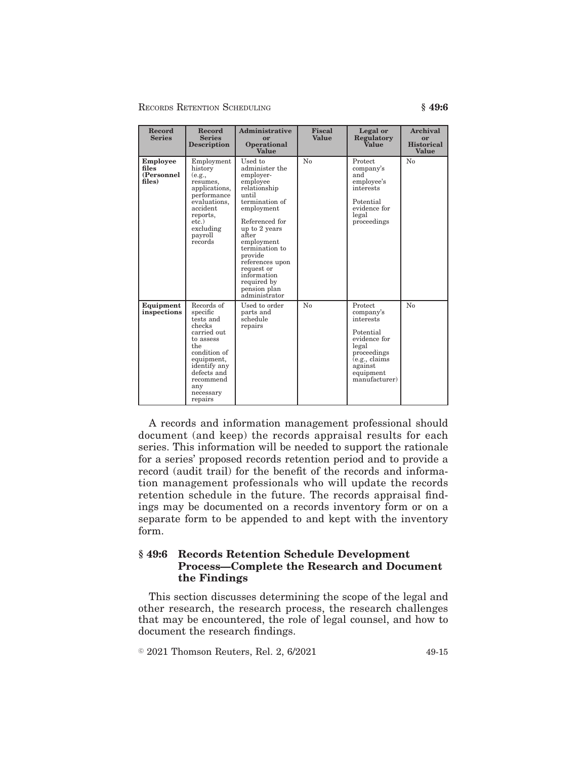| Record Series | Record Series Description | Administrative or Operational Value | Fiscal Value | Legal or Regulatory Value | Archival or Historical Value |
|---|---|---|---|---|---|
| **Employee files (Personnel files)** | Employment history (e.g., resumes, applications, performance evaluations, accident reports, etc.) excluding payroll records | Used to administer the employer-employee relationship until termination of employment<br><br>Referenced for up to 2 years after employment termination to provide references upon request or information required by pension plan administrator | No | Protect company's and employee's interests<br><br>Potential evidence for legal proceedings | No |
| **Equipment inspections** | Records of specific tests and checks carried out to assess the condition of equipment, identify any defects and recommend any necessary repairs | Used to order parts and schedule repairs | No | Protect company's interests<br><br>Potential evidence for legal proceedings (e.g., claims against equipment manufacturer) | No |

A records and information management professional should document (and keep) the records appraisal results for each series. This information will be needed to support the rationale for a series' proposed records retention period and to provide a record (audit trail) for the benefit of the records and information management professionals who will update the records retention schedule in the future. The records appraisal findings may be documented on a records inventory form or on a separate form to be appended to and kept with the inventory form.

## § 49:6 Records Retention Schedule Development Process—Complete the Research and Document the Findings

This section discusses determining the scope of the legal and other research, the research process, the research challenges that may be encountered, the role of legal counsel, and how to document the research findings.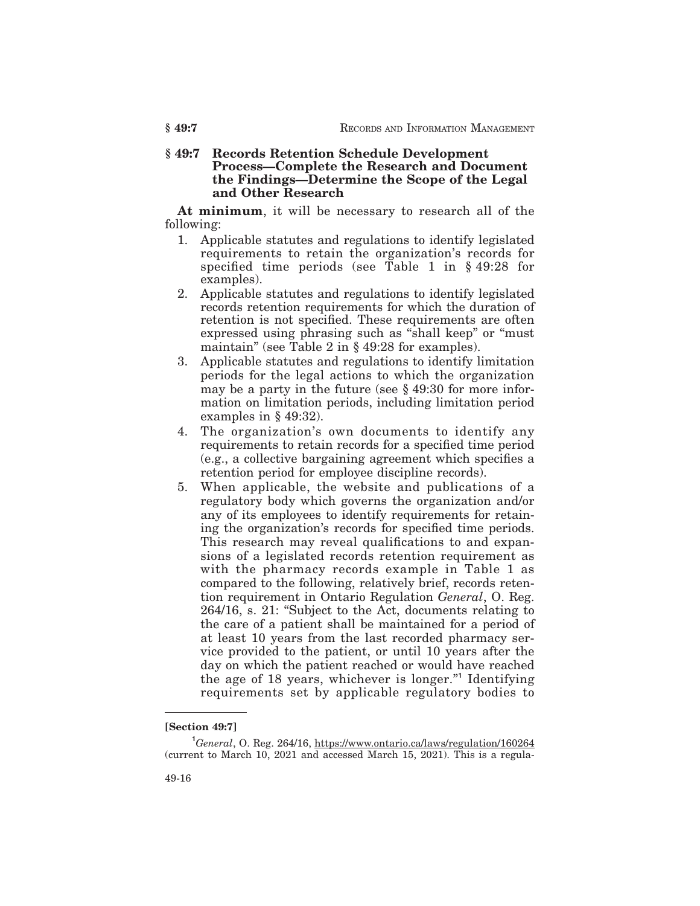## § 49:7 Records Retention Schedule Development Process—Complete the Research and Document the Findings—Determine the Scope of the Legal and Other Research

**At minimum**, it will be necessary to research all of the following:

1. Applicable statutes and regulations to identify legislated requirements to retain the organization's records for specified time periods (see Table 1 in § 49:28 for examples).
2. Applicable statutes and regulations to identify legislated records retention requirements for which the duration of retention is not specified. These requirements are often expressed using phrasing such as "shall keep" or "must maintain" (see Table 2 in § 49:28 for examples).
3. Applicable statutes and regulations to identify limitation periods for the legal actions to which the organization may be a party in the future (see § 49:30 for more information on limitation periods, including limitation period examples in § 49:32).
4. The organization's own documents to identify any requirements to retain records for a specified time period (e.g., a collective bargaining agreement which specifies a retention period for employee discipline records).
5. When applicable, the website and publications of a regulatory body which governs the organization and/or any of its employees to identify requirements for retaining the organization's records for specified time periods. This research may reveal qualifications to and expansions of a legislated records retention requirement as with the pharmacy records example in Table 1 as compared to the following, relatively brief, records retention requirement in Ontario Regulation *General*, O. Reg. 264/16, s. 21: "Subject to the Act, documents relating to the care of a patient shall be maintained for a period of at least 10 years from the last recorded pharmacy service provided to the patient, or until 10 years after the day on which the patient reached or would have reached the age of 18 years, whichever is longer."[1] Identifying requirements set by applicable regulatory bodies to

---

**[Section 49:7]**

[1] *General*, O. Reg. 264/16, https://www.ontario.ca/laws/regulation/160264 (current to March 10, 2021 and accessed March 15, 2021). This is a regula-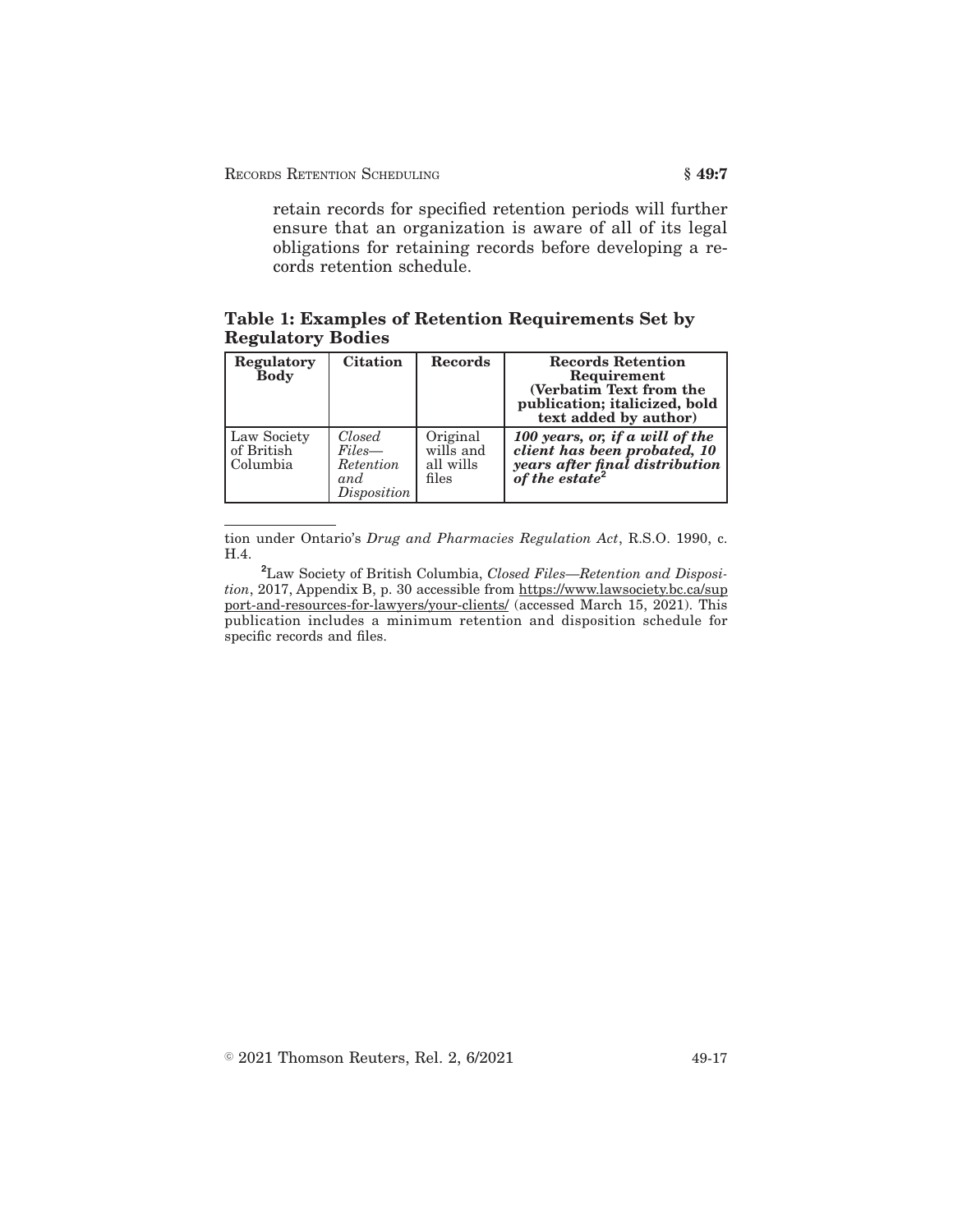retain records for specified retention periods will further ensure that an organization is aware of all of its legal obligations for retaining records before developing a records retention schedule.

**Table 1: Examples of Retention Requirements Set by Regulatory Bodies**

| **Regulatory Body** | **Citation** | **Records** | **Records Retention Requirement (Verbatim Text from the publication; italicized, bold text added by author)** |
|---|---|---|---|
| Law Society of British Columbia | *Closed Files—Retention and Disposition* | Original wills and all wills files | ***100 years, or, if a will of the client has been probated, 10 years after final distribution of the estate***[2] |

---

tion under Ontario's *Drug and Pharmacies Regulation Act*, R.S.O. 1990, c. H.4.

[2]Law Society of British Columbia, *Closed Files—Retention and Disposition*, 2017, Appendix B, p. 30 accessible from https://www.lawsociety.bc.ca/support-and-resources-for-lawyers/your-clients/ (accessed March 15, 2021). This publication includes a minimum retention and disposition schedule for specific records and files.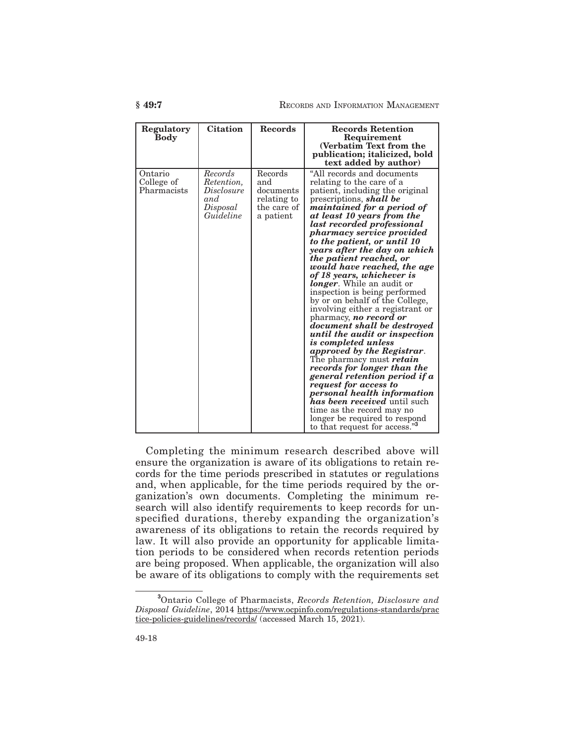| Regulatory Body | Citation | Records | Records Retention Requirement (Verbatim Text from the publication; italicized, bold text added by author) |
|---|---|---|---|
| Ontario College of Pharmacists | *Records Retention, Disclosure and Disposal Guideline* | Records and documents relating to the care of a patient | "All records and documents relating to the care of a patient, including the original prescriptions, ***shall be maintained for a period of at least 10 years from the last recorded professional pharmacy service provided to the patient, or until 10 years after the day on which the patient reached, or would have reached, the age of 18 years, whichever is longer***. While an audit or inspection is being performed by or on behalf of the College, involving either a registrant or pharmacy, ***no record or document shall be destroyed until the audit or inspection is completed unless approved by the Registrar***. The pharmacy must ***retain records for longer than the general retention period if a request for access to personal health information has been received*** until such time as the record may no longer be required to respond to that request for access."[3] |

Completing the minimum research described above will ensure the organization is aware of its obligations to retain records for the time periods prescribed in statutes or regulations and, when applicable, for the time periods required by the organization's own documents. Completing the minimum research will also identify requirements to keep records for unspecified durations, thereby expanding the organization's awareness of its obligations to retain the records required by law. It will also provide an opportunity for applicable limitation periods to be considered when records retention periods are being proposed. When applicable, the organization will also be aware of its obligations to comply with the requirements set

[3] Ontario College of Pharmacists, *Records Retention, Disclosure and Disposal Guideline*, 2014 https://www.ocpinfo.com/regulations-standards/practice-policies-guidelines/records/ (accessed March 15, 2021).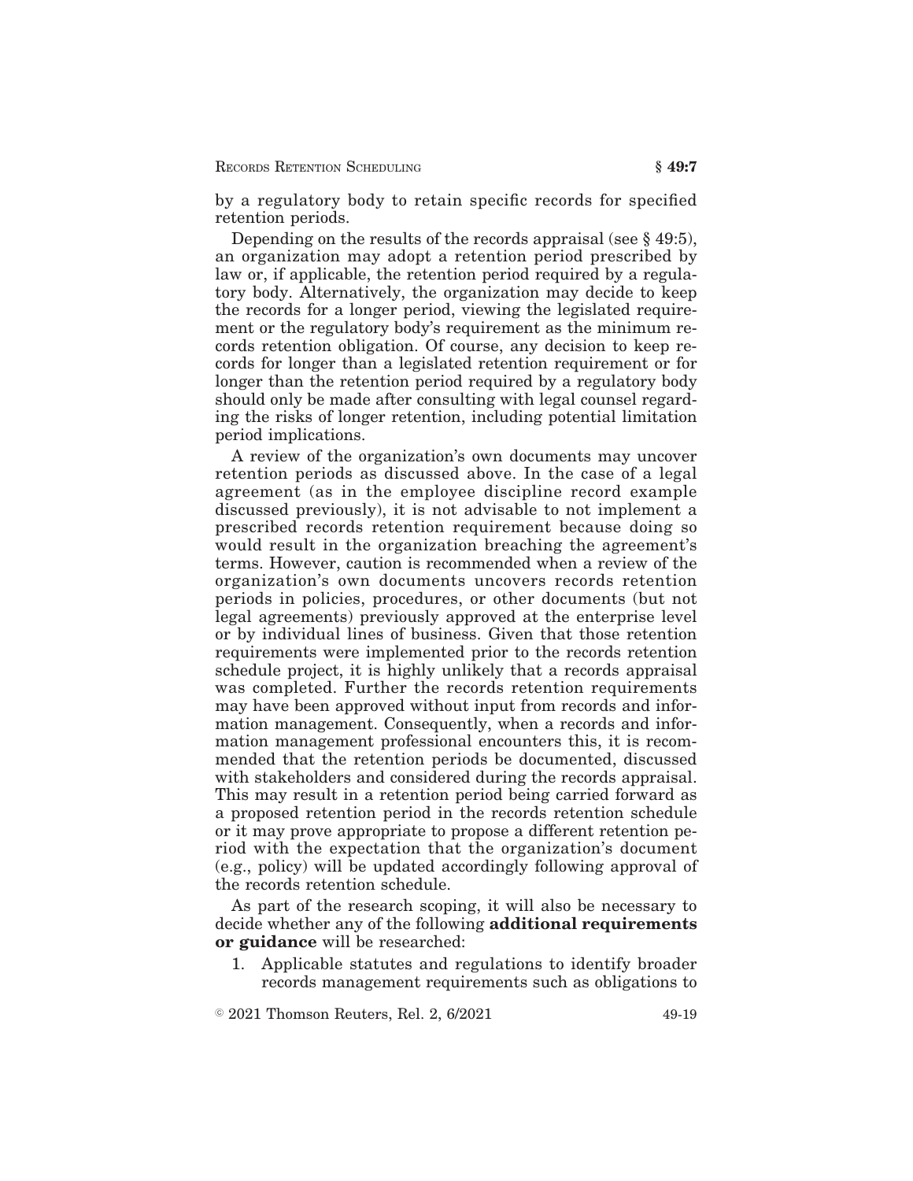by a regulatory body to retain specific records for specified retention periods.

Depending on the results of the records appraisal (see § 49:5), an organization may adopt a retention period prescribed by law or, if applicable, the retention period required by a regulatory body. Alternatively, the organization may decide to keep the records for a longer period, viewing the legislated requirement or the regulatory body's requirement as the minimum records retention obligation. Of course, any decision to keep records for longer than a legislated retention requirement or for longer than the retention period required by a regulatory body should only be made after consulting with legal counsel regarding the risks of longer retention, including potential limitation period implications.

A review of the organization's own documents may uncover retention periods as discussed above. In the case of a legal agreement (as in the employee discipline record example discussed previously), it is not advisable to not implement a prescribed records retention requirement because doing so would result in the organization breaching the agreement's terms. However, caution is recommended when a review of the organization's own documents uncovers records retention periods in policies, procedures, or other documents (but not legal agreements) previously approved at the enterprise level or by individual lines of business. Given that those retention requirements were implemented prior to the records retention schedule project, it is highly unlikely that a records appraisal was completed. Further the records retention requirements may have been approved without input from records and information management. Consequently, when a records and information management professional encounters this, it is recommended that the retention periods be documented, discussed with stakeholders and considered during the records appraisal. This may result in a retention period being carried forward as a proposed retention period in the records retention schedule or it may prove appropriate to propose a different retention period with the expectation that the organization's document (e.g., policy) will be updated accordingly following approval of the records retention schedule.

As part of the research scoping, it will also be necessary to decide whether any of the following **additional requirements or guidance** will be researched:

1. Applicable statutes and regulations to identify broader records management requirements such as obligations to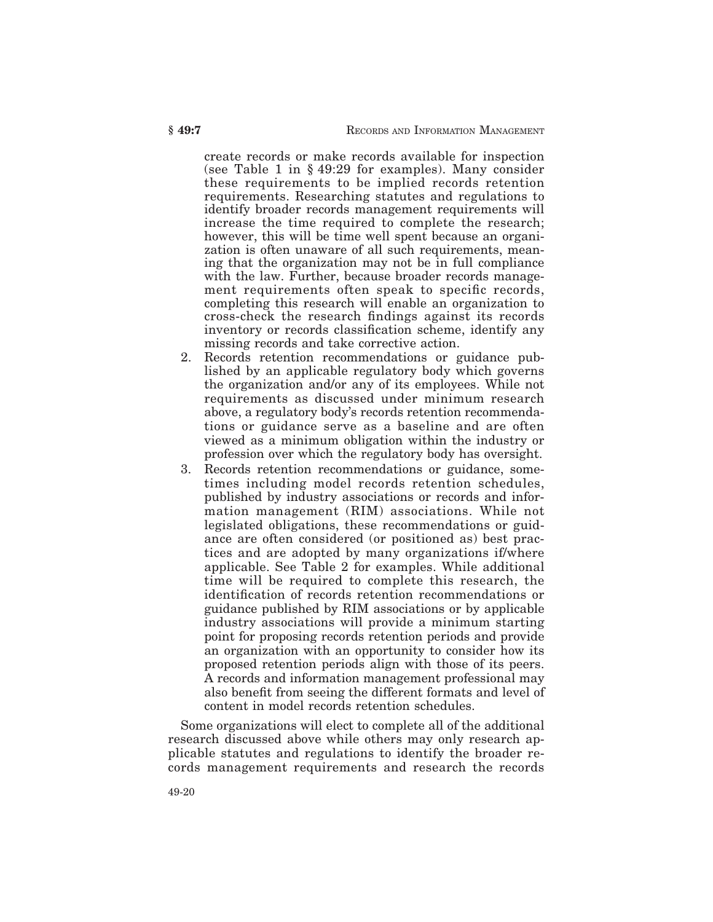create records or make records available for inspection (see Table 1 in § 49:29 for examples). Many consider these requirements to be implied records retention requirements. Researching statutes and regulations to identify broader records management requirements will increase the time required to complete the research; however, this will be time well spent because an organization is often unaware of all such requirements, meaning that the organization may not be in full compliance with the law. Further, because broader records management requirements often speak to specific records, completing this research will enable an organization to cross-check the research findings against its records inventory or records classification scheme, identify any missing records and take corrective action.

2. Records retention recommendations or guidance published by an applicable regulatory body which governs the organization and/or any of its employees. While not requirements as discussed under minimum research above, a regulatory body's records retention recommendations or guidance serve as a baseline and are often viewed as a minimum obligation within the industry or profession over which the regulatory body has oversight.
3. Records retention recommendations or guidance, sometimes including model records retention schedules, published by industry associations or records and information management (RIM) associations. While not legislated obligations, these recommendations or guidance are often considered (or positioned as) best practices and are adopted by many organizations if/where applicable. See Table 2 for examples. While additional time will be required to complete this research, the identification of records retention recommendations or guidance published by RIM associations or by applicable industry associations will provide a minimum starting point for proposing records retention periods and provide an organization with an opportunity to consider how its proposed retention periods align with those of its peers. A records and information management professional may also benefit from seeing the different formats and level of content in model records retention schedules.

Some organizations will elect to complete all of the additional research discussed above while others may only research applicable statutes and regulations to identify the broader records management requirements and research the records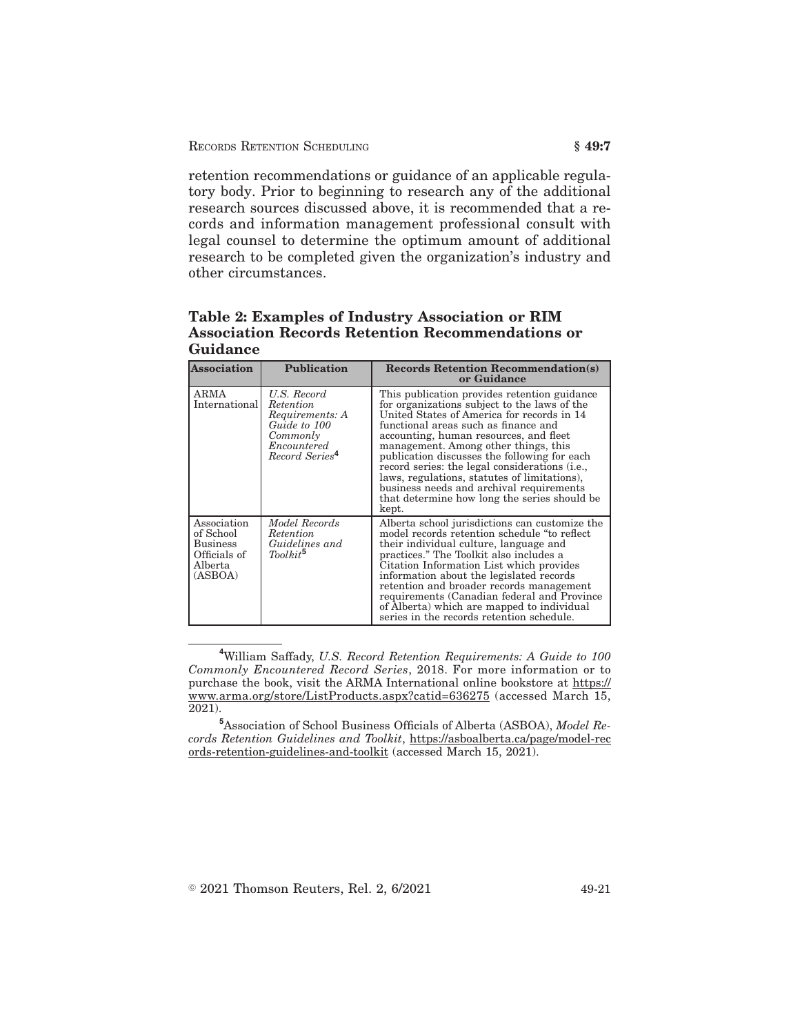retention recommendations or guidance of an applicable regulatory body. Prior to beginning to research any of the additional research sources discussed above, it is recommended that a records and information management professional consult with legal counsel to determine the optimum amount of additional research to be completed given the organization's industry and other circumstances.

### Table 2: Examples of Industry Association or RIM Association Records Retention Recommendations or Guidance

| Association | Publication | Records Retention Recommendation(s) or Guidance |
|---|---|---|
| ARMA International | *U.S. Record Retention Requirements: A Guide to 100 Commonly Encountered Record Series*[4] | This publication provides retention guidance for organizations subject to the laws of the United States of America for records in 14 functional areas such as finance and accounting, human resources, and fleet management. Among other things, this publication discusses the following for each record series: the legal considerations (i.e., laws, regulations, statutes of limitations), business needs and archival requirements that determine how long the series should be kept. |
| Association of School Business Officials of Alberta (ASBOA) | *Model Records Retention Guidelines and Toolkit*[5] | Alberta school jurisdictions can customize the model records retention schedule "to reflect their individual culture, language and practices." The Toolkit also includes a Citation Information List which provides information about the legislated records retention and broader records management requirements (Canadian federal and Province of Alberta) which are mapped to individual series in the records retention schedule. |

---

[4] William Saffady, *U.S. Record Retention Requirements: A Guide to 100 Commonly Encountered Record Series*, 2018. For more information or to purchase the book, visit the ARMA International online bookstore at https://www.arma.org/store/ListProducts.aspx?catid=636275 (accessed March 15, 2021).

[5] Association of School Business Officials of Alberta (ASBOA), *Model Records Retention Guidelines and Toolkit*, https://asboalberta.ca/page/model-records-retention-guidelines-and-toolkit (accessed March 15, 2021).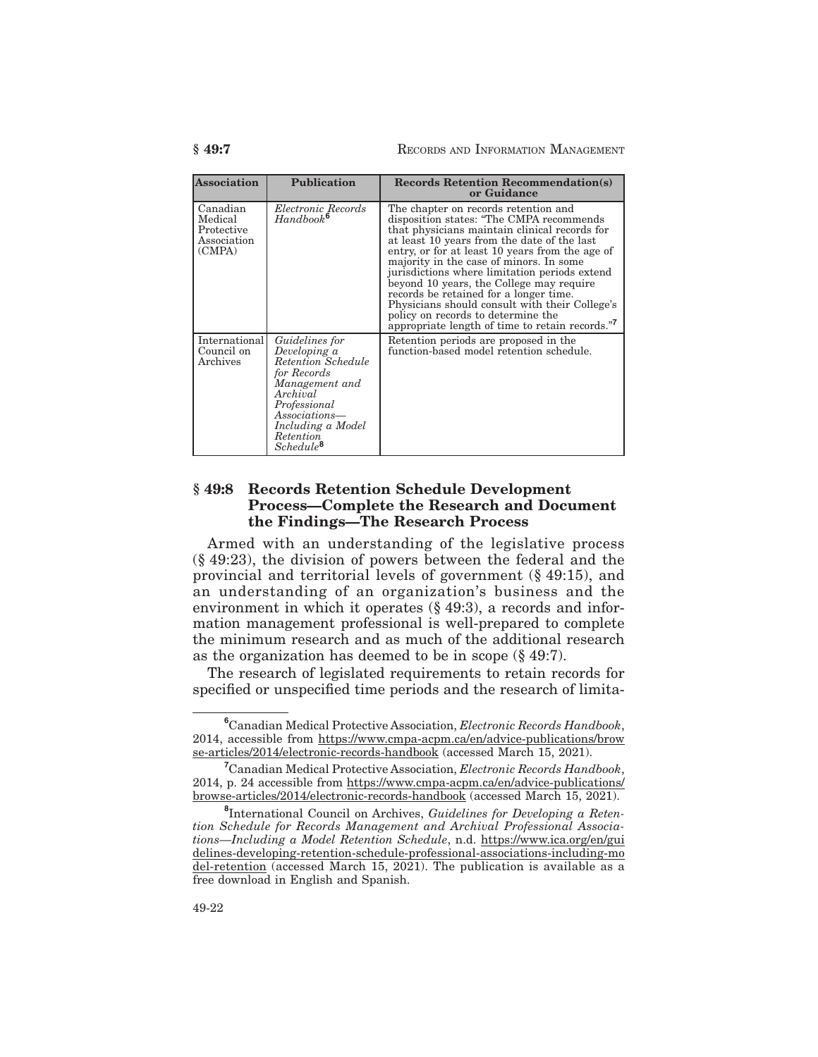| Association | Publication | Records Retention Recommendation(s) or Guidance |
|---|---|---|
| Canadian Medical Protective Association (CMPA) | *Electronic Records Handbook*[6] | The chapter on records retention and disposition states: "The CMPA recommends that physicians maintain clinical records for at least 10 years from the date of the last entry, or for at least 10 years from the age of majority in the case of minors. In some jurisdictions where limitation periods extend beyond 10 years, the College may require records be retained for a longer time. Physicians should consult with their College's policy on records to determine the appropriate length of time to retain records."[7] |
| International Council on Archives | *Guidelines for Developing a Retention Schedule for Records Management and Archival Professional Associations—Including a Model Retention Schedule*[8] | Retention periods are proposed in the function-based model retention schedule. |

## § 49:8 Records Retention Schedule Development Process—Complete the Research and Document the Findings—The Research Process

Armed with an understanding of the legislative process (§ 49:23), the division of powers between the federal and the provincial and territorial levels of government (§ 49:15), and an understanding of an organization's business and the environment in which it operates (§ 49:3), a records and information management professional is well-prepared to complete the minimum research and as much of the additional research as the organization has deemed to be in scope (§ 49:7).

The research of legislated requirements to retain records for specified or unspecified time periods and the research of limita-

---

[6] Canadian Medical Protective Association, *Electronic Records Handbook*, 2014, accessible from https://www.cmpa-acpm.ca/en/advice-publications/browse-articles/2014/electronic-records-handbook (accessed March 15, 2021).

[7] Canadian Medical Protective Association, *Electronic Records Handbook*, 2014, p. 24 accessible from https://www.cmpa-acpm.ca/en/advice-publications/browse-articles/2014/electronic-records-handbook (accessed March 15, 2021).

[8] International Council on Archives, *Guidelines for Developing a Retention Schedule for Records Management and Archival Professional Associations—Including a Model Retention Schedule*, n.d. https://www.ica.org/en/guidelines-developing-retention-schedule-professional-associations-including-model-retention (accessed March 15, 2021). The publication is available as a free download in English and Spanish.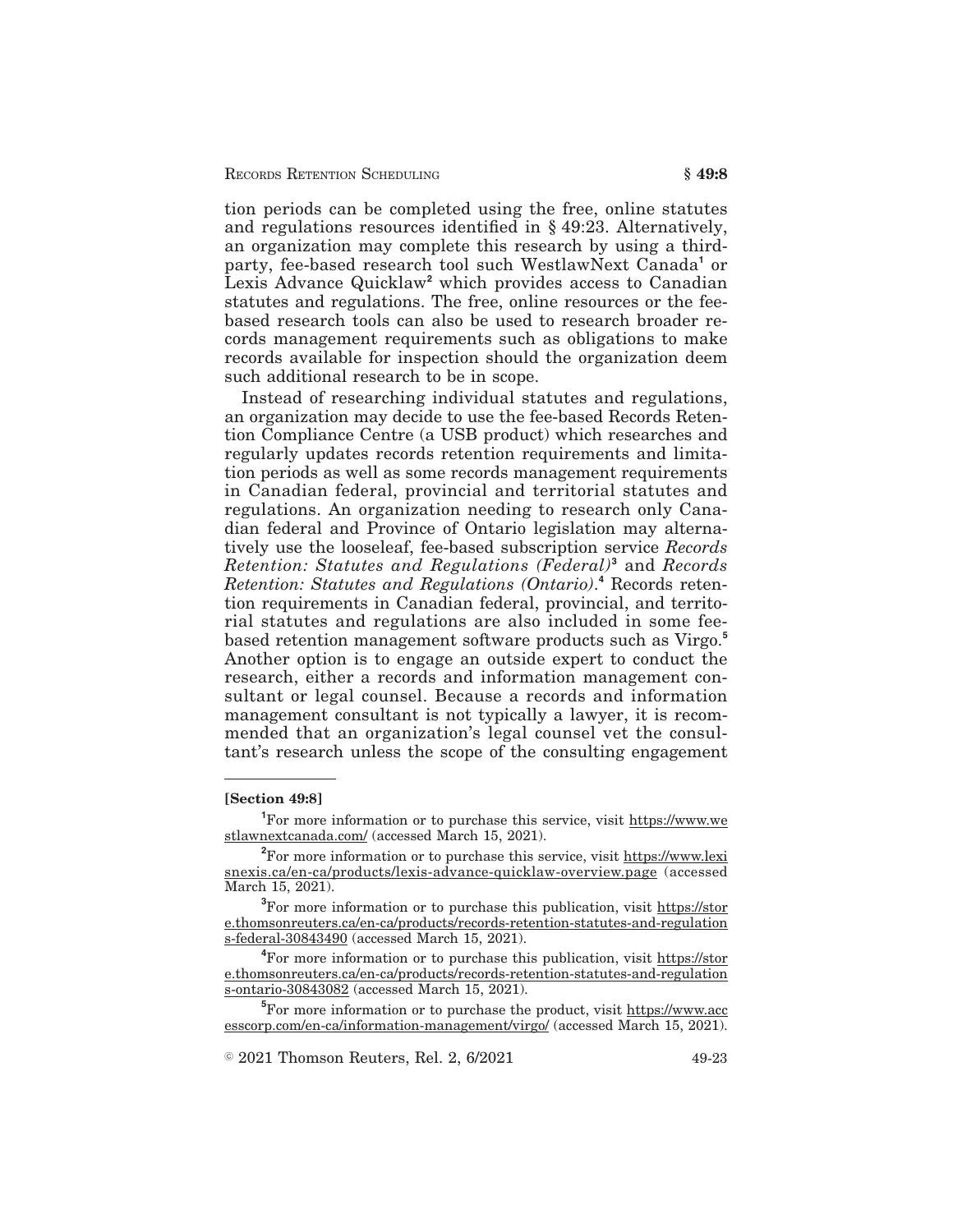tion periods can be completed using the free, online statutes and regulations resources identified in § 49:23. Alternatively, an organization may complete this research by using a third-party, fee-based research tool such WestlawNext Canada[1] or Lexis Advance Quicklaw[2] which provides access to Canadian statutes and regulations. The free, online resources or the fee-based research tools can also be used to research broader records management requirements such as obligations to make records available for inspection should the organization deem such additional research to be in scope.

Instead of researching individual statutes and regulations, an organization may decide to use the fee-based Records Retention Compliance Centre (a USB product) which researches and regularly updates records retention requirements and limitation periods as well as some records management requirements in Canadian federal, provincial and territorial statutes and regulations. An organization needing to research only Canadian federal and Province of Ontario legislation may alternatively use the looseleaf, fee-based subscription service *Records Retention: Statutes and Regulations (Federal)*[3] and *Records Retention: Statutes and Regulations (Ontario)*.[4] Records retention requirements in Canadian federal, provincial, and territorial statutes and regulations are also included in some fee-based retention management software products such as Virgo.[5] Another option is to engage an outside expert to conduct the research, either a records and information management consultant or legal counsel. Because a records and information management consultant is not typically a lawyer, it is recommended that an organization's legal counsel vet the consultant's research unless the scope of the consulting engagement

---

**[Section 49:8]**

[1] For more information or to purchase this service, visit https://www.westlawnextcanada.com/ (accessed March 15, 2021).

[2] For more information or to purchase this service, visit https://www.lexisnexis.ca/en-ca/products/lexis-advance-quicklaw-overview.page (accessed March 15, 2021).

[3] For more information or to purchase this publication, visit https://store.thomsonreuters.ca/en-ca/products/records-retention-statutes-and-regulations-federal-30843490 (accessed March 15, 2021).

[4] For more information or to purchase this publication, visit https://store.thomsonreuters.ca/en-ca/products/records-retention-statutes-and-regulations-ontario-30843082 (accessed March 15, 2021).

[5] For more information or to purchase the product, visit https://www.accesscorp.com/en-ca/information-management/virgo/ (accessed March 15, 2021).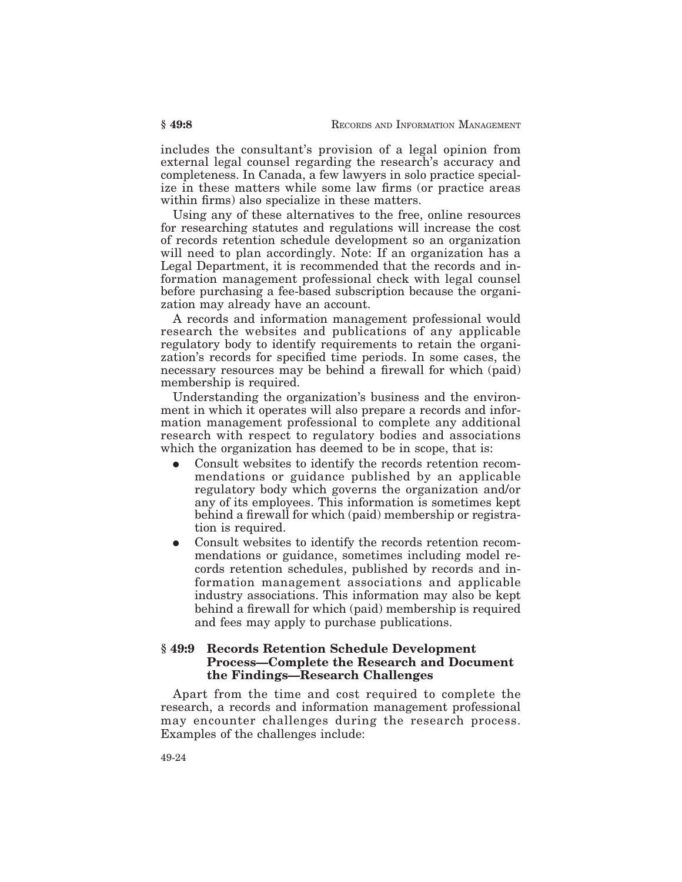includes the consultant's provision of a legal opinion from external legal counsel regarding the research's accuracy and completeness. In Canada, a few lawyers in solo practice specialize in these matters while some law firms (or practice areas within firms) also specialize in these matters.

Using any of these alternatives to the free, online resources for researching statutes and regulations will increase the cost of records retention schedule development so an organization will need to plan accordingly. Note: If an organization has a Legal Department, it is recommended that the records and information management professional check with legal counsel before purchasing a fee-based subscription because the organization may already have an account.

A records and information management professional would research the websites and publications of any applicable regulatory body to identify requirements to retain the organization's records for specified time periods. In some cases, the necessary resources may be behind a firewall for which (paid) membership is required.

Understanding the organization's business and the environment in which it operates will also prepare a records and information management professional to complete any additional research with respect to regulatory bodies and associations which the organization has deemed to be in scope, that is:

- Consult websites to identify the records retention recommendations or guidance published by an applicable regulatory body which governs the organization and/or any of its employees. This information is sometimes kept behind a firewall for which (paid) membership or registration is required.
- Consult websites to identify the records retention recommendations or guidance, sometimes including model records retention schedules, published by records and information management associations and applicable industry associations. This information may also be kept behind a firewall for which (paid) membership is required and fees may apply to purchase publications.

## § 49:9 Records Retention Schedule Development Process—Complete the Research and Document the Findings—Research Challenges

Apart from the time and cost required to complete the research, a records and information management professional may encounter challenges during the research process. Examples of the challenges include: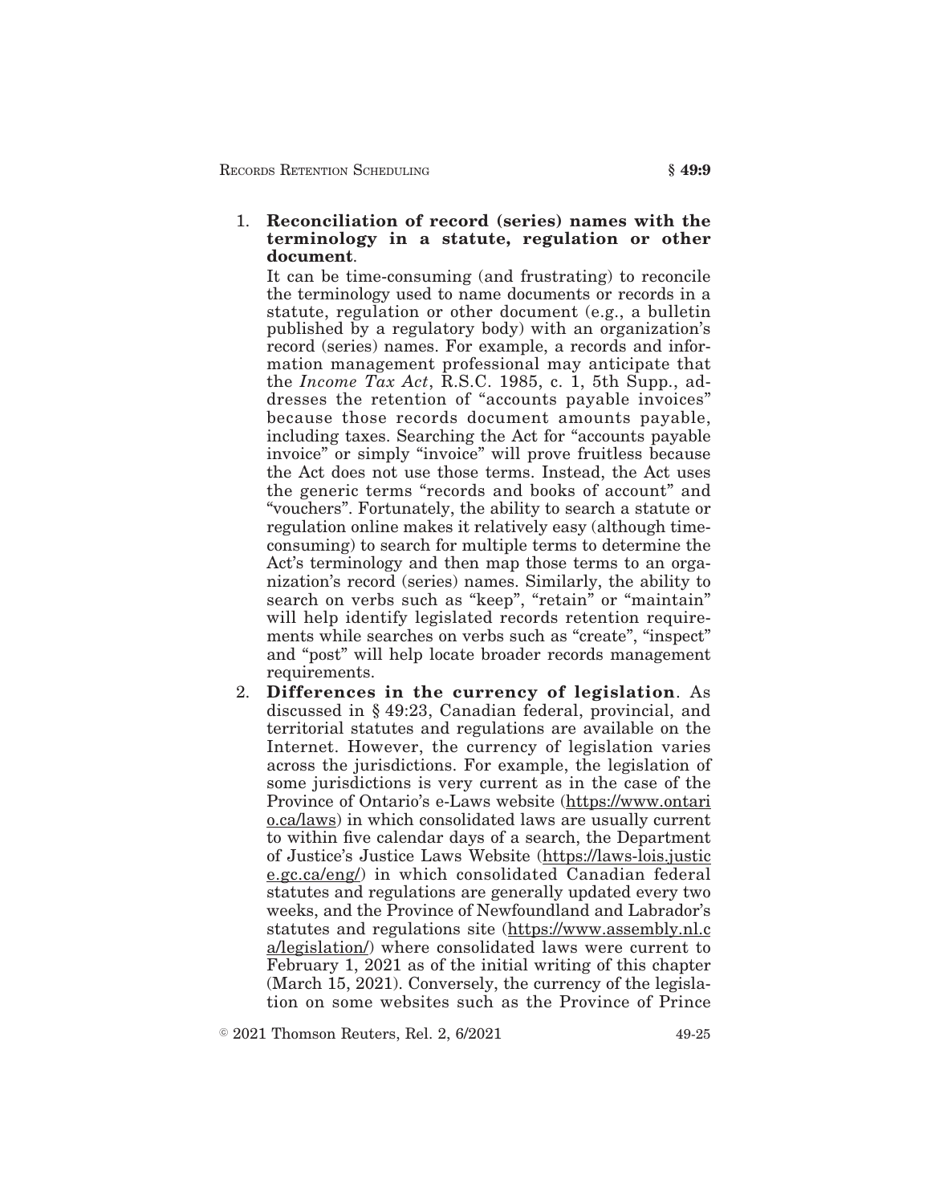1. **Reconciliation of record (series) names with the terminology in a statute, regulation or other document**.

   It can be time-consuming (and frustrating) to reconcile the terminology used to name documents or records in a statute, regulation or other document (e.g., a bulletin published by a regulatory body) with an organization's record (series) names. For example, a records and information management professional may anticipate that the *Income Tax Act*, R.S.C. 1985, c. 1, 5th Supp., addresses the retention of "accounts payable invoices" because those records document amounts payable, including taxes. Searching the Act for "accounts payable invoice" or simply "invoice" will prove fruitless because the Act does not use those terms. Instead, the Act uses the generic terms "records and books of account" and "vouchers". Fortunately, the ability to search a statute or regulation online makes it relatively easy (although time-consuming) to search for multiple terms to determine the Act's terminology and then map those terms to an organization's record (series) names. Similarly, the ability to search on verbs such as "keep", "retain" or "maintain" will help identify legislated records retention requirements while searches on verbs such as "create", "inspect" and "post" will help locate broader records management requirements.

2. **Differences in the currency of legislation**. As discussed in § 49:23, Canadian federal, provincial, and territorial statutes and regulations are available on the Internet. However, the currency of legislation varies across the jurisdictions. For example, the legislation of some jurisdictions is very current as in the case of the Province of Ontario's e-Laws website (https://www.ontario.ca/laws) in which consolidated laws are usually current to within five calendar days of a search, the Department of Justice's Justice Laws Website (https://laws-lois.justice.gc.ca/eng/) in which consolidated Canadian federal statutes and regulations are generally updated every two weeks, and the Province of Newfoundland and Labrador's statutes and regulations site (https://www.assembly.nl.ca/legislation/) where consolidated laws were current to February 1, 2021 as of the initial writing of this chapter (March 15, 2021). Conversely, the currency of the legislation on some websites such as the Province of Prince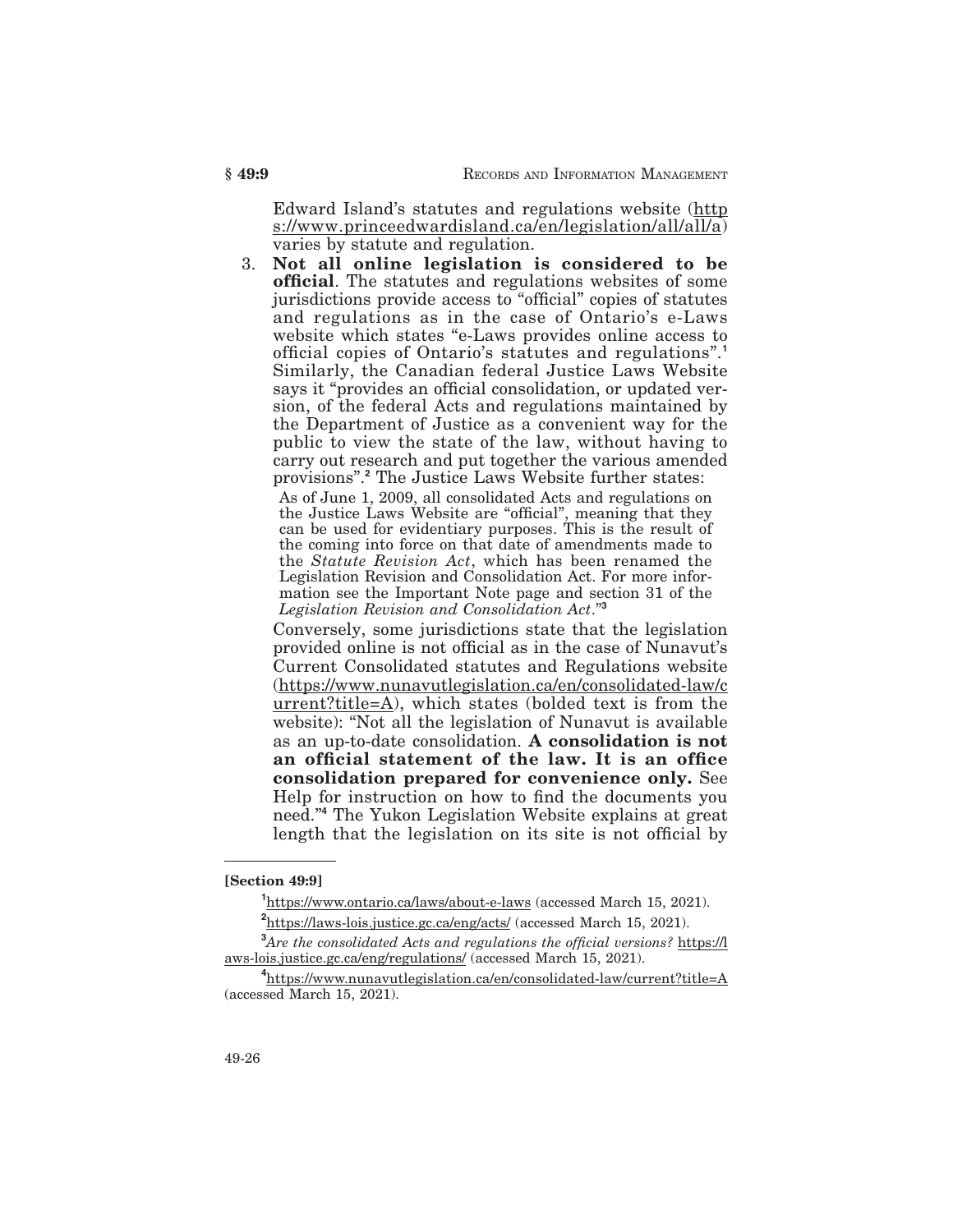Edward Island's statutes and regulations website (https://www.princeedwardisland.ca/en/legislation/all/all/a) varies by statute and regulation.

3. **Not all online legislation is considered to be official**. The statutes and regulations websites of some jurisdictions provide access to "official" copies of statutes and regulations as in the case of Ontario's e-Laws website which states "e-Laws provides online access to official copies of Ontario's statutes and regulations".[1] Similarly, the Canadian federal Justice Laws Website says it "provides an official consolidation, or updated version, of the federal Acts and regulations maintained by the Department of Justice as a convenient way for the public to view the state of the law, without having to carry out research and put together the various amended provisions".[2] The Justice Laws Website further states:

   > As of June 1, 2009, all consolidated Acts and regulations on the Justice Laws Website are "official", meaning that they can be used for evidentiary purposes. This is the result of the coming into force on that date of amendments made to the *Statute Revision Act*, which has been renamed the Legislation Revision and Consolidation Act. For more information see the Important Note page and section 31 of the *Legislation Revision and Consolidation Act*."[3]

   Conversely, some jurisdictions state that the legislation provided online is not official as in the case of Nunavut's Current Consolidated statutes and Regulations website (https://www.nunavutlegislation.ca/en/consolidated-law/current?title=A), which states (bolded text is from the website): "Not all the legislation of Nunavut is available as an up-to-date consolidation. **A consolidation is not an official statement of the law. It is an office consolidation prepared for convenience only.** See Help for instruction on how to find the documents you need."[4] The Yukon Legislation Website explains at great length that the legislation on its site is not official by

---

**[Section 49:9]**

[1] https://www.ontario.ca/laws/about-e-laws (accessed March 15, 2021).

[2] https://laws-lois.justice.gc.ca/eng/acts/ (accessed March 15, 2021).

[3] *Are the consolidated Acts and regulations the official versions?* https://laws-lois.justice.gc.ca/eng/regulations/ (accessed March 15, 2021).

[4] https://www.nunavutlegislation.ca/en/consolidated-law/current?title=A (accessed March 15, 2021).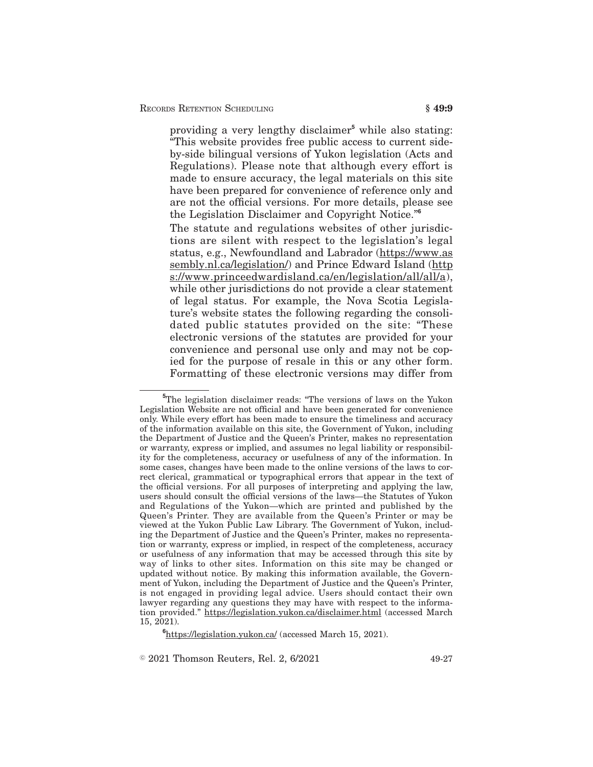providing a very lengthy disclaimer[5] while also stating: "This website provides free public access to current side-by-side bilingual versions of Yukon legislation (Acts and Regulations). Please note that although every effort is made to ensure accuracy, the legal materials on this site have been prepared for convenience of reference only and are not the official versions. For more details, please see the Legislation Disclaimer and Copyright Notice."[6]

The statute and regulations websites of other jurisdictions are silent with respect to the legislation's legal status, e.g., Newfoundland and Labrador (https://www.assembly.nl.ca/legislation/) and Prince Edward Island (https://www.princeedwardisland.ca/en/legislation/all/all/a), while other jurisdictions do not provide a clear statement of legal status. For example, the Nova Scotia Legislature's website states the following regarding the consolidated public statutes provided on the site: "These electronic versions of the statutes are provided for your convenience and personal use only and may not be copied for the purpose of resale in this or any other form. Formatting of these electronic versions may differ from

---

[5] The legislation disclaimer reads: "The versions of laws on the Yukon Legislation Website are not official and have been generated for convenience only. While every effort has been made to ensure the timeliness and accuracy of the information available on this site, the Government of Yukon, including the Department of Justice and the Queen's Printer, makes no representation or warranty, express or implied, and assumes no legal liability or responsibility for the completeness, accuracy or usefulness of any of the information. In some cases, changes have been made to the online versions of the laws to correct clerical, grammatical or typographical errors that appear in the text of the official versions. For all purposes of interpreting and applying the law, users should consult the official versions of the laws—the Statutes of Yukon and Regulations of the Yukon—which are printed and published by the Queen's Printer. They are available from the Queen's Printer or may be viewed at the Yukon Public Law Library. The Government of Yukon, including the Department of Justice and the Queen's Printer, makes no representation or warranty, express or implied, in respect of the completeness, accuracy or usefulness of any information that may be accessed through this site by way of links to other sites. Information on this site may be changed or updated without notice. By making this information available, the Government of Yukon, including the Department of Justice and the Queen's Printer, is not engaged in providing legal advice. Users should contact their own lawyer regarding any questions they may have with respect to the information provided." https://legislation.yukon.ca/disclaimer.html (accessed March 15, 2021).

[6] https://legislation.yukon.ca/ (accessed March 15, 2021).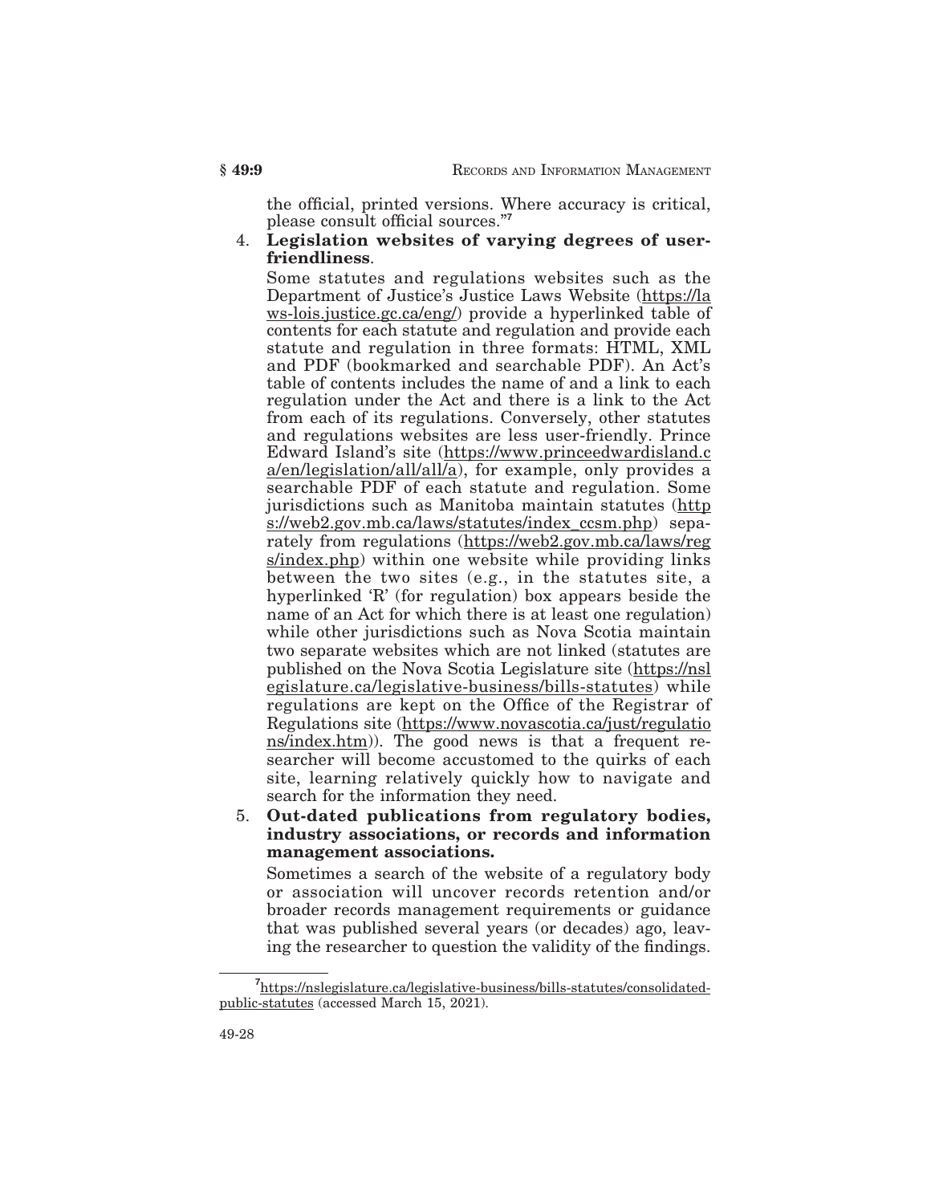the official, printed versions. Where accuracy is critical, please consult official sources."[7]

4. **Legislation websites of varying degrees of user-friendliness**.

   Some statutes and regulations websites such as the Department of Justice's Justice Laws Website (https://laws-lois.justice.gc.ca/eng/) provide a hyperlinked table of contents for each statute and regulation and provide each statute and regulation in three formats: HTML, XML and PDF (bookmarked and searchable PDF). An Act's table of contents includes the name of and a link to each regulation under the Act and there is a link to the Act from each of its regulations. Conversely, other statutes and regulations websites are less user-friendly. Prince Edward Island's site (https://www.princeedwardisland.ca/en/legislation/all/all/a), for example, only provides a searchable PDF of each statute and regulation. Some jurisdictions such as Manitoba maintain statutes (https://web2.gov.mb.ca/laws/statutes/index_ccsm.php) separately from regulations (https://web2.gov.mb.ca/laws/regs/index.php) within one website while providing links between the two sites (e.g., in the statutes site, a hyperlinked 'R' (for regulation) box appears beside the name of an Act for which there is at least one regulation) while other jurisdictions such as Nova Scotia maintain two separate websites which are not linked (statutes are published on the Nova Scotia Legislature site (https://nslegislature.ca/legislative-business/bills-statutes) while regulations are kept on the Office of the Registrar of Regulations site (https://www.novascotia.ca/just/regulations/index.htm)). The good news is that a frequent researcher will become accustomed to the quirks of each site, learning relatively quickly how to navigate and search for the information they need.

5. **Out-dated publications from regulatory bodies, industry associations, or records and information management associations.**

   Sometimes a search of the website of a regulatory body or association will uncover records retention and/or broader records management requirements or guidance that was published several years (or decades) ago, leaving the researcher to question the validity of the findings.

---

[7] https://nslegislature.ca/legislative-business/bills-statutes/consolidated-public-statutes (accessed March 15, 2021).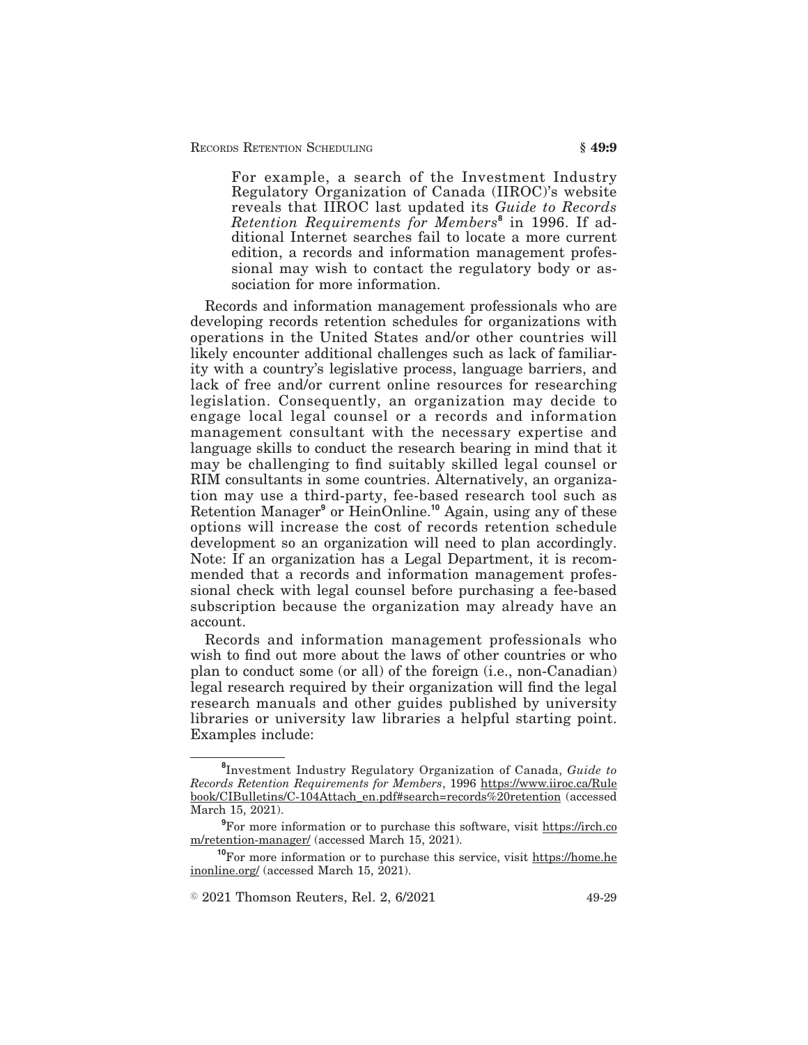For example, a search of the Investment Industry Regulatory Organization of Canada (IIROC)'s website reveals that IIROC last updated its *Guide to Records Retention Requirements for Members*[8] in 1996. If additional Internet searches fail to locate a more current edition, a records and information management professional may wish to contact the regulatory body or association for more information.

Records and information management professionals who are developing records retention schedules for organizations with operations in the United States and/or other countries will likely encounter additional challenges such as lack of familiarity with a country's legislative process, language barriers, and lack of free and/or current online resources for researching legislation. Consequently, an organization may decide to engage local legal counsel or a records and information management consultant with the necessary expertise and language skills to conduct the research bearing in mind that it may be challenging to find suitably skilled legal counsel or RIM consultants in some countries. Alternatively, an organization may use a third-party, fee-based research tool such as Retention Manager[9] or HeinOnline.[10] Again, using any of these options will increase the cost of records retention schedule development so an organization will need to plan accordingly. Note: If an organization has a Legal Department, it is recommended that a records and information management professional check with legal counsel before purchasing a fee-based subscription because the organization may already have an account.

Records and information management professionals who wish to find out more about the laws of other countries or who plan to conduct some (or all) of the foreign (i.e., non-Canadian) legal research required by their organization will find the legal research manuals and other guides published by university libraries or university law libraries a helpful starting point. Examples include:

---

[8] Investment Industry Regulatory Organization of Canada, *Guide to Records Retention Requirements for Members*, 1996 https://www.iiroc.ca/Rulebook/CIBulletins/C-104Attach_en.pdf#search=records%20retention (accessed March 15, 2021).

[9] For more information or to purchase this software, visit https://irch.com/retention-manager/ (accessed March 15, 2021).

[10] For more information or to purchase this service, visit https://home.heinonline.org/ (accessed March 15, 2021).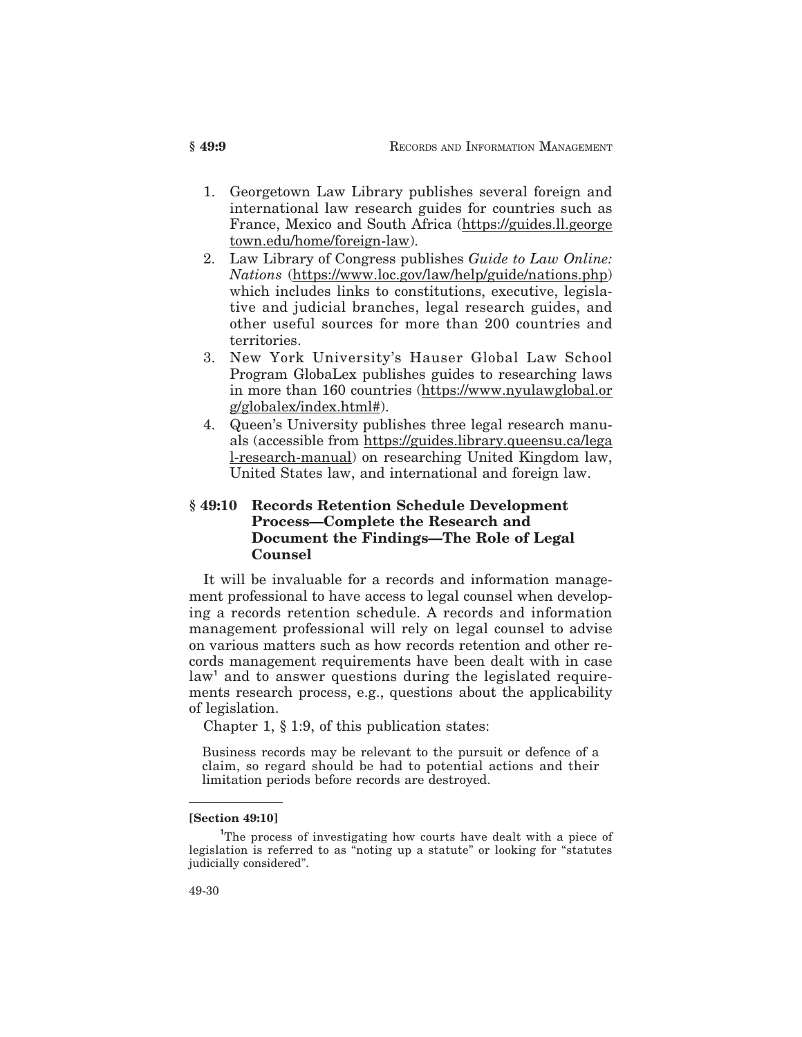1. Georgetown Law Library publishes several foreign and international law research guides for countries such as France, Mexico and South Africa (https://guides.ll.georgetown.edu/home/foreign-law).
2. Law Library of Congress publishes *Guide to Law Online: Nations* (https://www.loc.gov/law/help/guide/nations.php) which includes links to constitutions, executive, legislative and judicial branches, legal research guides, and other useful sources for more than 200 countries and territories.
3. New York University's Hauser Global Law School Program GlobaLex publishes guides to researching laws in more than 160 countries (https://www.nyulawglobal.org/globalex/index.html#).
4. Queen's University publishes three legal research manuals (accessible from https://guides.library.queensu.ca/legal-research-manual) on researching United Kingdom law, United States law, and international and foreign law.

## § 49:10 Records Retention Schedule Development Process—Complete the Research and Document the Findings—The Role of Legal Counsel

It will be invaluable for a records and information management professional to have access to legal counsel when developing a records retention schedule. A records and information management professional will rely on legal counsel to advise on various matters such as how records retention and other records management requirements have been dealt with in case law[1] and to answer questions during the legislated requirements research process, e.g., questions about the applicability of legislation.

Chapter 1, § 1:9, of this publication states:

> Business records may be relevant to the pursuit or defence of a claim, so regard should be had to potential actions and their limitation periods before records are destroyed.

---

**[Section 49:10]**

[1] The process of investigating how courts have dealt with a piece of legislation is referred to as "noting up a statute" or looking for "statutes judicially considered".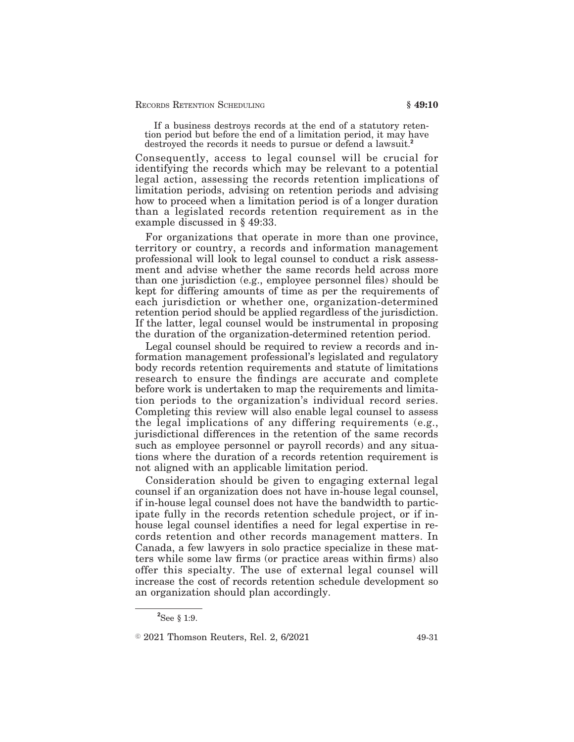If a business destroys records at the end of a statutory retention period but before the end of a limitation period, it may have destroyed the records it needs to pursue or defend a lawsuit.[2]

Consequently, access to legal counsel will be crucial for identifying the records which may be relevant to a potential legal action, assessing the records retention implications of limitation periods, advising on retention periods and advising how to proceed when a limitation period is of a longer duration than a legislated records retention requirement as in the example discussed in § 49:33.

For organizations that operate in more than one province, territory or country, a records and information management professional will look to legal counsel to conduct a risk assessment and advise whether the same records held across more than one jurisdiction (e.g., employee personnel files) should be kept for differing amounts of time as per the requirements of each jurisdiction or whether one, organization-determined retention period should be applied regardless of the jurisdiction. If the latter, legal counsel would be instrumental in proposing the duration of the organization-determined retention period.

Legal counsel should be required to review a records and information management professional's legislated and regulatory body records retention requirements and statute of limitations research to ensure the findings are accurate and complete before work is undertaken to map the requirements and limitation periods to the organization's individual record series. Completing this review will also enable legal counsel to assess the legal implications of any differing requirements (e.g., jurisdictional differences in the retention of the same records such as employee personnel or payroll records) and any situations where the duration of a records retention requirement is not aligned with an applicable limitation period.

Consideration should be given to engaging external legal counsel if an organization does not have in-house legal counsel, if in-house legal counsel does not have the bandwidth to participate fully in the records retention schedule project, or if in-house legal counsel identifies a need for legal expertise in records retention and other records management matters. In Canada, a few lawyers in solo practice specialize in these matters while some law firms (or practice areas within firms) also offer this specialty. The use of external legal counsel will increase the cost of records retention schedule development so an organization should plan accordingly.

[2] See § 1:9.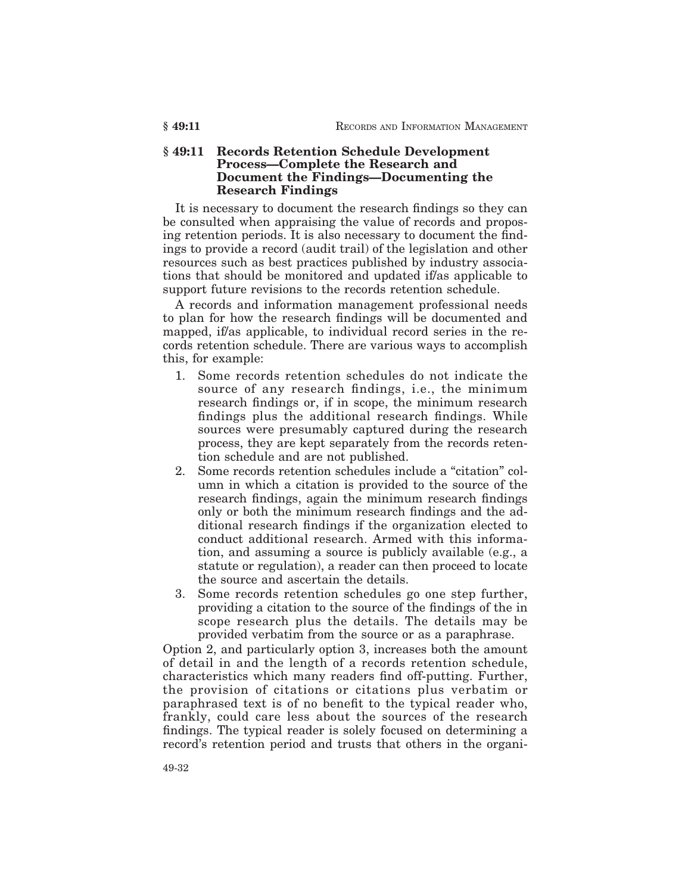## § 49:11 Records Retention Schedule Development Process—Complete the Research and Document the Findings—Documenting the Research Findings

It is necessary to document the research findings so they can be consulted when appraising the value of records and proposing retention periods. It is also necessary to document the findings to provide a record (audit trail) of the legislation and other resources such as best practices published by industry associations that should be monitored and updated if/as applicable to support future revisions to the records retention schedule.

A records and information management professional needs to plan for how the research findings will be documented and mapped, if/as applicable, to individual record series in the records retention schedule. There are various ways to accomplish this, for example:

1. Some records retention schedules do not indicate the source of any research findings, i.e., the minimum research findings or, if in scope, the minimum research findings plus the additional research findings. While sources were presumably captured during the research process, they are kept separately from the records retention schedule and are not published.
2. Some records retention schedules include a "citation" column in which a citation is provided to the source of the research findings, again the minimum research findings only or both the minimum research findings and the additional research findings if the organization elected to conduct additional research. Armed with this information, and assuming a source is publicly available (e.g., a statute or regulation), a reader can then proceed to locate the source and ascertain the details.
3. Some records retention schedules go one step further, providing a citation to the source of the findings of the in scope research plus the details. The details may be provided verbatim from the source or as a paraphrase.

Option 2, and particularly option 3, increases both the amount of detail in and the length of a records retention schedule, characteristics which many readers find off-putting. Further, the provision of citations or citations plus verbatim or paraphrased text is of no benefit to the typical reader who, frankly, could care less about the sources of the research findings. The typical reader is solely focused on determining a record's retention period and trusts that others in the organi-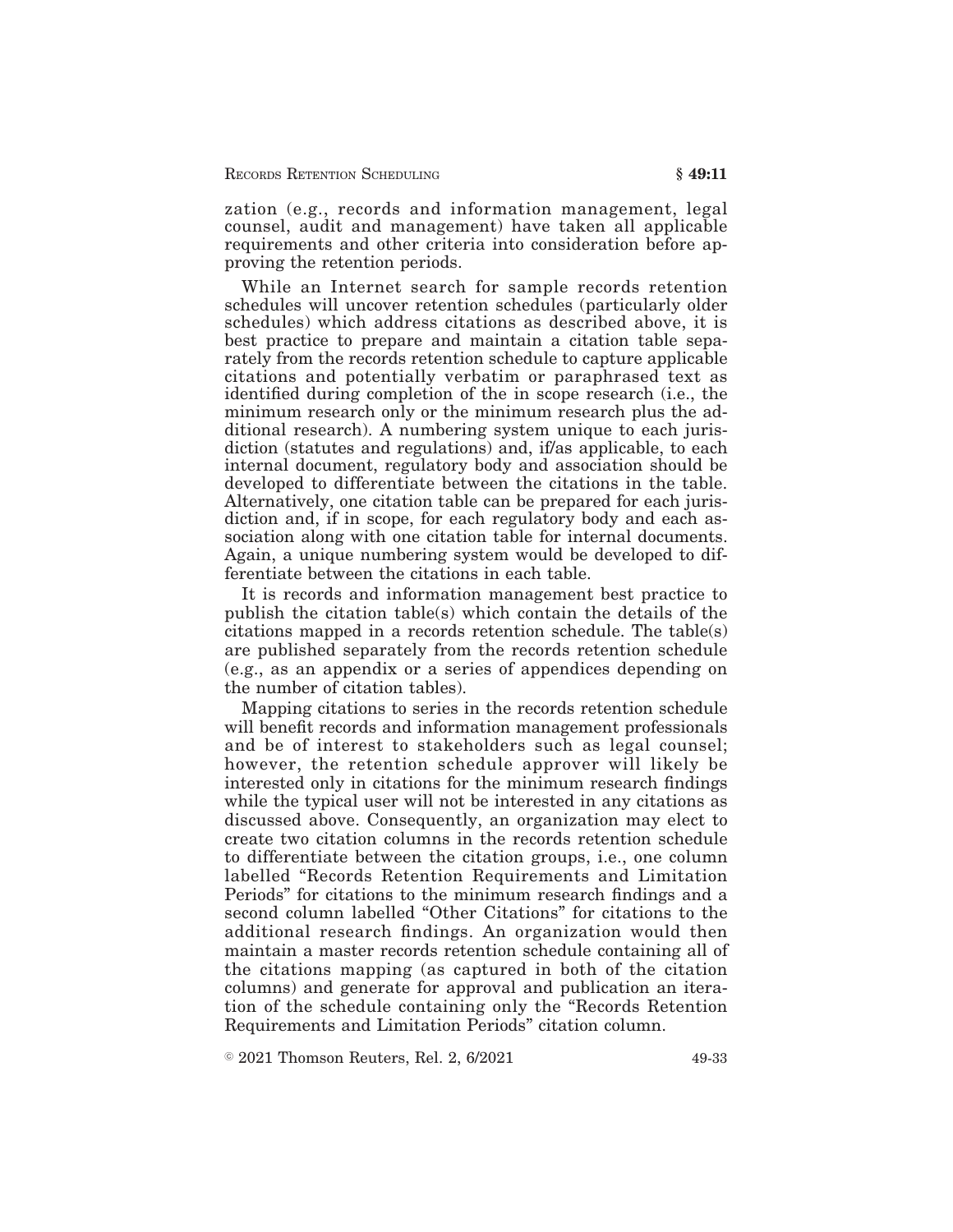zation (e.g., records and information management, legal counsel, audit and management) have taken all applicable requirements and other criteria into consideration before approving the retention periods.

While an Internet search for sample records retention schedules will uncover retention schedules (particularly older schedules) which address citations as described above, it is best practice to prepare and maintain a citation table separately from the records retention schedule to capture applicable citations and potentially verbatim or paraphrased text as identified during completion of the in scope research (i.e., the minimum research only or the minimum research plus the additional research). A numbering system unique to each jurisdiction (statutes and regulations) and, if/as applicable, to each internal document, regulatory body and association should be developed to differentiate between the citations in the table. Alternatively, one citation table can be prepared for each jurisdiction and, if in scope, for each regulatory body and each association along with one citation table for internal documents. Again, a unique numbering system would be developed to differentiate between the citations in each table.

It is records and information management best practice to publish the citation table(s) which contain the details of the citations mapped in a records retention schedule. The table(s) are published separately from the records retention schedule (e.g., as an appendix or a series of appendices depending on the number of citation tables).

Mapping citations to series in the records retention schedule will benefit records and information management professionals and be of interest to stakeholders such as legal counsel; however, the retention schedule approver will likely be interested only in citations for the minimum research findings while the typical user will not be interested in any citations as discussed above. Consequently, an organization may elect to create two citation columns in the records retention schedule to differentiate between the citation groups, i.e., one column labelled "Records Retention Requirements and Limitation Periods" for citations to the minimum research findings and a second column labelled "Other Citations" for citations to the additional research findings. An organization would then maintain a master records retention schedule containing all of the citations mapping (as captured in both of the citation columns) and generate for approval and publication an iteration of the schedule containing only the "Records Retention Requirements and Limitation Periods" citation column.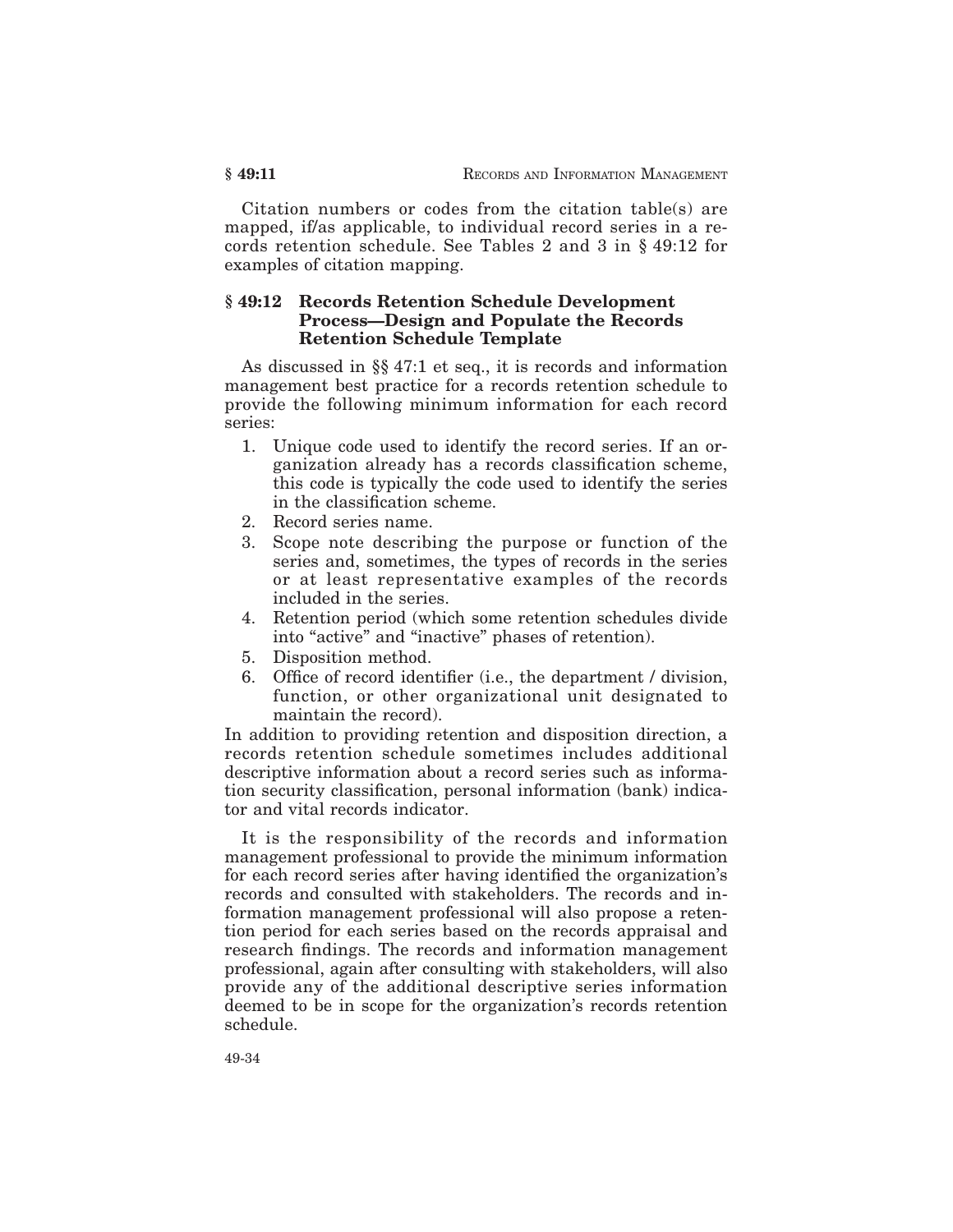Citation numbers or codes from the citation table(s) are mapped, if/as applicable, to individual record series in a records retention schedule. See Tables 2 and 3 in § 49:12 for examples of citation mapping.

## § 49:12 Records Retention Schedule Development Process—Design and Populate the Records Retention Schedule Template

As discussed in §§ 47:1 et seq., it is records and information management best practice for a records retention schedule to provide the following minimum information for each record series:

1. Unique code used to identify the record series. If an organization already has a records classification scheme, this code is typically the code used to identify the series in the classification scheme.
2. Record series name.
3. Scope note describing the purpose or function of the series and, sometimes, the types of records in the series or at least representative examples of the records included in the series.
4. Retention period (which some retention schedules divide into "active" and "inactive" phases of retention).
5. Disposition method.
6. Office of record identifier (i.e., the department / division, function, or other organizational unit designated to maintain the record).

In addition to providing retention and disposition direction, a records retention schedule sometimes includes additional descriptive information about a record series such as information security classification, personal information (bank) indicator and vital records indicator.

It is the responsibility of the records and information management professional to provide the minimum information for each record series after having identified the organization's records and consulted with stakeholders. The records and information management professional will also propose a retention period for each series based on the records appraisal and research findings. The records and information management professional, again after consulting with stakeholders, will also provide any of the additional descriptive series information deemed to be in scope for the organization's records retention schedule.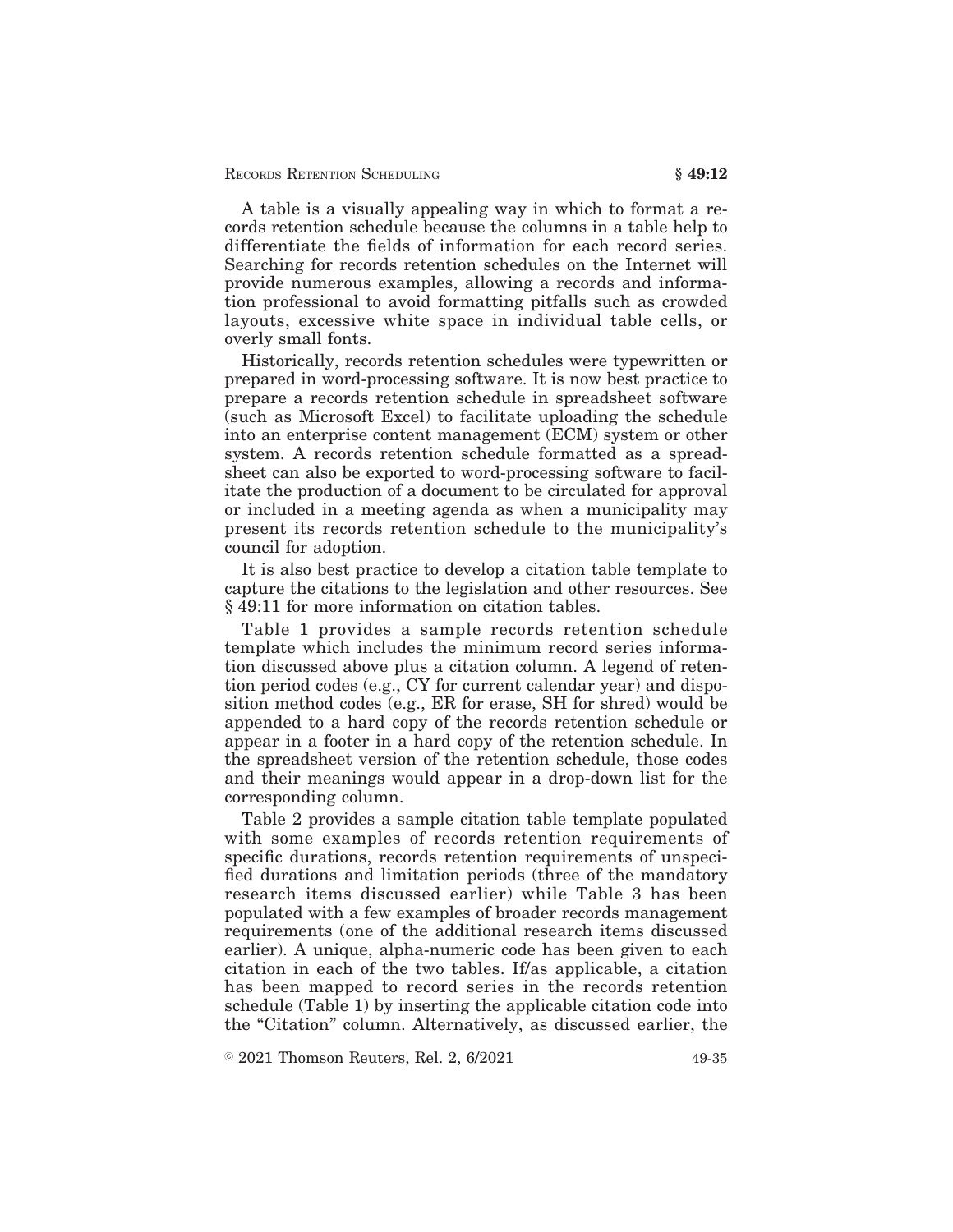A table is a visually appealing way in which to format a records retention schedule because the columns in a table help to differentiate the fields of information for each record series. Searching for records retention schedules on the Internet will provide numerous examples, allowing a records and information professional to avoid formatting pitfalls such as crowded layouts, excessive white space in individual table cells, or overly small fonts.

Historically, records retention schedules were typewritten or prepared in word-processing software. It is now best practice to prepare a records retention schedule in spreadsheet software (such as Microsoft Excel) to facilitate uploading the schedule into an enterprise content management (ECM) system or other system. A records retention schedule formatted as a spreadsheet can also be exported to word-processing software to facilitate the production of a document to be circulated for approval or included in a meeting agenda as when a municipality may present its records retention schedule to the municipality's council for adoption.

It is also best practice to develop a citation table template to capture the citations to the legislation and other resources. See § 49:11 for more information on citation tables.

Table 1 provides a sample records retention schedule template which includes the minimum record series information discussed above plus a citation column. A legend of retention period codes (e.g., CY for current calendar year) and disposition method codes (e.g., ER for erase, SH for shred) would be appended to a hard copy of the records retention schedule or appear in a footer in a hard copy of the retention schedule. In the spreadsheet version of the retention schedule, those codes and their meanings would appear in a drop-down list for the corresponding column.

Table 2 provides a sample citation table template populated with some examples of records retention requirements of specific durations, records retention requirements of unspecified durations and limitation periods (three of the mandatory research items discussed earlier) while Table 3 has been populated with a few examples of broader records management requirements (one of the additional research items discussed earlier). A unique, alpha-numeric code has been given to each citation in each of the two tables. If/as applicable, a citation has been mapped to record series in the records retention schedule (Table 1) by inserting the applicable citation code into the "Citation" column. Alternatively, as discussed earlier, the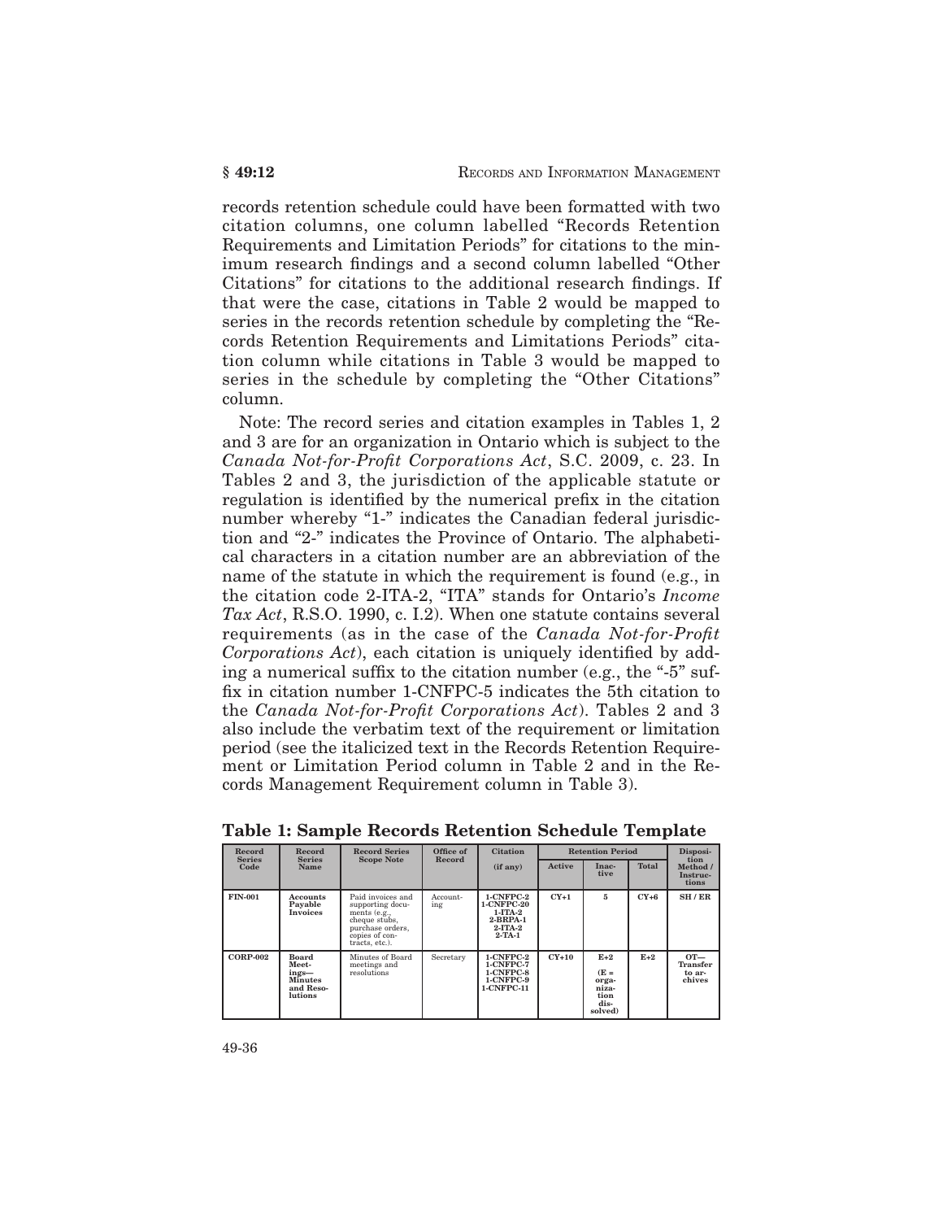records retention schedule could have been formatted with two citation columns, one column labelled "Records Retention Requirements and Limitation Periods" for citations to the minimum research findings and a second column labelled "Other Citations" for citations to the additional research findings. If that were the case, citations in Table 2 would be mapped to series in the records retention schedule by completing the "Records Retention Requirements and Limitations Periods" citation column while citations in Table 3 would be mapped to series in the schedule by completing the "Other Citations" column.

Note: The record series and citation examples in Tables 1, 2 and 3 are for an organization in Ontario which is subject to the *Canada Not-for-Profit Corporations Act*, S.C. 2009, c. 23. In Tables 2 and 3, the jurisdiction of the applicable statute or regulation is identified by the numerical prefix in the citation number whereby "1-" indicates the Canadian federal jurisdiction and "2-" indicates the Province of Ontario. The alphabetical characters in a citation number are an abbreviation of the name of the statute in which the requirement is found (e.g., in the citation code 2-ITA-2, "ITA" stands for Ontario's *Income Tax Act*, R.S.O. 1990, c. I.2). When one statute contains several requirements (as in the case of the *Canada Not-for-Profit Corporations Act*), each citation is uniquely identified by adding a numerical suffix to the citation number (e.g., the "-5" suffix in citation number 1-CNFPC-5 indicates the 5th citation to the *Canada Not-for-Profit Corporations Act*). Tables 2 and 3 also include the verbatim text of the requirement or limitation period (see the italicized text in the Records Retention Requirement or Limitation Period column in Table 2 and in the Records Management Requirement column in Table 3).

**Table 1: Sample Records Retention Schedule Template**

| Record Series Code | Record Series Name | Record Series Scope Note | Office of Record | Citation (if any) | Retention Period | | | Disposition Method / Instructions |
|---|---|---|---|---|---|---|---|---|
| | | | | | Active | Inactive | Total | |
| **FIN-001** | **Accounts Payable Invoices** | Paid invoices and supporting documents (e.g., cheque stubs, purchase orders, copies of contracts, etc.). | Accounting | **1-CNFPC-2 1-CNFPC-20 1-ITA-2 2-BRPA-1 2-ITA-2 2-TA-1** | **CY+1** | **5** | **CY+6** | **SH / ER** |
| **CORP-002** | **Board Meetings—Minutes and Resolutions** | Minutes of Board meetings and resolutions | Secretary | **1-CNFPC-2 1-CNFPC-7 1-CNFPC-8 1-CNFPC-9 1-CNFPC-11** | **CY+10** | **E+2 (E = organization dissolved)** | **E+2** | **OT—Transfer to archives** |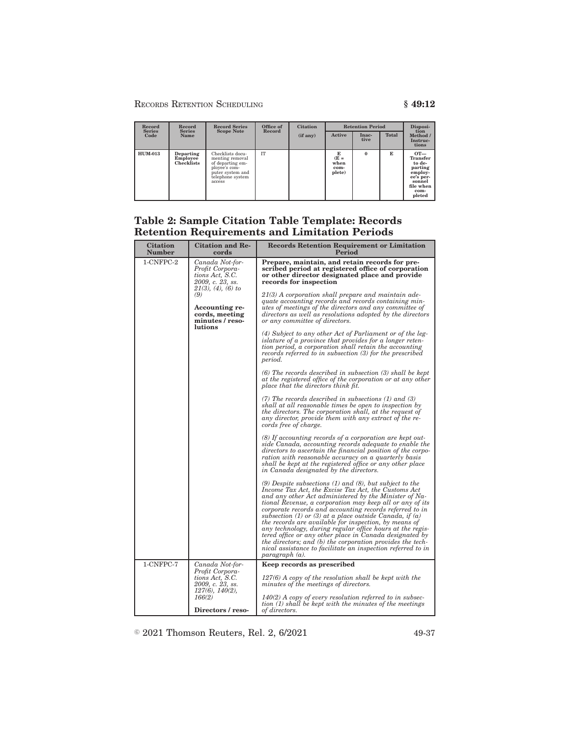| Record Series Code | Record Series Name | Record Series Scope Note | Office of Record | Citation (if any) | Retention Period | | | Disposition Method / Instructions |
|---|---|---|---|---|---|---|---|---|
| | | | | | Active | Inactive | Total | |
| **HUM-013** | **Departing Employee Checklists** | Checklists documenting removal of departing employee's computer system and telephone system access | IT | | E (E = when complete) | 0 | E | **OT—Transfer to departing employee's personnel file when completed** |

## Table 2: Sample Citation Table Template: Records Retention Requirements and Limitation Periods

| Citation Number | Citation and Records | Records Retention Requirement or Limitation Period |
|---|---|---|
| 1-CNFPC-2 | *Canada Not-for-Profit Corporations Act, S.C. 2009, c. 23, ss. 21(3), (4), (6) to (9)*<br><br>**Accounting records, meeting minutes / resolutions** | **Prepare, maintain, and retain records for prescribed period at registered office of corporation or other director designated place and provide records for inspection**<br><br>*21(3) A corporation shall prepare and maintain adequate accounting records and records containing minutes of meetings of the directors and any committee of directors as well as resolutions adopted by the directors or any committee of directors.*<br><br>*(4) Subject to any other Act of Parliament or of the legislature of a province that provides for a longer retention period, a corporation shall retain the accounting records referred to in subsection (3) for the prescribed period.*<br><br>*(6) The records described in subsection (3) shall be kept at the registered office of the corporation or at any other place that the directors think fit.*<br><br>*(7) The records described in subsections (1) and (3) shall at all reasonable times be open to inspection by the directors. The corporation shall, at the request of any director, provide them with any extract of the records free of charge.*<br><br>*(8) If accounting records of a corporation are kept outside Canada, accounting records adequate to enable the directors to ascertain the financial position of the corporation with reasonable accuracy on a quarterly basis shall be kept at the registered office or any other place in Canada designated by the directors.*<br><br>*(9) Despite subsections (1) and (8), but subject to the Income Tax Act, the Excise Tax Act, the Customs Act and any other Act administered by the Minister of National Revenue, a corporation may keep all or any of its corporate records and accounting records referred to in subsection (1) or (3) at a place outside Canada, if (a) the records are available for inspection, by means of any technology, during regular office hours at the registered office or any other place in Canada designated by the directors; and (b) the corporation provides the technical assistance to facilitate an inspection referred to in paragraph (a).* |
| 1-CNFPC-7 | *Canada Not-for-Profit Corporations Act, S.C. 2009, c. 23, ss. 127(6), 140(2), 166(2)*<br><br>**Directors / reso-** | **Keep records as prescribed**<br><br>*127(6) A copy of the resolution shall be kept with the minutes of the meetings of directors.*<br><br>*140(2) A copy of every resolution referred to in subsection (1) shall be kept with the minutes of the meetings of directors.* |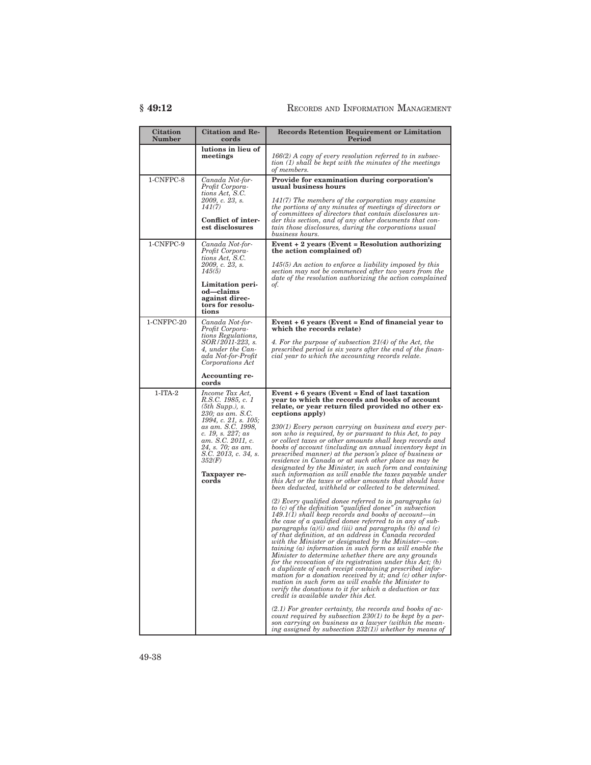| Citation Number | Citation and Records | Records Retention Requirement or Limitation Period |
|---|---|---|
| | **lutions in lieu of meetings** | *166(2) A copy of every resolution referred to in subsection (1) shall be kept with the minutes of the meetings of members.* |
| 1-CNFPC-8 | *Canada Not-for-Profit Corporations Act, S.C. 2009, c. 23, s. 141(7)*<br><br>**Conflict of interest disclosures** | **Provide for examination during corporation's usual business hours**<br><br>*141(7) The members of the corporation may examine the portions of any minutes of meetings of directors or of committees of directors that contain disclosures under this section, and of any other documents that contain those disclosures, during the corporations usual business hours.* |
| 1-CNFPC-9 | *Canada Not-for-Profit Corporations Act, S.C. 2009, c. 23, s. 145(5)*<br><br>**Limitation period—claims against directors for resolutions** | **Event + 2 years (Event = Resolution authorizing the action complained of)**<br><br>*145(5) An action to enforce a liability imposed by this section may not be commenced after two years from the date of the resolution authorizing the action complained of.* |
| 1-CNFPC-20 | *Canada Not-for-Profit Corporations Regulations, SOR/2011-223, s. 4, under the Canada Not-for-Profit Corporations Act*<br><br>**Accounting records** | **Event + 6 years (Event = End of financial year to which the records relate)**<br><br>*4. For the purpose of subsection 21(4) of the Act, the prescribed period is six years after the end of the financial year to which the accounting records relate.* |
| 1-ITA-2 | *Income Tax Act, R.S.C. 1985, c. 1 (5th Supp.), s. 230; as am. S.C. 1994, c. 21, s. 105; as am. S.C. 1998, c. 19, s. 227; as am. S.C. 2011, c. 24, s. 70; as am. S.C. 2013, c. 34, s. 352(F)*<br><br>**Taxpayer records** | **Event + 6 years (Event = End of last taxation year to which the records and books of account relate, or year return filed provided no other exceptions apply)**<br><br>*230(1) Every person carrying on business and every person who is required, by or pursuant to this Act, to pay or collect taxes or other amounts shall keep records and books of account (including an annual inventory kept in prescribed manner) at the person's place of business or residence in Canada or at such other place as may be designated by the Minister, in such form and containing such information as will enable the taxes payable under this Act or the taxes or other amounts that should have been deducted, withheld or collected to be determined.*<br><br>*(2) Every qualified donee referred to in paragraphs (a) to (c) of the definition "qualified donee" in subsection 149.1(1) shall keep records and books of account—in the case of a qualified donee referred to in any of subparagraphs (a)(i) and (iii) and paragraphs (b) and (c) of that definition, at an address in Canada recorded with the Minister or designated by the Minister—containing (a) information in such form as will enable the Minister to determine whether there are any grounds for the revocation of its registration under this Act; (b) a duplicate of each receipt containing prescribed information for a donation received by it; and (c) other information in such form as will enable the Minister to verify the donations to it for which a deduction or tax credit is available under this Act.*<br><br>*(2.1) For greater certainty, the records and books of account required by subsection 230(1) to be kept by a person carrying on business as a lawyer (within the meaning assigned by subsection 232(1)) whether by means of* |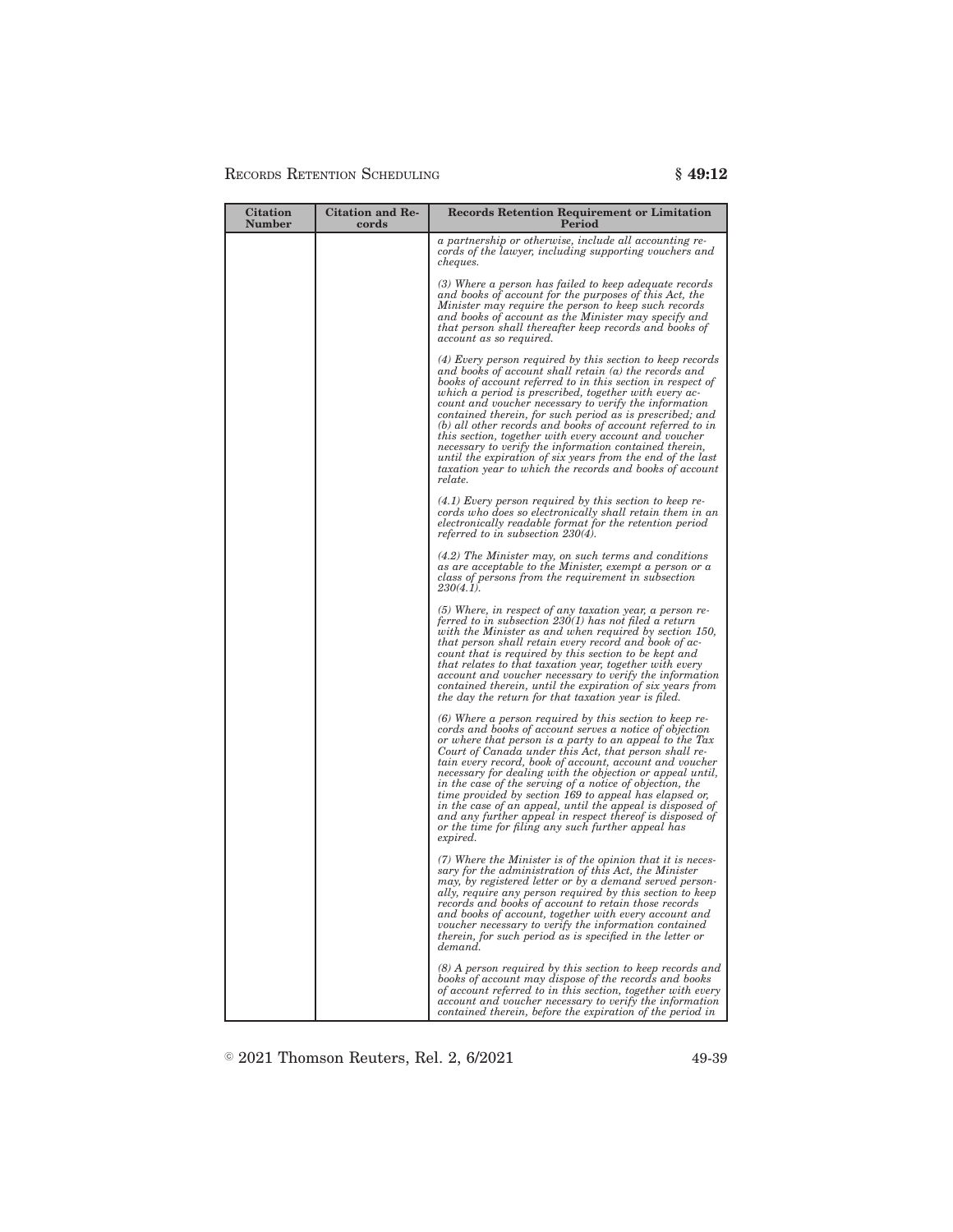| Citation Number | Citation and Records | Records Retention Requirement or Limitation Period |
|---|---|---|
| | | *a partnership or otherwise, include all accounting records of the lawyer, including supporting vouchers and cheques.*<br><br>*(3) Where a person has failed to keep adequate records and books of account for the purposes of this Act, the Minister may require the person to keep such records and books of account as the Minister may specify and that person shall thereafter keep records and books of account as so required.*<br><br>*(4) Every person required by this section to keep records and books of account shall retain (a) the records and books of account referred to in this section in respect of which a period is prescribed, together with every account and voucher necessary to verify the information contained therein, for such period as is prescribed; and (b) all other records and books of account referred to in this section, together with every account and voucher necessary to verify the information contained therein, until the expiration of six years from the end of the last taxation year to which the records and books of account relate.*<br><br>*(4.1) Every person required by this section to keep records who does so electronically shall retain them in an electronically readable format for the retention period referred to in subsection 230(4).*<br><br>*(4.2) The Minister may, on such terms and conditions as are acceptable to the Minister, exempt a person or a class of persons from the requirement in subsection 230(4.1).*<br><br>*(5) Where, in respect of any taxation year, a person referred to in subsection 230(1) has not filed a return with the Minister as and when required by section 150, that person shall retain every record and book of account that is required by this section to be kept and that relates to that taxation year, together with every account and voucher necessary to verify the information contained therein, until the expiration of six years from the day the return for that taxation year is filed.*<br><br>*(6) Where a person required by this section to keep records and books of account serves a notice of objection or where that person is a party to an appeal to the Tax Court of Canada under this Act, that person shall retain every record, book of account, account and voucher necessary for dealing with the objection or appeal until, in the case of the serving of a notice of objection, the time provided by section 169 to appeal has elapsed or, in the case of an appeal, until the appeal is disposed of and any further appeal in respect thereof is disposed of or the time for filing any such further appeal has expired.*<br><br>*(7) Where the Minister is of the opinion that it is necessary for the administration of this Act, the Minister may, by registered letter or by a demand served personally, require any person required by this section to keep records and books of account to retain those records and books of account, together with every account and voucher necessary to verify the information contained therein, for such period as is specified in the letter or demand.*<br><br>*(8) A person required by this section to keep records and books of account may dispose of the records and books of account referred to in this section, together with every account and voucher necessary to verify the information contained therein, before the expiration of the period in* |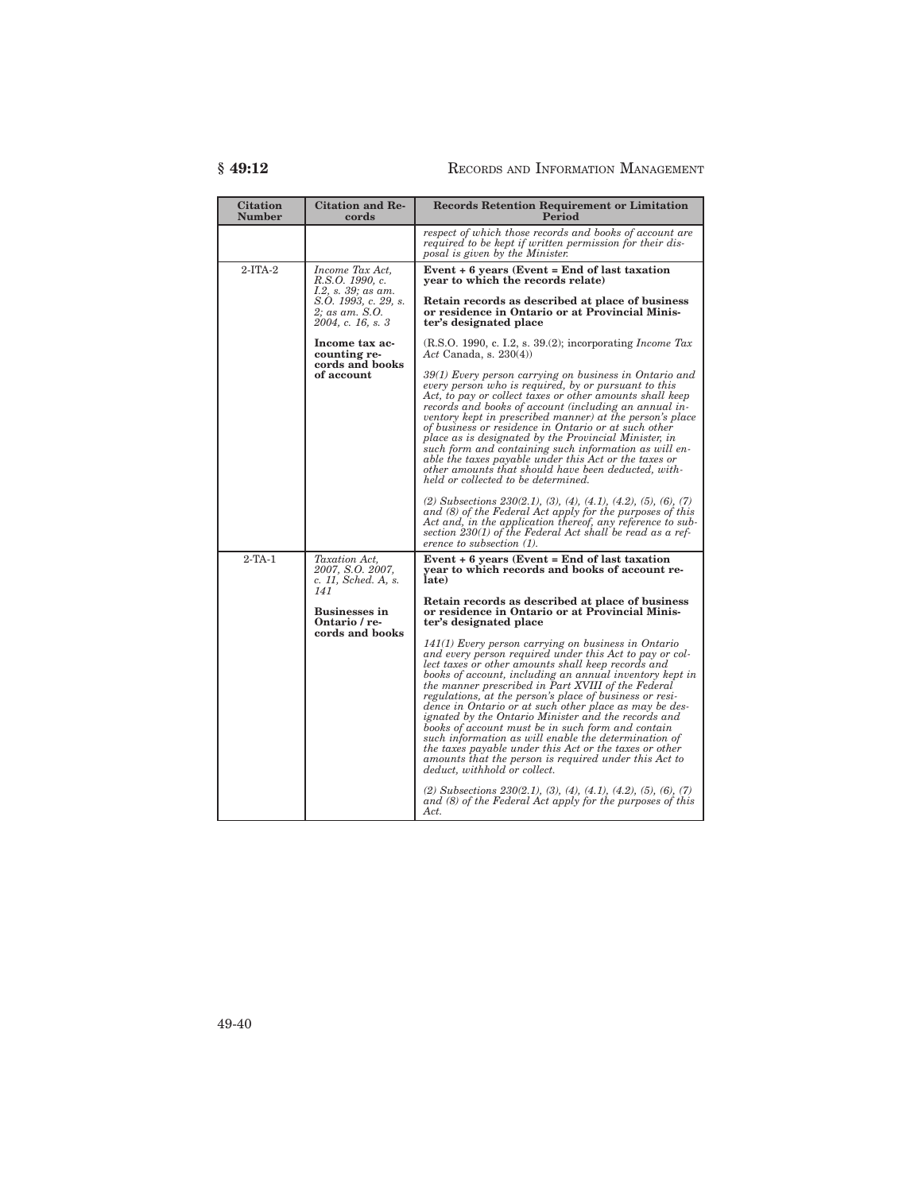| Citation Number | Citation and Records | Records Retention Requirement or Limitation Period |
|---|---|---|
| | | *respect of which those records and books of account are required to be kept if written permission for their disposal is given by the Minister.* |
| 2-ITA-2 | *Income Tax Act, R.S.O. 1990, c. I.2, s. 39; as am. S.O. 1993, c. 29, s. 2; as am. S.O. 2004, c. 16, s. 3*<br><br>**Income tax accounting records and books of account** | **Event + 6 years (Event = End of last taxation year to which the records relate)**<br><br>**Retain records as described at place of business or residence in Ontario or at Provincial Minister's designated place**<br><br>(R.S.O. 1990, c. I.2, s. 39.(2); incorporating *Income Tax Act* Canada, s. 230(4))<br><br>*39(1) Every person carrying on business in Ontario and every person who is required, by or pursuant to this Act, to pay or collect taxes or other amounts shall keep records and books of account (including an annual inventory kept in prescribed manner) at the person's place of business or residence in Ontario or at such other place as is designated by the Provincial Minister, in such form and containing such information as will enable the taxes payable under this Act or the taxes or other amounts that should have been deducted, withheld or collected to be determined.*<br><br>*(2) Subsections 230(2.1), (3), (4), (4.1), (4.2), (5), (6), (7) and (8) of the Federal Act apply for the purposes of this Act and, in the application thereof, any reference to subsection 230(1) of the Federal Act shall be read as a reference to subsection (1).* |
| 2-TA-1 | *Taxation Act, 2007, S.O. 2007, c. 11, Sched. A, s. 141*<br><br>**Businesses in Ontario / records and books** | **Event + 6 years (Event = End of last taxation year to which records and books of account relate)**<br><br>**Retain records as described at place of business or residence in Ontario or at Provincial Minister's designated place**<br><br>*141(1) Every person carrying on business in Ontario and every person required under this Act to pay or collect taxes or other amounts shall keep records and books of account, including an annual inventory kept in the manner prescribed in Part XVIII of the Federal regulations, at the person's place of business or residence in Ontario or at such other place as may be designated by the Ontario Minister and the records and books of account must be in such form and contain such information as will enable the determination of the taxes payable under this Act or the taxes or other amounts that the person is required under this Act to deduct, withhold or collect.*<br><br>*(2) Subsections 230(2.1), (3), (4), (4.1), (4.2), (5), (6), (7) and (8) of the Federal Act apply for the purposes of this Act.* |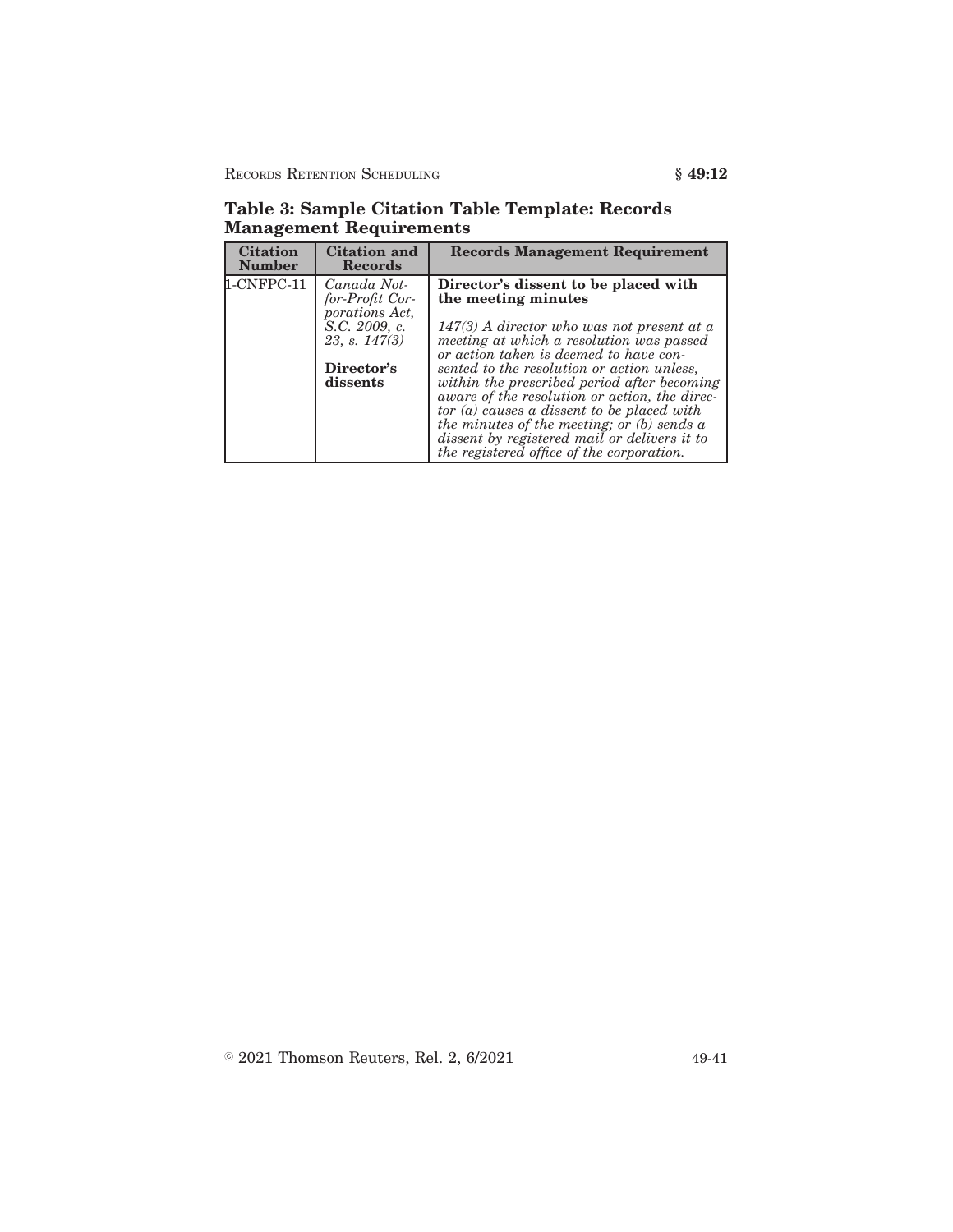**Table 3: Sample Citation Table Template: Records Management Requirements**

| Citation Number | Citation and Records | Records Management Requirement |
|---|---|---|
| 1-CNFPC-11 | *Canada Not-for-Profit Corporations Act, S.C. 2009, c. 23, s. 147(3)*<br><br>**Director's dissents** | **Director's dissent to be placed with the meeting minutes**<br><br>*147(3) A director who was not present at a meeting at which a resolution was passed or action taken is deemed to have consented to the resolution or action unless, within the prescribed period after becoming aware of the resolution or action, the director (a) causes a dissent to be placed with the minutes of the meeting; or (b) sends a dissent by registered mail or delivers it to the registered office of the corporation.* |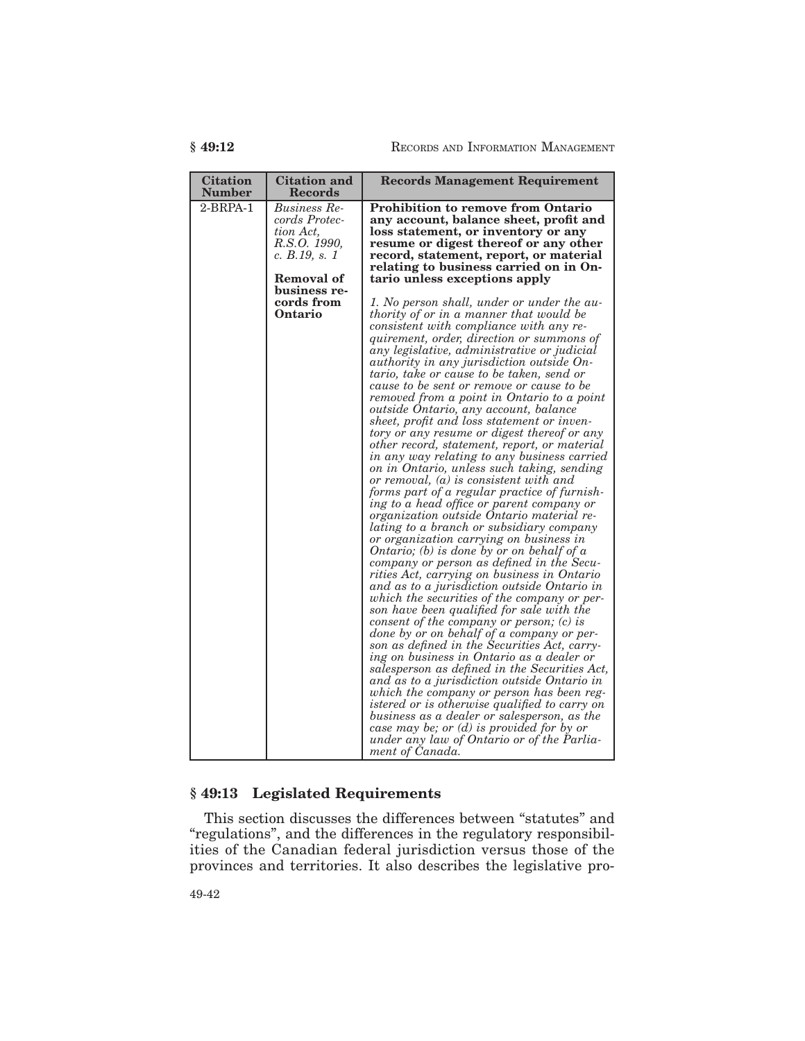| Citation Number | Citation and Records | Records Management Requirement |
|---|---|---|
| 2-BRPA-1 | *Business Records Protection Act, R.S.O. 1990, c. B.19, s. 1*<br><br>**Removal of business records from Ontario** | **Prohibition to remove from Ontario any account, balance sheet, profit and loss statement, or inventory or any resume or digest thereof or any other record, statement, report, or material relating to business carried on in Ontario unless exceptions apply**<br><br>*1. No person shall, under or under the authority of or in a manner that would be consistent with compliance with any requirement, order, direction or summons of any legislative, administrative or judicial authority in any jurisdiction outside Ontario, take or cause to be taken, send or cause to be sent or remove or cause to be removed from a point in Ontario to a point outside Ontario, any account, balance sheet, profit and loss statement or inventory or any resume or digest thereof or any other record, statement, report, or material in any way relating to any business carried on in Ontario, unless such taking, sending or removal, (a) is consistent with and forms part of a regular practice of furnishing to a head office or parent company or organization outside Ontario material relating to a branch or subsidiary company or organization carrying on business in Ontario; (b) is done by or on behalf of a company or person as defined in the Securities Act, carrying on business in Ontario and as to a jurisdiction outside Ontario in which the securities of the company or person have been qualified for sale with the consent of the company or person; (c) is done by or on behalf of a company or person as defined in the Securities Act, carrying on business in Ontario as a dealer or salesperson as defined in the Securities Act, and as to a jurisdiction outside Ontario in which the company or person has been registered or is otherwise qualified to carry on business as a dealer or salesperson, as the case may be; or (d) is provided for by or under any law of Ontario or of the Parliament of Canada.* |

## § 49:13 Legislated Requirements

This section discusses the differences between "statutes" and "regulations", and the differences in the regulatory responsibilities of the Canadian federal jurisdiction versus those of the provinces and territories. It also describes the legislative pro-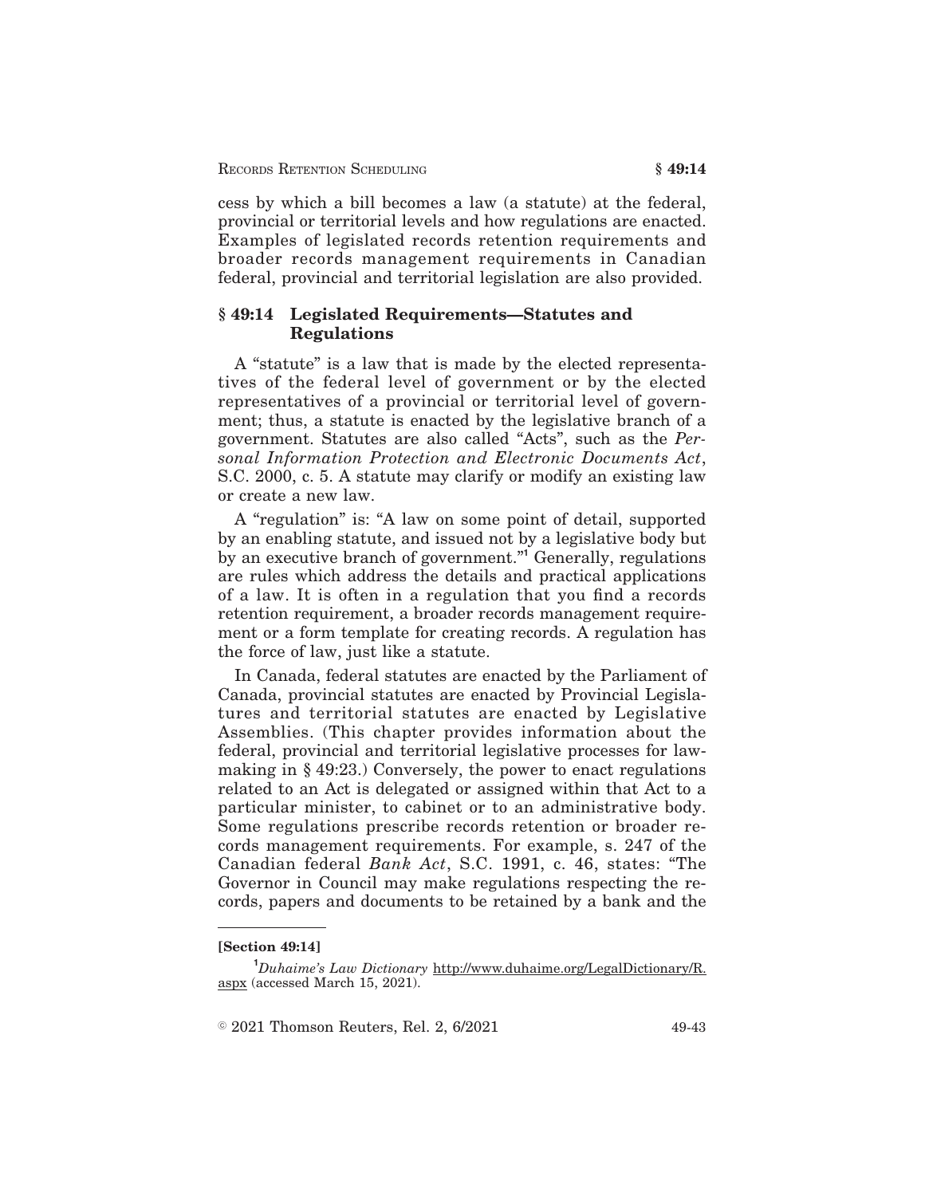cess by which a bill becomes a law (a statute) at the federal, provincial or territorial levels and how regulations are enacted. Examples of legislated records retention requirements and broader records management requirements in Canadian federal, provincial and territorial legislation are also provided.

## § 49:14 Legislated Requirements—Statutes and Regulations

A "statute" is a law that is made by the elected representatives of the federal level of government or by the elected representatives of a provincial or territorial level of government; thus, a statute is enacted by the legislative branch of a government. Statutes are also called "Acts", such as the *Personal Information Protection and Electronic Documents Act*, S.C. 2000, c. 5. A statute may clarify or modify an existing law or create a new law.

A "regulation" is: "A law on some point of detail, supported by an enabling statute, and issued not by a legislative body but by an executive branch of government."[1] Generally, regulations are rules which address the details and practical applications of a law. It is often in a regulation that you find a records retention requirement, a broader records management requirement or a form template for creating records. A regulation has the force of law, just like a statute.

In Canada, federal statutes are enacted by the Parliament of Canada, provincial statutes are enacted by Provincial Legislatures and territorial statutes are enacted by Legislative Assemblies. (This chapter provides information about the federal, provincial and territorial legislative processes for law-making in § 49:23.) Conversely, the power to enact regulations related to an Act is delegated or assigned within that Act to a particular minister, to cabinet or to an administrative body. Some regulations prescribe records retention or broader records management requirements. For example, s. 247 of the Canadian federal *Bank Act*, S.C. 1991, c. 46, states: "The Governor in Council may make regulations respecting the records, papers and documents to be retained by a bank and the

---

**[Section 49:14]**

[1] *Duhaime's Law Dictionary* http://www.duhaime.org/LegalDictionary/R.aspx (accessed March 15, 2021).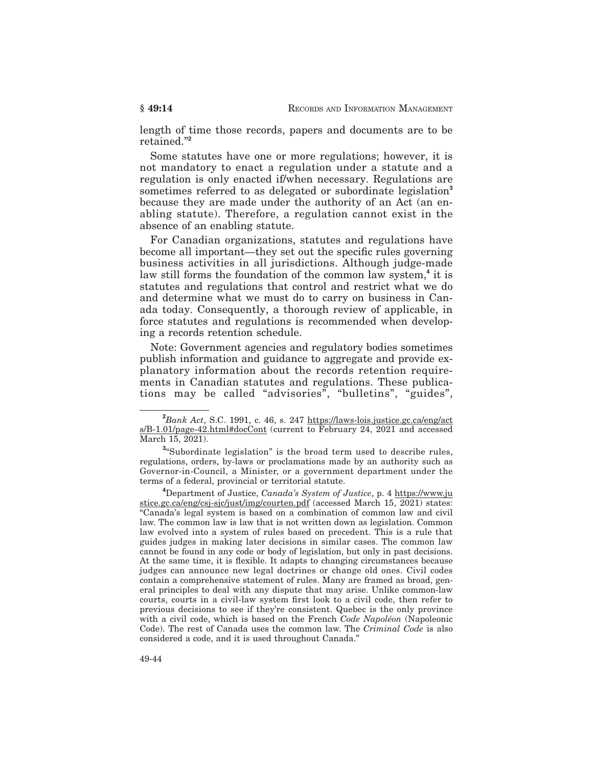length of time those records, papers and documents are to be retained."[2]

Some statutes have one or more regulations; however, it is not mandatory to enact a regulation under a statute and a regulation is only enacted if/when necessary. Regulations are sometimes referred to as delegated or subordinate legislation[3] because they are made under the authority of an Act (an enabling statute). Therefore, a regulation cannot exist in the absence of an enabling statute.

For Canadian organizations, statutes and regulations have become all important—they set out the specific rules governing business activities in all jurisdictions. Although judge-made law still forms the foundation of the common law system,[4] it is statutes and regulations that control and restrict what we do and determine what we must do to carry on business in Canada today. Consequently, a thorough review of applicable, in force statutes and regulations is recommended when developing a records retention schedule.

Note: Government agencies and regulatory bodies sometimes publish information and guidance to aggregate and provide explanatory information about the records retention requirements in Canadian statutes and regulations. These publications may be called "advisories", "bulletins", "guides",

---

[2] *Bank Act*, S.C. 1991, c. 46, s. 247 https://laws-lois.justice.gc.ca/eng/acts/B-1.01/page-42.html#docCont (current to February 24, 2021 and accessed March 15, 2021).

[3] "Subordinate legislation" is the broad term used to describe rules, regulations, orders, by-laws or proclamations made by an authority such as Governor-in-Council, a Minister, or a government department under the terms of a federal, provincial or territorial statute.

[4] Department of Justice, *Canada's System of Justice*, p. 4 https://www.justice.gc.ca/eng/csj-sjc/just/img/courten.pdf (accessed March 15, 2021) states: "Canada's legal system is based on a combination of common law and civil law. The common law is law that is not written down as legislation. Common law evolved into a system of rules based on precedent. This is a rule that guides judges in making later decisions in similar cases. The common law cannot be found in any code or body of legislation, but only in past decisions. At the same time, it is flexible. It adapts to changing circumstances because judges can announce new legal doctrines or change old ones. Civil codes contain a comprehensive statement of rules. Many are framed as broad, general principles to deal with any dispute that may arise. Unlike common-law courts, courts in a civil-law system first look to a civil code, then refer to previous decisions to see if they're consistent. Quebec is the only province with a civil code, which is based on the French *Code Napoléon* (Napoleonic Code). The rest of Canada uses the common law. The *Criminal Code* is also considered a code, and it is used throughout Canada."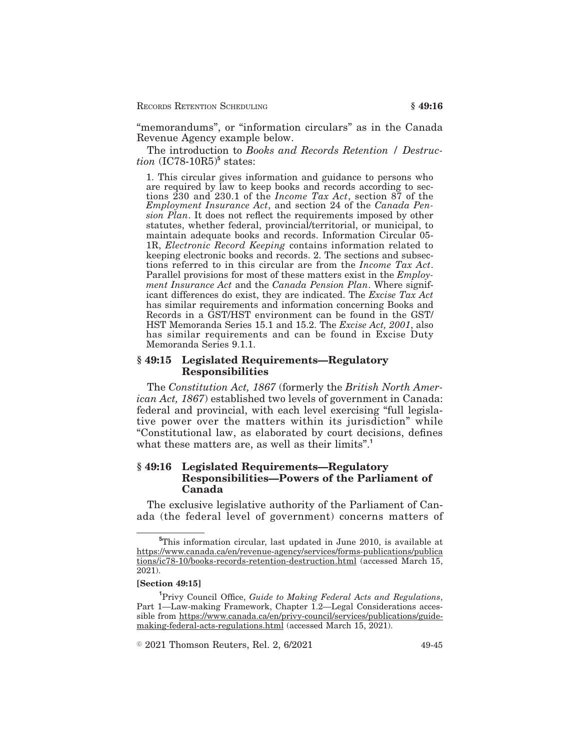"memorandums", or "information circulars" as in the Canada Revenue Agency example below.

The introduction to *Books and Records Retention / Destruction* (IC78-10R5)[5] states:

> 1. This circular gives information and guidance to persons who are required by law to keep books and records according to sections 230 and 230.1 of the *Income Tax Act*, section 87 of the *Employment Insurance Act*, and section 24 of the *Canada Pension Plan*. It does not reflect the requirements imposed by other statutes, whether federal, provincial/territorial, or municipal, to maintain adequate books and records. Information Circular 05-1R, *Electronic Record Keeping* contains information related to keeping electronic books and records. 2. The sections and subsections referred to in this circular are from the *Income Tax Act*. Parallel provisions for most of these matters exist in the *Employment Insurance Act* and the *Canada Pension Plan*. Where significant differences do exist, they are indicated. The *Excise Tax Act* has similar requirements and information concerning Books and Records in a GST/HST environment can be found in the GST/HST Memoranda Series 15.1 and 15.2. The *Excise Act, 2001*, also has similar requirements and can be found in Excise Duty Memoranda Series 9.1.1.

## § 49:15 Legislated Requirements—Regulatory Responsibilities

The *Constitution Act, 1867* (formerly the *British North American Act, 1867*) established two levels of government in Canada: federal and provincial, with each level exercising "full legislative power over the matters within its jurisdiction" while "Constitutional law, as elaborated by court decisions, defines what these matters are, as well as their limits".[1]

## § 49:16 Legislated Requirements—Regulatory Responsibilities—Powers of the Parliament of Canada

The exclusive legislative authority of the Parliament of Canada (the federal level of government) concerns matters of

---

[5] This information circular, last updated in June 2010, is available at https://www.canada.ca/en/revenue-agency/services/forms-publications/publications/ic78-10/books-records-retention-destruction.html (accessed March 15, 2021).

**[Section 49:15]**

[1] Privy Council Office, *Guide to Making Federal Acts and Regulations*, Part 1—Law-making Framework, Chapter 1.2—Legal Considerations accessible from https://www.canada.ca/en/privy-council/services/publications/guide-making-federal-acts-regulations.html (accessed March 15, 2021).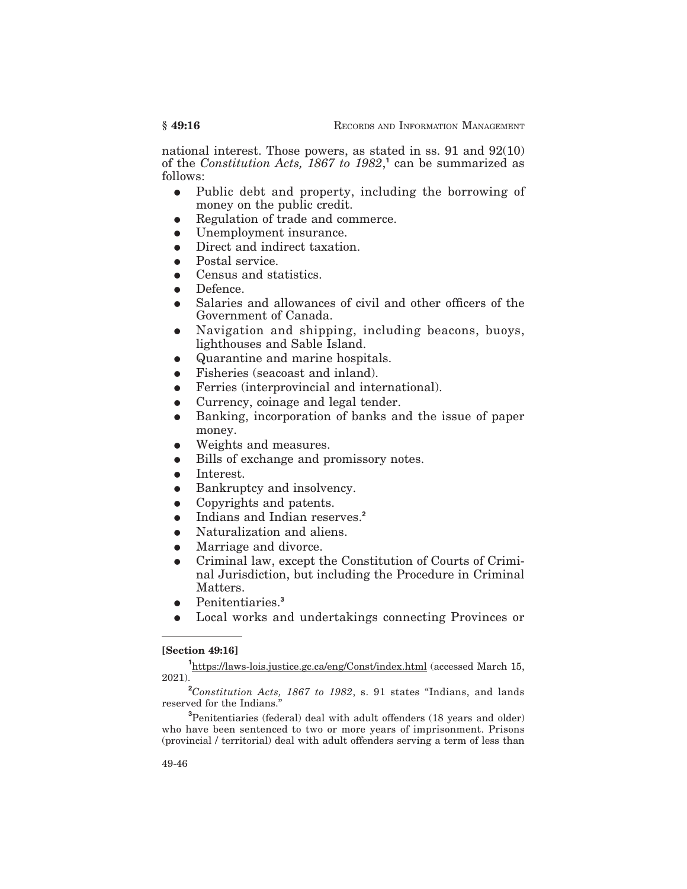national interest. Those powers, as stated in ss. 91 and 92(10) of the *Constitution Acts, 1867 to 1982*,[1] can be summarized as follows:

- Public debt and property, including the borrowing of money on the public credit.
- Regulation of trade and commerce.
- Unemployment insurance.
- Direct and indirect taxation.
- Postal service.
- Census and statistics.
- Defence.
- Salaries and allowances of civil and other officers of the Government of Canada.
- Navigation and shipping, including beacons, buoys, lighthouses and Sable Island.
- Quarantine and marine hospitals.
- Fisheries (seacoast and inland).
- Ferries (interprovincial and international).
- Currency, coinage and legal tender.
- Banking, incorporation of banks and the issue of paper money.
- Weights and measures.
- Bills of exchange and promissory notes.
- Interest.
- Bankruptcy and insolvency.
- Copyrights and patents.
- Indians and Indian reserves.[2]
- Naturalization and aliens.
- Marriage and divorce.
- Criminal law, except the Constitution of Courts of Criminal Jurisdiction, but including the Procedure in Criminal Matters.
- Penitentiaries.[3]
- Local works and undertakings connecting Provinces or

---

**[Section 49:16]**

[1] https://laws-lois.justice.gc.ca/eng/Const/index.html (accessed March 15, 2021).

[2] *Constitution Acts, 1867 to 1982*, s. 91 states "Indians, and lands reserved for the Indians."

[3] Penitentiaries (federal) deal with adult offenders (18 years and older) who have been sentenced to two or more years of imprisonment. Prisons (provincial / territorial) deal with adult offenders serving a term of less than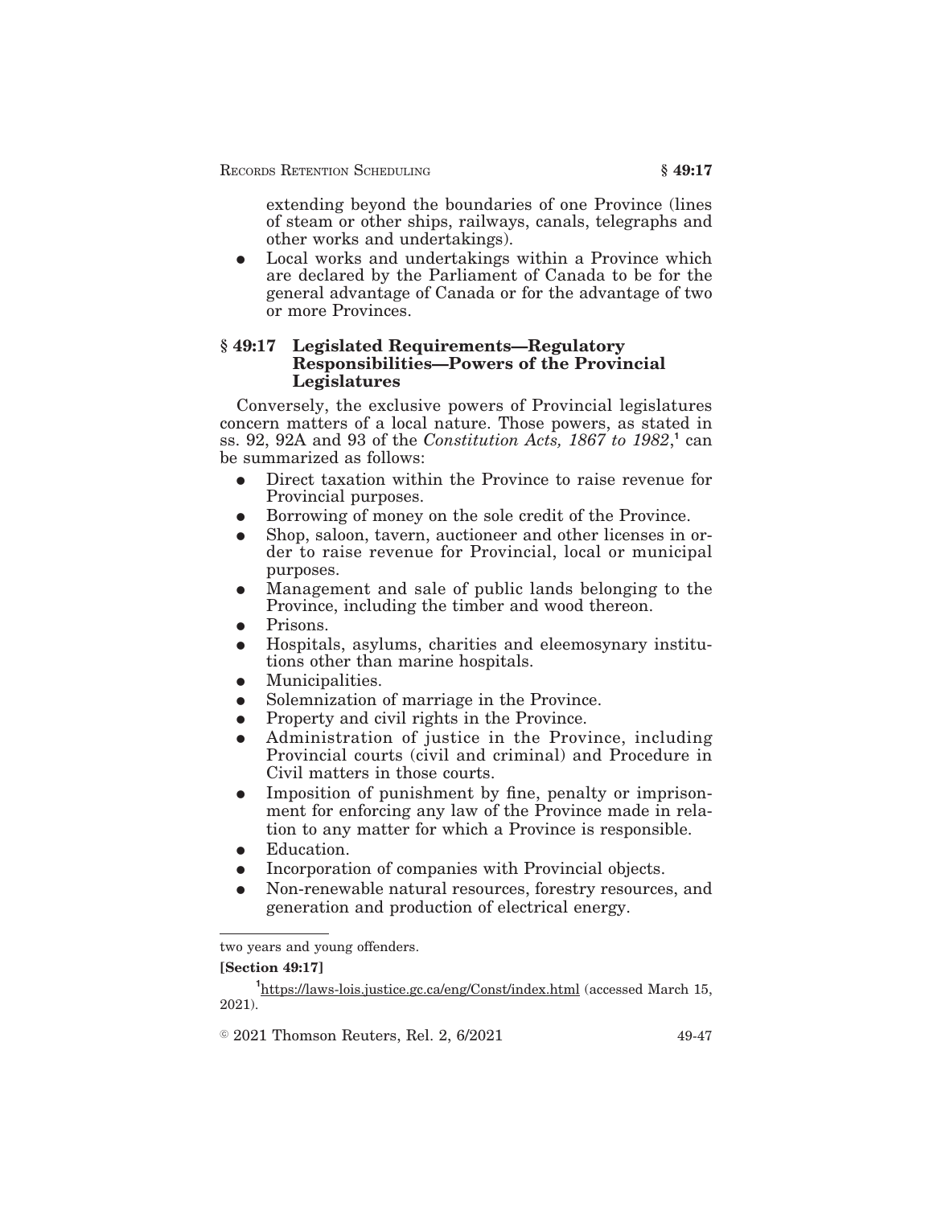extending beyond the boundaries of one Province (lines of steam or other ships, railways, canals, telegraphs and other works and undertakings).

- Local works and undertakings within a Province which are declared by the Parliament of Canada to be for the general advantage of Canada or for the advantage of two or more Provinces.

## § 49:17 Legislated Requirements—Regulatory Responsibilities—Powers of the Provincial Legislatures

Conversely, the exclusive powers of Provincial legislatures concern matters of a local nature. Those powers, as stated in ss. 92, 92A and 93 of the *Constitution Acts, 1867 to 1982*,[1] can be summarized as follows:

- Direct taxation within the Province to raise revenue for Provincial purposes.
- Borrowing of money on the sole credit of the Province.
- Shop, saloon, tavern, auctioneer and other licenses in order to raise revenue for Provincial, local or municipal purposes.
- Management and sale of public lands belonging to the Province, including the timber and wood thereon.
- Prisons.
- Hospitals, asylums, charities and eleemosynary institutions other than marine hospitals.
- Municipalities.
- Solemnization of marriage in the Province.
- Property and civil rights in the Province.
- Administration of justice in the Province, including Provincial courts (civil and criminal) and Procedure in Civil matters in those courts.
- Imposition of punishment by fine, penalty or imprisonment for enforcing any law of the Province made in relation to any matter for which a Province is responsible.
- Education.
- Incorporation of companies with Provincial objects.
- Non-renewable natural resources, forestry resources, and generation and production of electrical energy.

---

two years and young offenders.

**[Section 49:17]**

[1] https://laws-lois.justice.gc.ca/eng/Const/index.html (accessed March 15, 2021).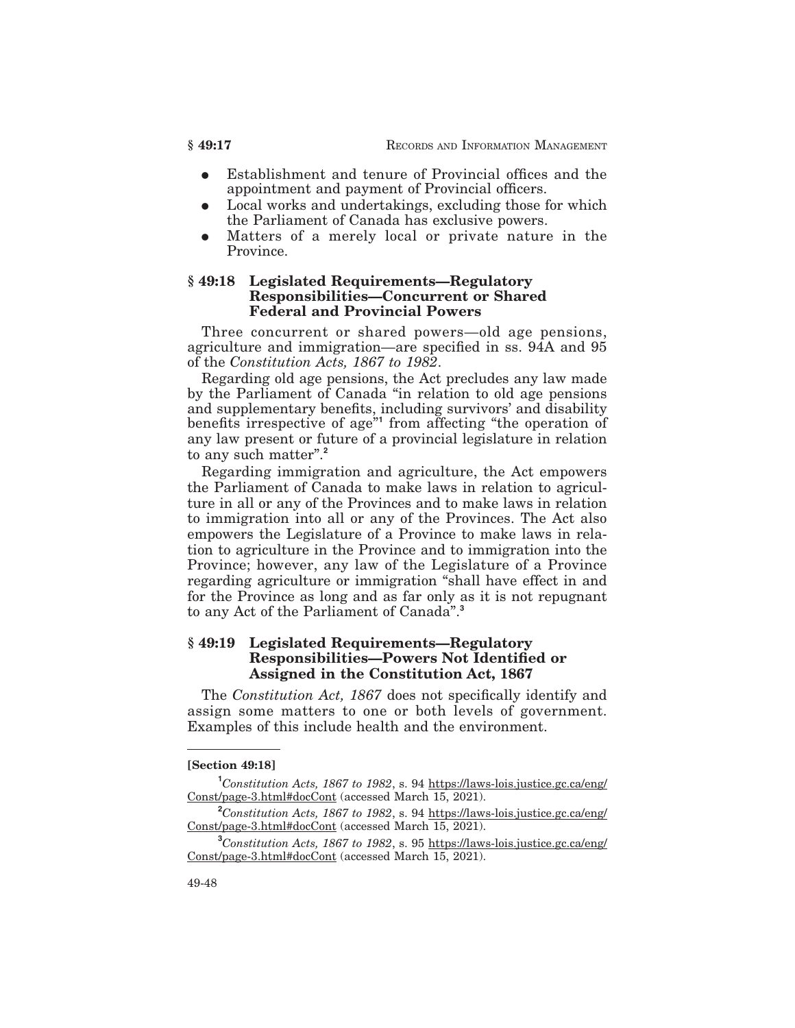- Establishment and tenure of Provincial offices and the appointment and payment of Provincial officers.
- Local works and undertakings, excluding those for which the Parliament of Canada has exclusive powers.
- Matters of a merely local or private nature in the Province.

## § 49:18 Legislated Requirements—Regulatory Responsibilities—Concurrent or Shared Federal and Provincial Powers

Three concurrent or shared powers—old age pensions, agriculture and immigration—are specified in ss. 94A and 95 of the *Constitution Acts, 1867 to 1982*.

Regarding old age pensions, the Act precludes any law made by the Parliament of Canada "in relation to old age pensions and supplementary benefits, including survivors' and disability benefits irrespective of age"[1] from affecting "the operation of any law present or future of a provincial legislature in relation to any such matter".[2]

Regarding immigration and agriculture, the Act empowers the Parliament of Canada to make laws in relation to agriculture in all or any of the Provinces and to make laws in relation to immigration into all or any of the Provinces. The Act also empowers the Legislature of a Province to make laws in relation to agriculture in the Province and to immigration into the Province; however, any law of the Legislature of a Province regarding agriculture or immigration "shall have effect in and for the Province as long and as far only as it is not repugnant to any Act of the Parliament of Canada".[3]

## § 49:19 Legislated Requirements—Regulatory Responsibilities—Powers Not Identified or Assigned in the Constitution Act, 1867

The *Constitution Act, 1867* does not specifically identify and assign some matters to one or both levels of government. Examples of this include health and the environment.

---

**[Section 49:18]**

[1] *Constitution Acts, 1867 to 1982*, s. 94 https://laws-lois.justice.gc.ca/eng/Const/page-3.html#docCont (accessed March 15, 2021).

[2] *Constitution Acts, 1867 to 1982*, s. 94 https://laws-lois.justice.gc.ca/eng/Const/page-3.html#docCont (accessed March 15, 2021).

[3] *Constitution Acts, 1867 to 1982*, s. 95 https://laws-lois.justice.gc.ca/eng/Const/page-3.html#docCont (accessed March 15, 2021).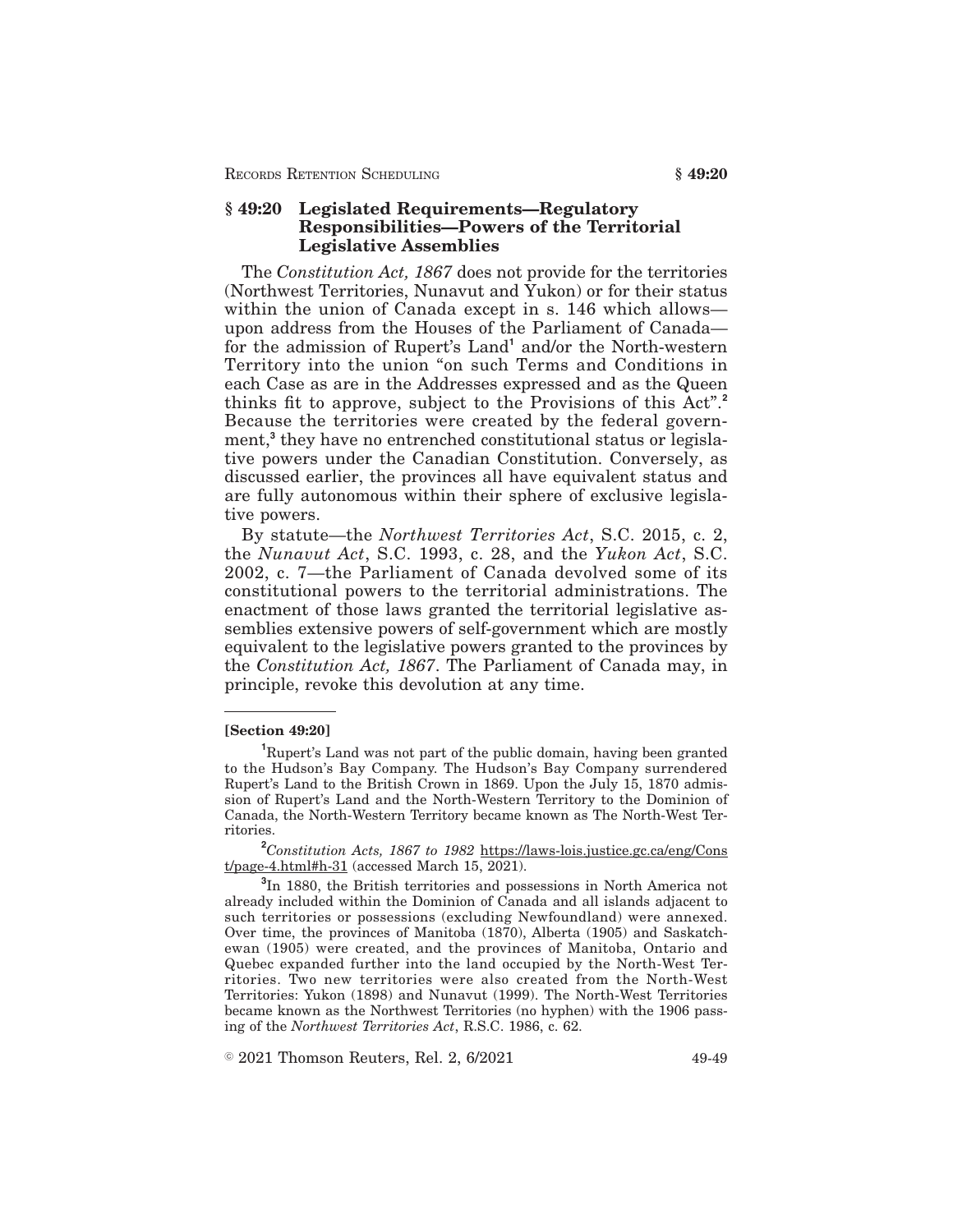## § 49:20 Legislated Requirements—Regulatory Responsibilities—Powers of the Territorial Legislative Assemblies

The *Constitution Act, 1867* does not provide for the territories (Northwest Territories, Nunavut and Yukon) or for their status within the union of Canada except in s. 146 which allows—upon address from the Houses of the Parliament of Canada—for the admission of Rupert's Land[1] and/or the North-western Territory into the union "on such Terms and Conditions in each Case as are in the Addresses expressed and as the Queen thinks fit to approve, subject to the Provisions of this Act".[2] Because the territories were created by the federal government,[3] they have no entrenched constitutional status or legislative powers under the Canadian Constitution. Conversely, as discussed earlier, the provinces all have equivalent status and are fully autonomous within their sphere of exclusive legislative powers.

By statute—the *Northwest Territories Act*, S.C. 2015, c. 2, the *Nunavut Act*, S.C. 1993, c. 28, and the *Yukon Act*, S.C. 2002, c. 7—the Parliament of Canada devolved some of its constitutional powers to the territorial administrations. The enactment of those laws granted the territorial legislative assemblies extensive powers of self-government which are mostly equivalent to the legislative powers granted to the provinces by the *Constitution Act, 1867*. The Parliament of Canada may, in principle, revoke this devolution at any time.

---

**[Section 49:20]**

[1] Rupert's Land was not part of the public domain, having been granted to the Hudson's Bay Company. The Hudson's Bay Company surrendered Rupert's Land to the British Crown in 1869. Upon the July 15, 1870 admission of Rupert's Land and the North-Western Territory to the Dominion of Canada, the North-Western Territory became known as The North-West Territories.

[2] *Constitution Acts, 1867 to 1982* https://laws-lois.justice.gc.ca/eng/Const/page-4.html#h-31 (accessed March 15, 2021).

[3] In 1880, the British territories and possessions in North America not already included within the Dominion of Canada and all islands adjacent to such territories or possessions (excluding Newfoundland) were annexed. Over time, the provinces of Manitoba (1870), Alberta (1905) and Saskatchewan (1905) were created, and the provinces of Manitoba, Ontario and Quebec expanded further into the land occupied by the North-West Territories. Two new territories were also created from the North-West Territories: Yukon (1898) and Nunavut (1999). The North-West Territories became known as the Northwest Territories (no hyphen) with the 1906 passing of the *Northwest Territories Act*, R.S.C. 1986, c. 62.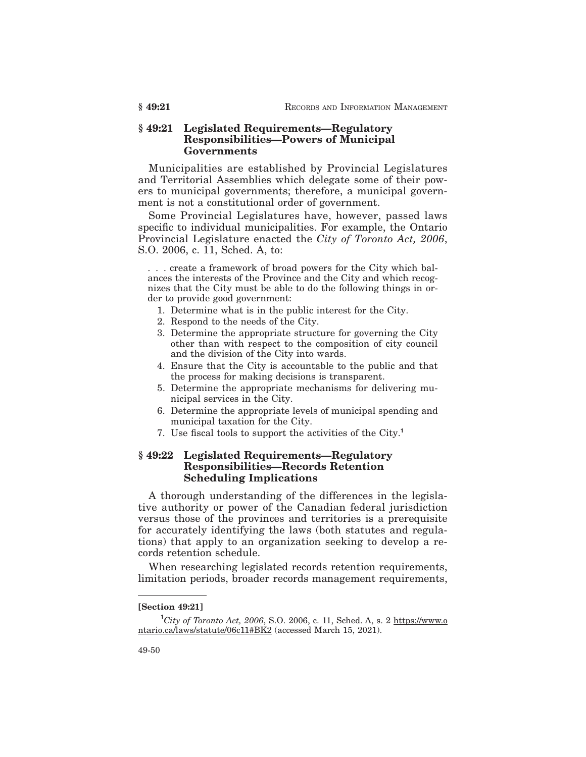## § 49:21 Legislated Requirements—Regulatory Responsibilities—Powers of Municipal Governments

Municipalities are established by Provincial Legislatures and Territorial Assemblies which delegate some of their powers to municipal governments; therefore, a municipal government is not a constitutional order of government.

Some Provincial Legislatures have, however, passed laws specific to individual municipalities. For example, the Ontario Provincial Legislature enacted the *City of Toronto Act, 2006*, S.O. 2006, c. 11, Sched. A, to:

> . . . create a framework of broad powers for the City which balances the interests of the Province and the City and which recognizes that the City must be able to do the following things in order to provide good government:
>
> 1. Determine what is in the public interest for the City.
> 2. Respond to the needs of the City.
> 3. Determine the appropriate structure for governing the City other than with respect to the composition of city council and the division of the City into wards.
> 4. Ensure that the City is accountable to the public and that the process for making decisions is transparent.
> 5. Determine the appropriate mechanisms for delivering municipal services in the City.
> 6. Determine the appropriate levels of municipal spending and municipal taxation for the City.
> 7. Use fiscal tools to support the activities of the City.[1]

## § 49:22 Legislated Requirements—Regulatory Responsibilities—Records Retention Scheduling Implications

A thorough understanding of the differences in the legislative authority or power of the Canadian federal jurisdiction versus those of the provinces and territories is a prerequisite for accurately identifying the laws (both statutes and regulations) that apply to an organization seeking to develop a records retention schedule.

When researching legislated records retention requirements, limitation periods, broader records management requirements,

---

**[Section 49:21]**

[1] *City of Toronto Act, 2006*, S.O. 2006, c. 11, Sched. A, s. 2 https://www.ontario.ca/laws/statute/06c11#BK2 (accessed March 15, 2021).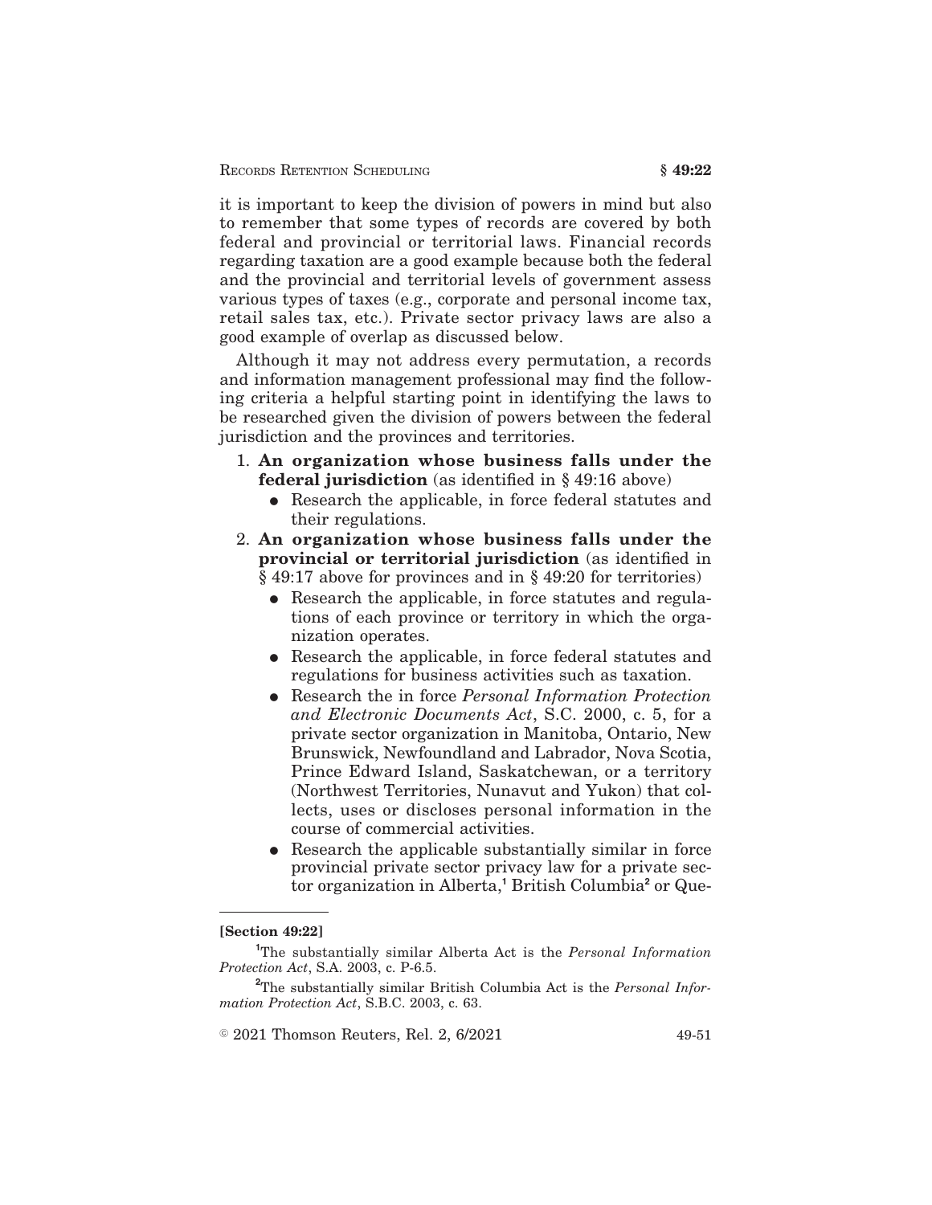it is important to keep the division of powers in mind but also to remember that some types of records are covered by both federal and provincial or territorial laws. Financial records regarding taxation are a good example because both the federal and the provincial and territorial levels of government assess various types of taxes (e.g., corporate and personal income tax, retail sales tax, etc.). Private sector privacy laws are also a good example of overlap as discussed below.

Although it may not address every permutation, a records and information management professional may find the following criteria a helpful starting point in identifying the laws to be researched given the division of powers between the federal jurisdiction and the provinces and territories.

1. **An organization whose business falls under the federal jurisdiction** (as identified in § 49:16 above)
   - Research the applicable, in force federal statutes and their regulations.
2. **An organization whose business falls under the provincial or territorial jurisdiction** (as identified in § 49:17 above for provinces and in § 49:20 for territories)
   - Research the applicable, in force statutes and regulations of each province or territory in which the organization operates.
   - Research the applicable, in force federal statutes and regulations for business activities such as taxation.
   - Research the in force *Personal Information Protection and Electronic Documents Act*, S.C. 2000, c. 5, for a private sector organization in Manitoba, Ontario, New Brunswick, Newfoundland and Labrador, Nova Scotia, Prince Edward Island, Saskatchewan, or a territory (Northwest Territories, Nunavut and Yukon) that collects, uses or discloses personal information in the course of commercial activities.
   - Research the applicable substantially similar in force provincial private sector privacy law for a private sector organization in Alberta,[1] British Columbia[2] or Que-

---

**[Section 49:22]**

[1] The substantially similar Alberta Act is the *Personal Information Protection Act*, S.A. 2003, c. P-6.5.

[2] The substantially similar British Columbia Act is the *Personal Information Protection Act*, S.B.C. 2003, c. 63.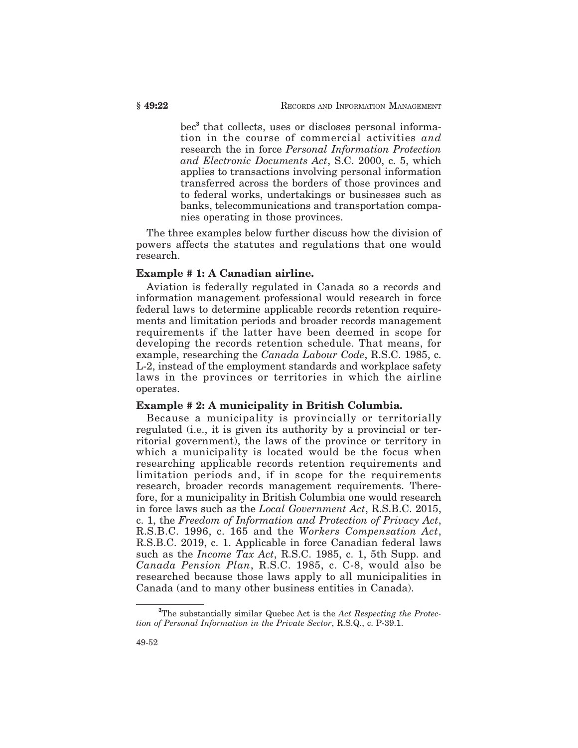bec[3] that collects, uses or discloses personal information in the course of commercial activities *and* research the in force *Personal Information Protection and Electronic Documents Act*, S.C. 2000, c. 5, which applies to transactions involving personal information transferred across the borders of those provinces and to federal works, undertakings or businesses such as banks, telecommunications and transportation companies operating in those provinces.

The three examples below further discuss how the division of powers affects the statutes and regulations that one would research.

**Example # 1: A Canadian airline.**

Aviation is federally regulated in Canada so a records and information management professional would research in force federal laws to determine applicable records retention requirements and limitation periods and broader records management requirements if the latter have been deemed in scope for developing the records retention schedule. That means, for example, researching the *Canada Labour Code*, R.S.C. 1985, c. L-2, instead of the employment standards and workplace safety laws in the provinces or territories in which the airline operates.

**Example # 2: A municipality in British Columbia.**

Because a municipality is provincially or territorially regulated (i.e., it is given its authority by a provincial or territorial government), the laws of the province or territory in which a municipality is located would be the focus when researching applicable records retention requirements and limitation periods and, if in scope for the requirements research, broader records management requirements. Therefore, for a municipality in British Columbia one would research in force laws such as the *Local Government Act*, R.S.B.C. 2015, c. 1, the *Freedom of Information and Protection of Privacy Act*, R.S.B.C. 1996, c. 165 and the *Workers Compensation Act*, R.S.B.C. 2019, c. 1. Applicable in force Canadian federal laws such as the *Income Tax Act*, R.S.C. 1985, c. 1, 5th Supp. and *Canada Pension Plan*, R.S.C. 1985, c. C-8, would also be researched because those laws apply to all municipalities in Canada (and to many other business entities in Canada).

[3] The substantially similar Quebec Act is the *Act Respecting the Protection of Personal Information in the Private Sector*, R.S.Q., c. P-39.1.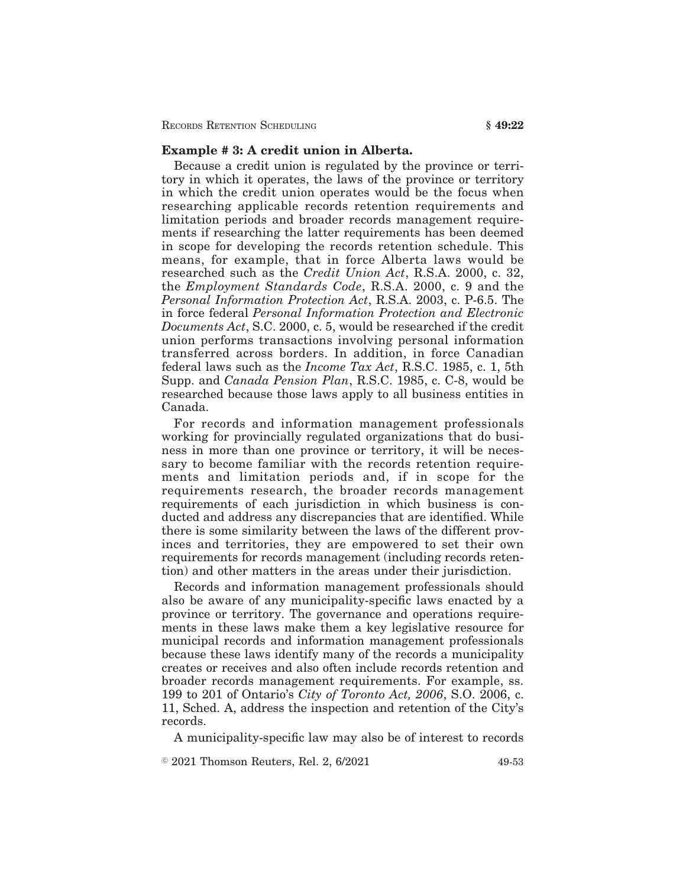**Example # 3: A credit union in Alberta.**

Because a credit union is regulated by the province or territory in which it operates, the laws of the province or territory in which the credit union operates would be the focus when researching applicable records retention requirements and limitation periods and broader records management requirements if researching the latter requirements has been deemed in scope for developing the records retention schedule. This means, for example, that in force Alberta laws would be researched such as the *Credit Union Act*, R.S.A. 2000, c. 32, the *Employment Standards Code*, R.S.A. 2000, c. 9 and the *Personal Information Protection Act*, R.S.A. 2003, c. P-6.5. The in force federal *Personal Information Protection and Electronic Documents Act*, S.C. 2000, c. 5, would be researched if the credit union performs transactions involving personal information transferred across borders. In addition, in force Canadian federal laws such as the *Income Tax Act*, R.S.C. 1985, c. 1, 5th Supp. and *Canada Pension Plan*, R.S.C. 1985, c. C-8, would be researched because those laws apply to all business entities in Canada.

For records and information management professionals working for provincially regulated organizations that do business in more than one province or territory, it will be necessary to become familiar with the records retention requirements and limitation periods and, if in scope for the requirements research, the broader records management requirements of each jurisdiction in which business is conducted and address any discrepancies that are identified. While there is some similarity between the laws of the different provinces and territories, they are empowered to set their own requirements for records management (including records retention) and other matters in the areas under their jurisdiction.

Records and information management professionals should also be aware of any municipality-specific laws enacted by a province or territory. The governance and operations requirements in these laws make them a key legislative resource for municipal records and information management professionals because these laws identify many of the records a municipality creates or receives and also often include records retention and broader records management requirements. For example, ss. 199 to 201 of Ontario's *City of Toronto Act, 2006*, S.O. 2006, c. 11, Sched. A, address the inspection and retention of the City's records.

A municipality-specific law may also be of interest to records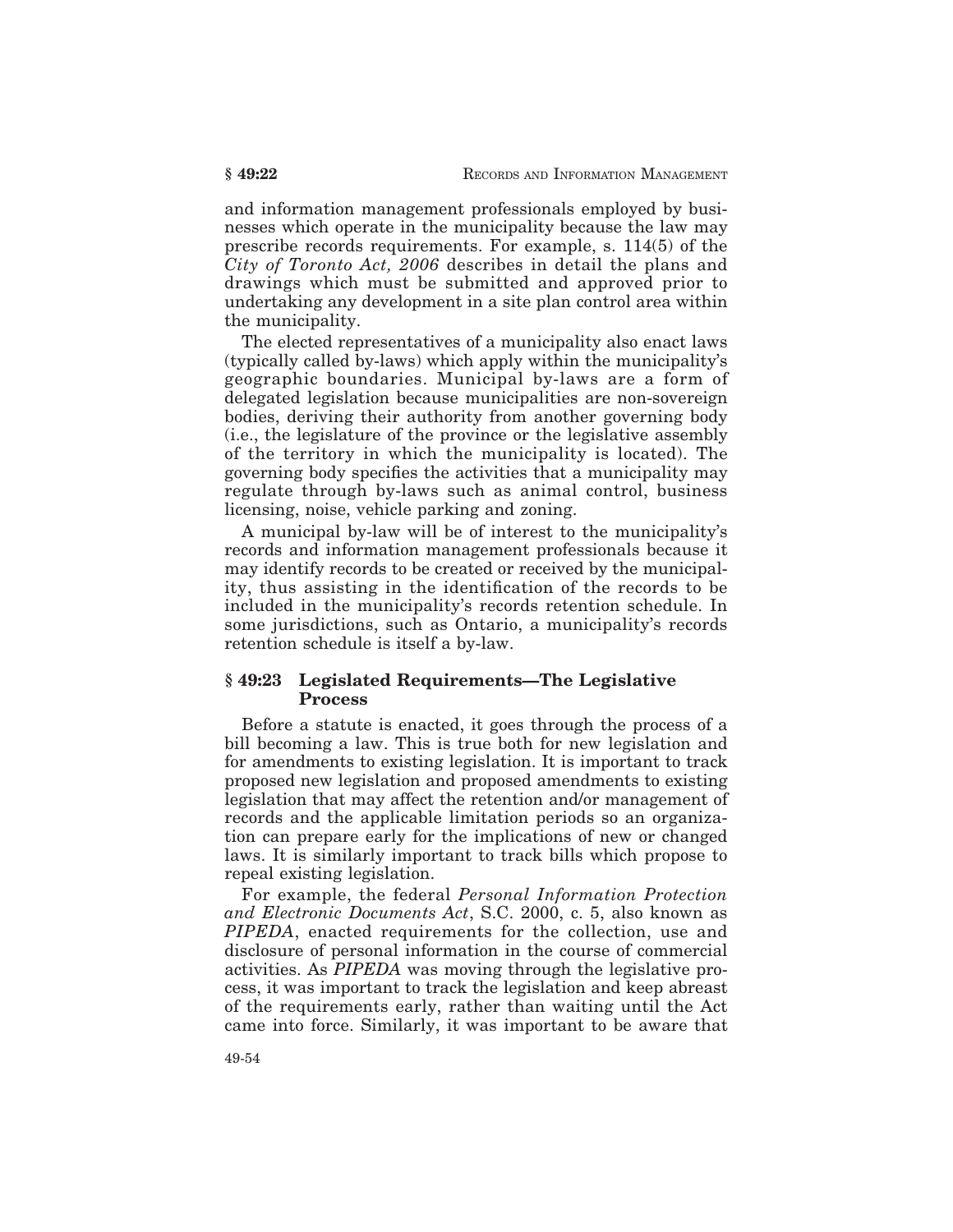and information management professionals employed by businesses which operate in the municipality because the law may prescribe records requirements. For example, s. 114(5) of the *City of Toronto Act, 2006* describes in detail the plans and drawings which must be submitted and approved prior to undertaking any development in a site plan control area within the municipality.

The elected representatives of a municipality also enact laws (typically called by-laws) which apply within the municipality's geographic boundaries. Municipal by-laws are a form of delegated legislation because municipalities are non-sovereign bodies, deriving their authority from another governing body (i.e., the legislature of the province or the legislative assembly of the territory in which the municipality is located). The governing body specifies the activities that a municipality may regulate through by-laws such as animal control, business licensing, noise, vehicle parking and zoning.

A municipal by-law will be of interest to the municipality's records and information management professionals because it may identify records to be created or received by the municipality, thus assisting in the identification of the records to be included in the municipality's records retention schedule. In some jurisdictions, such as Ontario, a municipality's records retention schedule is itself a by-law.

## § 49:23 Legislated Requirements—The Legislative Process

Before a statute is enacted, it goes through the process of a bill becoming a law. This is true both for new legislation and for amendments to existing legislation. It is important to track proposed new legislation and proposed amendments to existing legislation that may affect the retention and/or management of records and the applicable limitation periods so an organization can prepare early for the implications of new or changed laws. It is similarly important to track bills which propose to repeal existing legislation.

For example, the federal *Personal Information Protection and Electronic Documents Act*, S.C. 2000, c. 5, also known as *PIPEDA*, enacted requirements for the collection, use and disclosure of personal information in the course of commercial activities. As *PIPEDA* was moving through the legislative process, it was important to track the legislation and keep abreast of the requirements early, rather than waiting until the Act came into force. Similarly, it was important to be aware that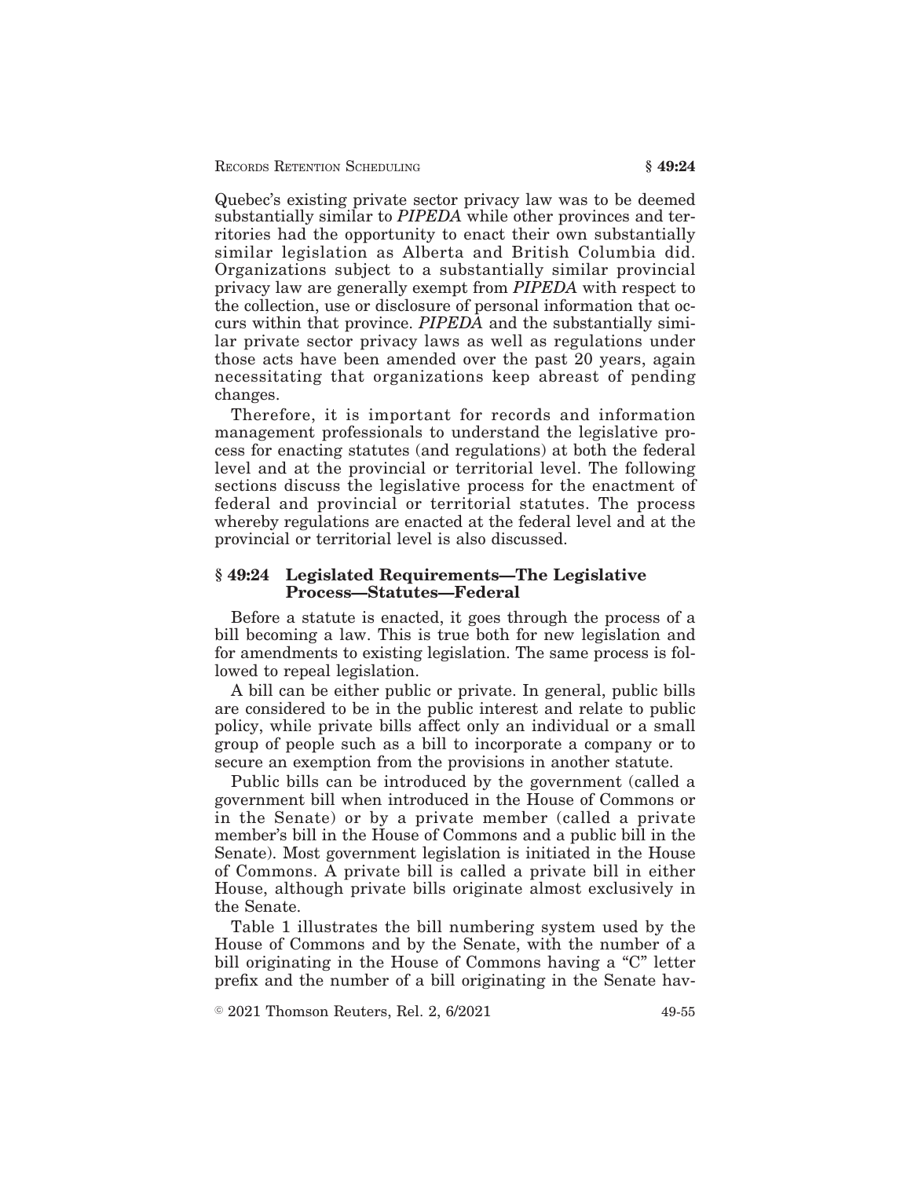Quebec's existing private sector privacy law was to be deemed substantially similar to *PIPEDA* while other provinces and territories had the opportunity to enact their own substantially similar legislation as Alberta and British Columbia did. Organizations subject to a substantially similar provincial privacy law are generally exempt from *PIPEDA* with respect to the collection, use or disclosure of personal information that occurs within that province. *PIPEDA* and the substantially similar private sector privacy laws as well as regulations under those acts have been amended over the past 20 years, again necessitating that organizations keep abreast of pending changes.

Therefore, it is important for records and information management professionals to understand the legislative process for enacting statutes (and regulations) at both the federal level and at the provincial or territorial level. The following sections discuss the legislative process for the enactment of federal and provincial or territorial statutes. The process whereby regulations are enacted at the federal level and at the provincial or territorial level is also discussed.

## § 49:24 Legislated Requirements—The Legislative Process—Statutes—Federal

Before a statute is enacted, it goes through the process of a bill becoming a law. This is true both for new legislation and for amendments to existing legislation. The same process is followed to repeal legislation.

A bill can be either public or private. In general, public bills are considered to be in the public interest and relate to public policy, while private bills affect only an individual or a small group of people such as a bill to incorporate a company or to secure an exemption from the provisions in another statute.

Public bills can be introduced by the government (called a government bill when introduced in the House of Commons or in the Senate) or by a private member (called a private member's bill in the House of Commons and a public bill in the Senate). Most government legislation is initiated in the House of Commons. A private bill is called a private bill in either House, although private bills originate almost exclusively in the Senate.

Table 1 illustrates the bill numbering system used by the House of Commons and by the Senate, with the number of a bill originating in the House of Commons having a "C" letter prefix and the number of a bill originating in the Senate hav-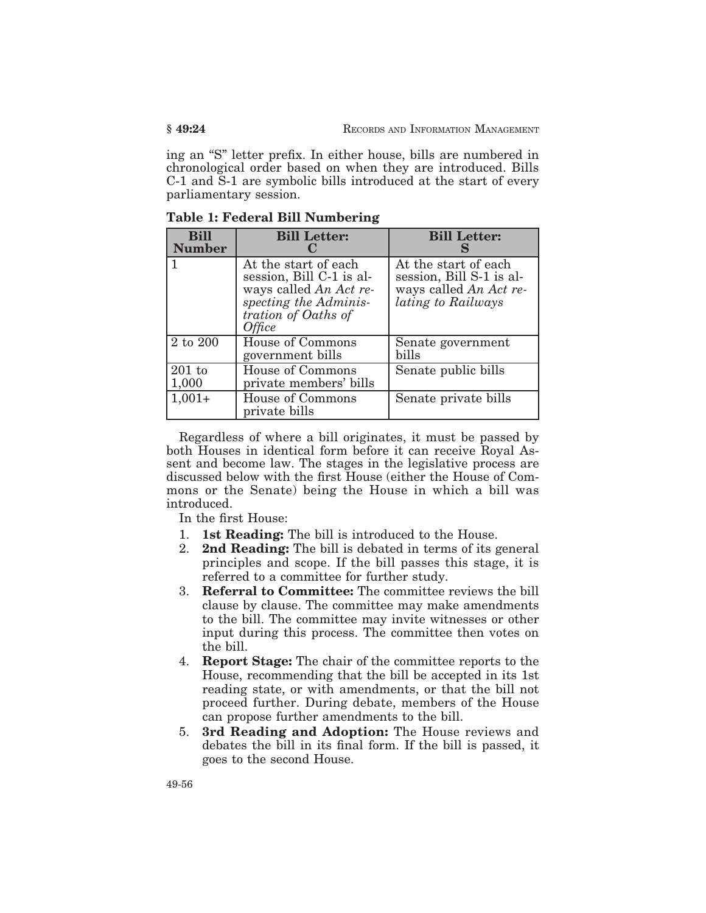ing an "S" letter prefix. In either house, bills are numbered in chronological order based on when they are introduced. Bills C-1 and S-1 are symbolic bills introduced at the start of every parliamentary session.

**Table 1: Federal Bill Numbering**

| Bill Number | Bill Letter: C | Bill Letter: S |
|---|---|---|
| 1 | At the start of each session, Bill C-1 is always called *An Act respecting the Administration of Oaths of Office* | At the start of each session, Bill S-1 is always called *An Act relating to Railways* |
| 2 to 200 | House of Commons government bills | Senate government bills |
| 201 to 1,000 | House of Commons private members' bills | Senate public bills |
| 1,001+ | House of Commons private bills | Senate private bills |

Regardless of where a bill originates, it must be passed by both Houses in identical form before it can receive Royal Assent and become law. The stages in the legislative process are discussed below with the first House (either the House of Commons or the Senate) being the House in which a bill was introduced.

In the first House:

1. **1st Reading:** The bill is introduced to the House.
2. **2nd Reading:** The bill is debated in terms of its general principles and scope. If the bill passes this stage, it is referred to a committee for further study.
3. **Referral to Committee:** The committee reviews the bill clause by clause. The committee may make amendments to the bill. The committee may invite witnesses or other input during this process. The committee then votes on the bill.
4. **Report Stage:** The chair of the committee reports to the House, recommending that the bill be accepted in its 1st reading state, or with amendments, or that the bill not proceed further. During debate, members of the House can propose further amendments to the bill.
5. **3rd Reading and Adoption:** The House reviews and debates the bill in its final form. If the bill is passed, it goes to the second House.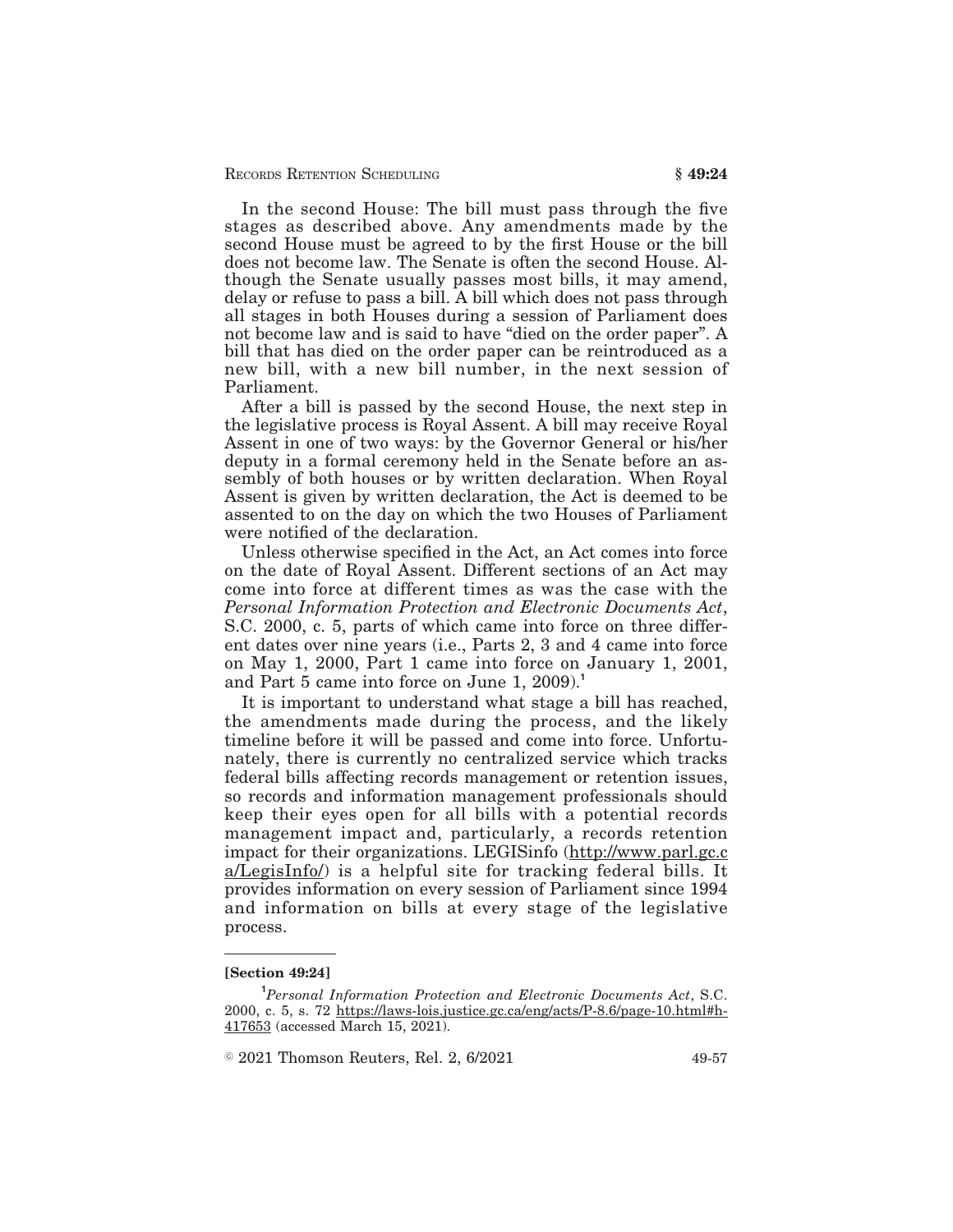In the second House: The bill must pass through the five stages as described above. Any amendments made by the second House must be agreed to by the first House or the bill does not become law. The Senate is often the second House. Although the Senate usually passes most bills, it may amend, delay or refuse to pass a bill. A bill which does not pass through all stages in both Houses during a session of Parliament does not become law and is said to have "died on the order paper". A bill that has died on the order paper can be reintroduced as a new bill, with a new bill number, in the next session of Parliament.

After a bill is passed by the second House, the next step in the legislative process is Royal Assent. A bill may receive Royal Assent in one of two ways: by the Governor General or his/her deputy in a formal ceremony held in the Senate before an assembly of both houses or by written declaration. When Royal Assent is given by written declaration, the Act is deemed to be assented to on the day on which the two Houses of Parliament were notified of the declaration.

Unless otherwise specified in the Act, an Act comes into force on the date of Royal Assent. Different sections of an Act may come into force at different times as was the case with the *Personal Information Protection and Electronic Documents Act*, S.C. 2000, c. 5, parts of which came into force on three different dates over nine years (i.e., Parts 2, 3 and 4 came into force on May 1, 2000, Part 1 came into force on January 1, 2001, and Part 5 came into force on June 1, 2009).[1]

It is important to understand what stage a bill has reached, the amendments made during the process, and the likely timeline before it will be passed and come into force. Unfortunately, there is currently no centralized service which tracks federal bills affecting records management or retention issues, so records and information management professionals should keep their eyes open for all bills with a potential records management impact and, particularly, a records retention impact for their organizations. LEGISinfo (http://www.parl.gc.ca/LegisInfo/) is a helpful site for tracking federal bills. It provides information on every session of Parliament since 1994 and information on bills at every stage of the legislative process.

---

**[Section 49:24]**

[1] *Personal Information Protection and Electronic Documents Act*, S.C. 2000, c. 5, s. 72 https://laws-lois.justice.gc.ca/eng/acts/P-8.6/page-10.html#h-417653 (accessed March 15, 2021).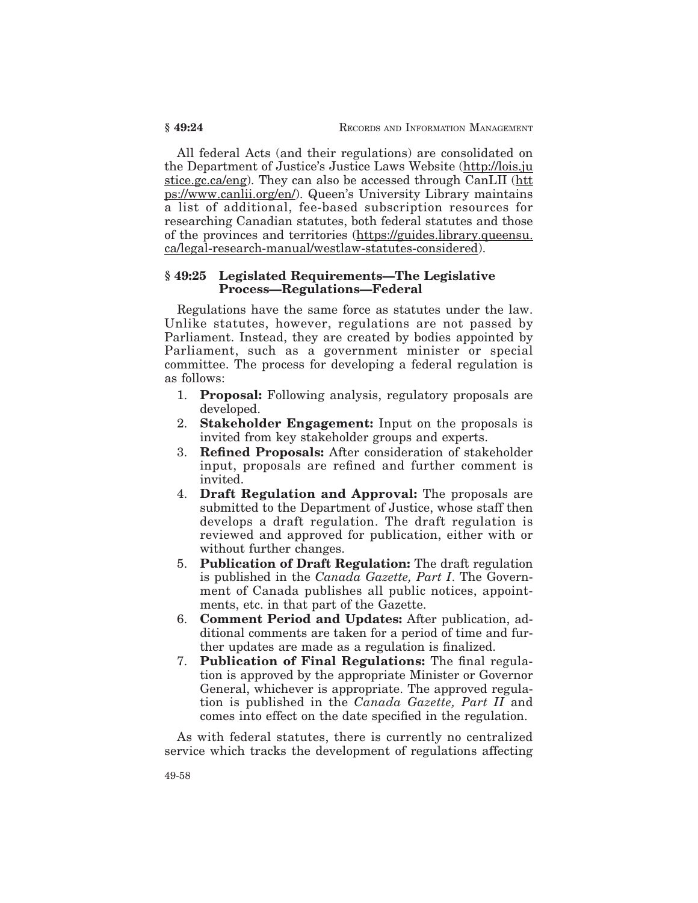All federal Acts (and their regulations) are consolidated on the Department of Justice's Justice Laws Website (http://lois.justice.gc.ca/eng). They can also be accessed through CanLII (https://www.canlii.org/en/). Queen's University Library maintains a list of additional, fee-based subscription resources for researching Canadian statutes, both federal statutes and those of the provinces and territories (https://guides.library.queensu.ca/legal-research-manual/westlaw-statutes-considered).

### § 49:25 Legislated Requirements—The Legislative Process—Regulations—Federal

Regulations have the same force as statutes under the law. Unlike statutes, however, regulations are not passed by Parliament. Instead, they are created by bodies appointed by Parliament, such as a government minister or special committee. The process for developing a federal regulation is as follows:

1. **Proposal:** Following analysis, regulatory proposals are developed.
2. **Stakeholder Engagement:** Input on the proposals is invited from key stakeholder groups and experts.
3. **Refined Proposals:** After consideration of stakeholder input, proposals are refined and further comment is invited.
4. **Draft Regulation and Approval:** The proposals are submitted to the Department of Justice, whose staff then develops a draft regulation. The draft regulation is reviewed and approved for publication, either with or without further changes.
5. **Publication of Draft Regulation:** The draft regulation is published in the *Canada Gazette, Part I*. The Government of Canada publishes all public notices, appointments, etc. in that part of the Gazette.
6. **Comment Period and Updates:** After publication, additional comments are taken for a period of time and further updates are made as a regulation is finalized.
7. **Publication of Final Regulations:** The final regulation is approved by the appropriate Minister or Governor General, whichever is appropriate. The approved regulation is published in the *Canada Gazette, Part II* and comes into effect on the date specified in the regulation.

As with federal statutes, there is currently no centralized service which tracks the development of regulations affecting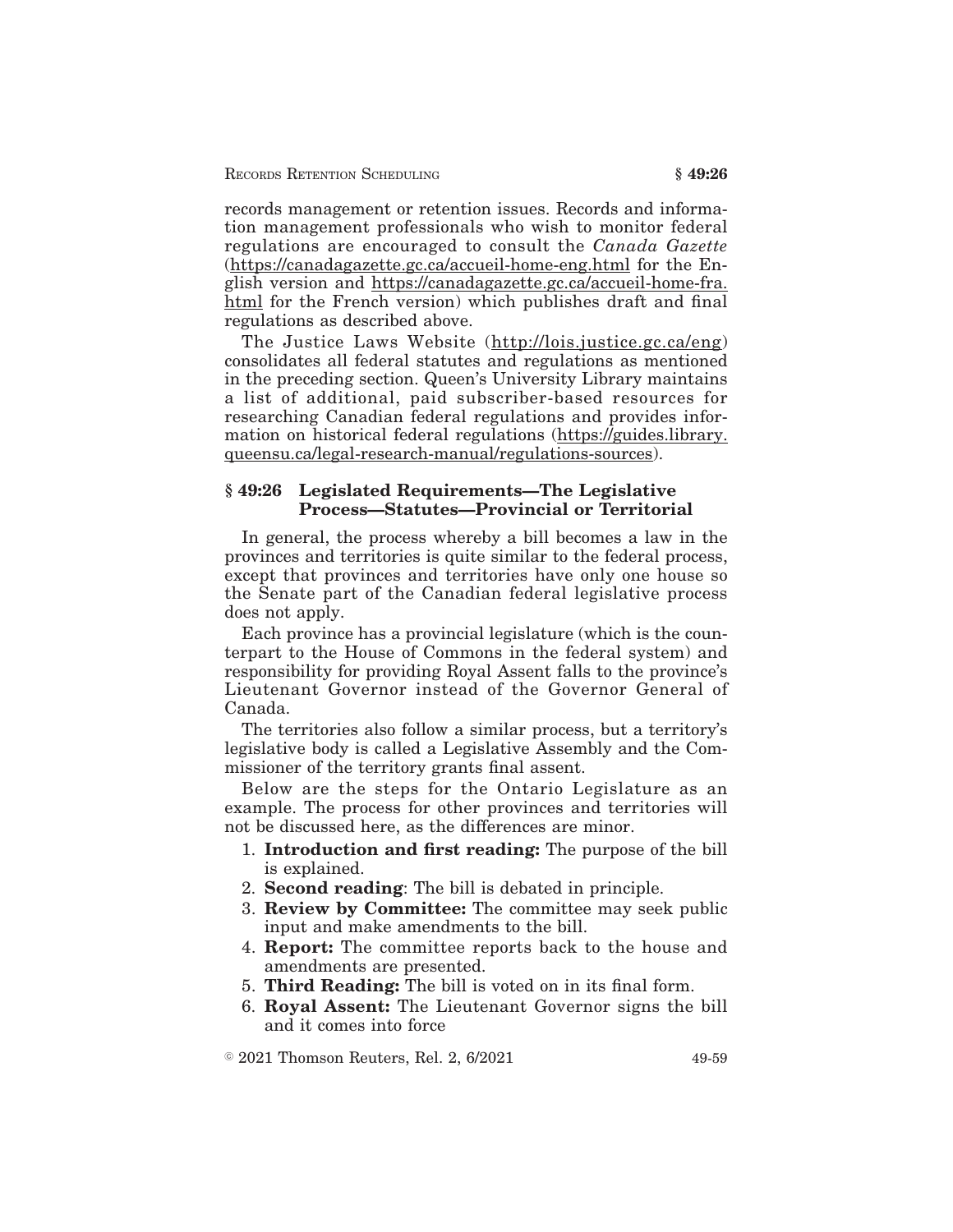records management or retention issues. Records and information management professionals who wish to monitor federal regulations are encouraged to consult the *Canada Gazette* (https://canadagazette.gc.ca/accueil-home-eng.html for the English version and https://canadagazette.gc.ca/accueil-home-fra.html for the French version) which publishes draft and final regulations as described above.

The Justice Laws Website (http://lois.justice.gc.ca/eng) consolidates all federal statutes and regulations as mentioned in the preceding section. Queen's University Library maintains a list of additional, paid subscriber-based resources for researching Canadian federal regulations and provides information on historical federal regulations (https://guides.library.queensu.ca/legal-research-manual/regulations-sources).

## § 49:26 Legislated Requirements—The Legislative Process—Statutes—Provincial or Territorial

In general, the process whereby a bill becomes a law in the provinces and territories is quite similar to the federal process, except that provinces and territories have only one house so the Senate part of the Canadian federal legislative process does not apply.

Each province has a provincial legislature (which is the counterpart to the House of Commons in the federal system) and responsibility for providing Royal Assent falls to the province's Lieutenant Governor instead of the Governor General of Canada.

The territories also follow a similar process, but a territory's legislative body is called a Legislative Assembly and the Commissioner of the territory grants final assent.

Below are the steps for the Ontario Legislature as an example. The process for other provinces and territories will not be discussed here, as the differences are minor.

1. **Introduction and first reading:** The purpose of the bill is explained.
2. **Second reading**: The bill is debated in principle.
3. **Review by Committee:** The committee may seek public input and make amendments to the bill.
4. **Report:** The committee reports back to the house and amendments are presented.
5. **Third Reading:** The bill is voted on in its final form.
6. **Royal Assent:** The Lieutenant Governor signs the bill and it comes into force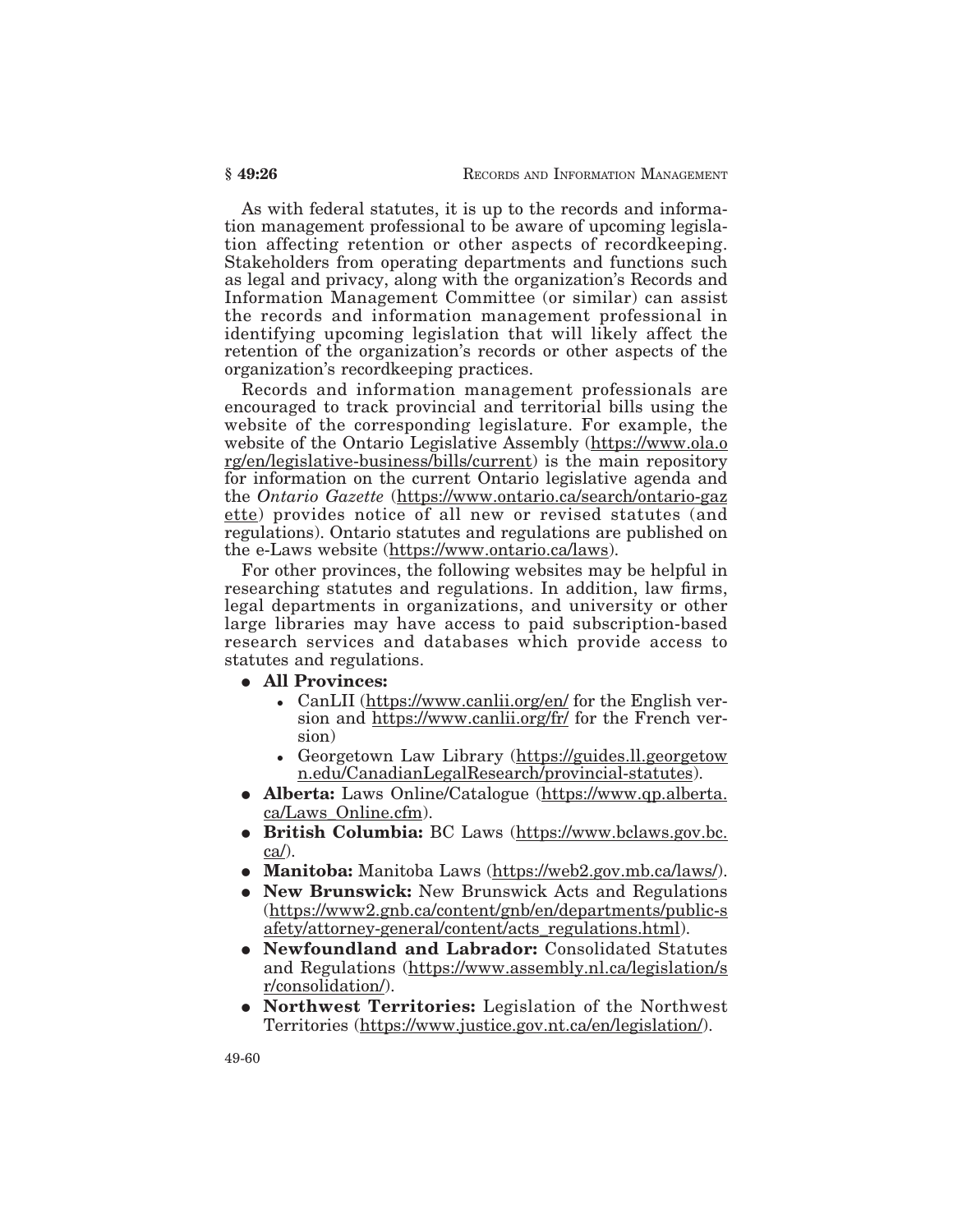As with federal statutes, it is up to the records and information management professional to be aware of upcoming legislation affecting retention or other aspects of recordkeeping. Stakeholders from operating departments and functions such as legal and privacy, along with the organization's Records and Information Management Committee (or similar) can assist the records and information management professional in identifying upcoming legislation that will likely affect the retention of the organization's records or other aspects of the organization's recordkeeping practices.

Records and information management professionals are encouraged to track provincial and territorial bills using the website of the corresponding legislature. For example, the website of the Ontario Legislative Assembly (https://www.ola.org/en/legislative-business/bills/current) is the main repository for information on the current Ontario legislative agenda and the *Ontario Gazette* (https://www.ontario.ca/search/ontario-gazette) provides notice of all new or revised statutes (and regulations). Ontario statutes and regulations are published on the e-Laws website (https://www.ontario.ca/laws).

For other provinces, the following websites may be helpful in researching statutes and regulations. In addition, law firms, legal departments in organizations, and university or other large libraries may have access to paid subscription-based research services and databases which provide access to statutes and regulations.

- **All Provinces:**
  - CanLII (https://www.canlii.org/en/ for the English version and https://www.canlii.org/fr/ for the French version)
  - Georgetown Law Library (https://guides.ll.georgetown.edu/CanadianLegalResearch/provincial-statutes).
- **Alberta:** Laws Online/Catalogue (https://www.qp.alberta.ca/Laws_Online.cfm).
- **British Columbia:** BC Laws (https://www.bclaws.gov.bc.ca/).
- **Manitoba:** Manitoba Laws (https://web2.gov.mb.ca/laws/).
- **New Brunswick:** New Brunswick Acts and Regulations (https://www2.gnb.ca/content/gnb/en/departments/public-safety/attorney-general/content/acts_regulations.html).
- **Newfoundland and Labrador:** Consolidated Statutes and Regulations (https://www.assembly.nl.ca/legislation/sr/consolidation/).
- **Northwest Territories:** Legislation of the Northwest Territories (https://www.justice.gov.nt.ca/en/legislation/).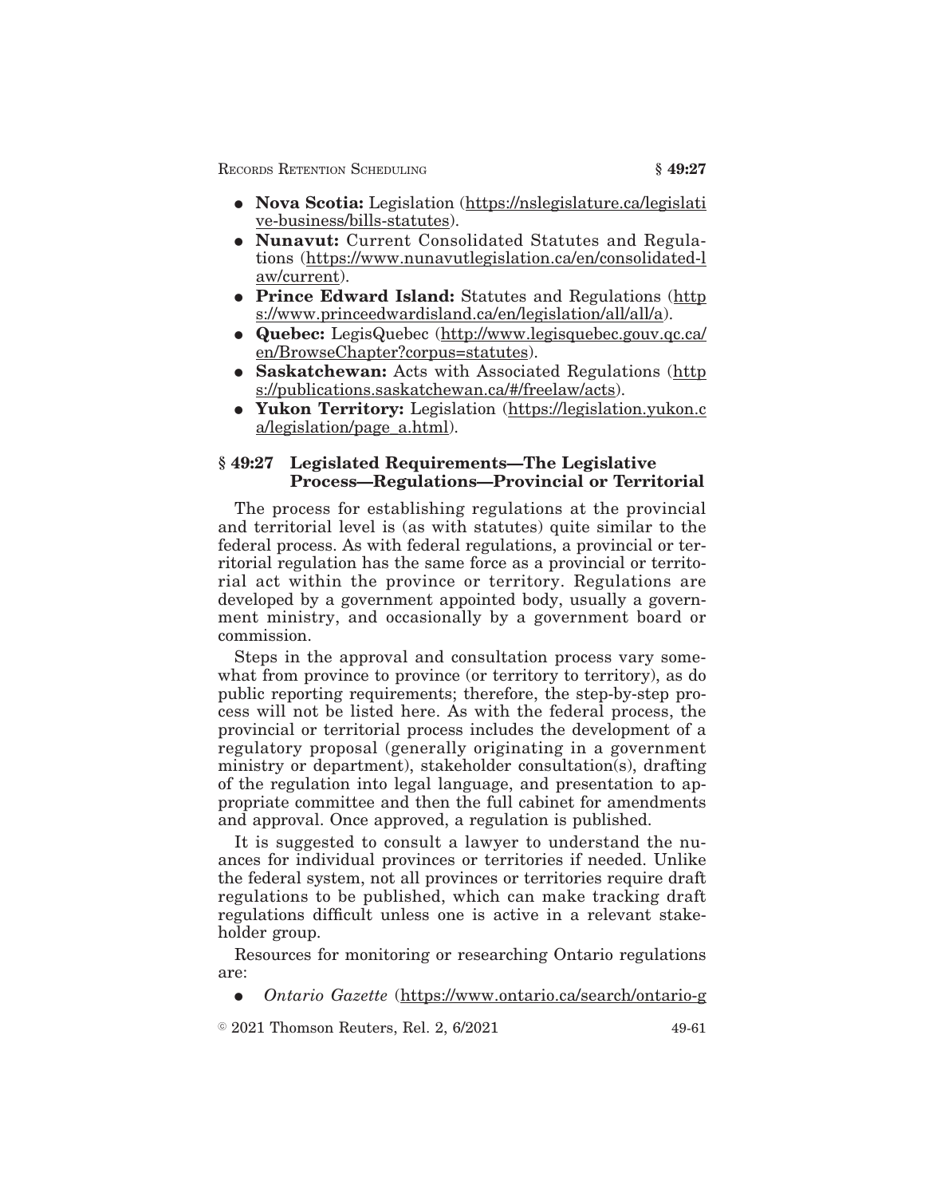- **Nova Scotia:** Legislation (https://nslegislature.ca/legislative-business/bills-statutes).
- **Nunavut:** Current Consolidated Statutes and Regulations (https://www.nunavutlegislation.ca/en/consolidated-law/current).
- **Prince Edward Island:** Statutes and Regulations (https://www.princeedwardisland.ca/en/legislation/all/all/a).
- **Quebec:** LegisQuebec (http://www.legisquebec.gouv.qc.ca/en/BrowseChapter?corpus=statutes).
- **Saskatchewan:** Acts with Associated Regulations (https://publications.saskatchewan.ca/#/freelaw/acts).
- **Yukon Territory:** Legislation (https://legislation.yukon.ca/legislation/page_a.html).

## § 49:27 Legislated Requirements—The Legislative Process—Regulations—Provincial or Territorial

The process for establishing regulations at the provincial and territorial level is (as with statutes) quite similar to the federal process. As with federal regulations, a provincial or territorial regulation has the same force as a provincial or territorial act within the province or territory. Regulations are developed by a government appointed body, usually a government ministry, and occasionally by a government board or commission.

Steps in the approval and consultation process vary somewhat from province to province (or territory to territory), as do public reporting requirements; therefore, the step-by-step process will not be listed here. As with the federal process, the provincial or territorial process includes the development of a regulatory proposal (generally originating in a government ministry or department), stakeholder consultation(s), drafting of the regulation into legal language, and presentation to appropriate committee and then the full cabinet for amendments and approval. Once approved, a regulation is published.

It is suggested to consult a lawyer to understand the nuances for individual provinces or territories if needed. Unlike the federal system, not all provinces or territories require draft regulations to be published, which can make tracking draft regulations difficult unless one is active in a relevant stakeholder group.

Resources for monitoring or researching Ontario regulations are:

- *Ontario Gazette* (https://www.ontario.ca/search/ontario-g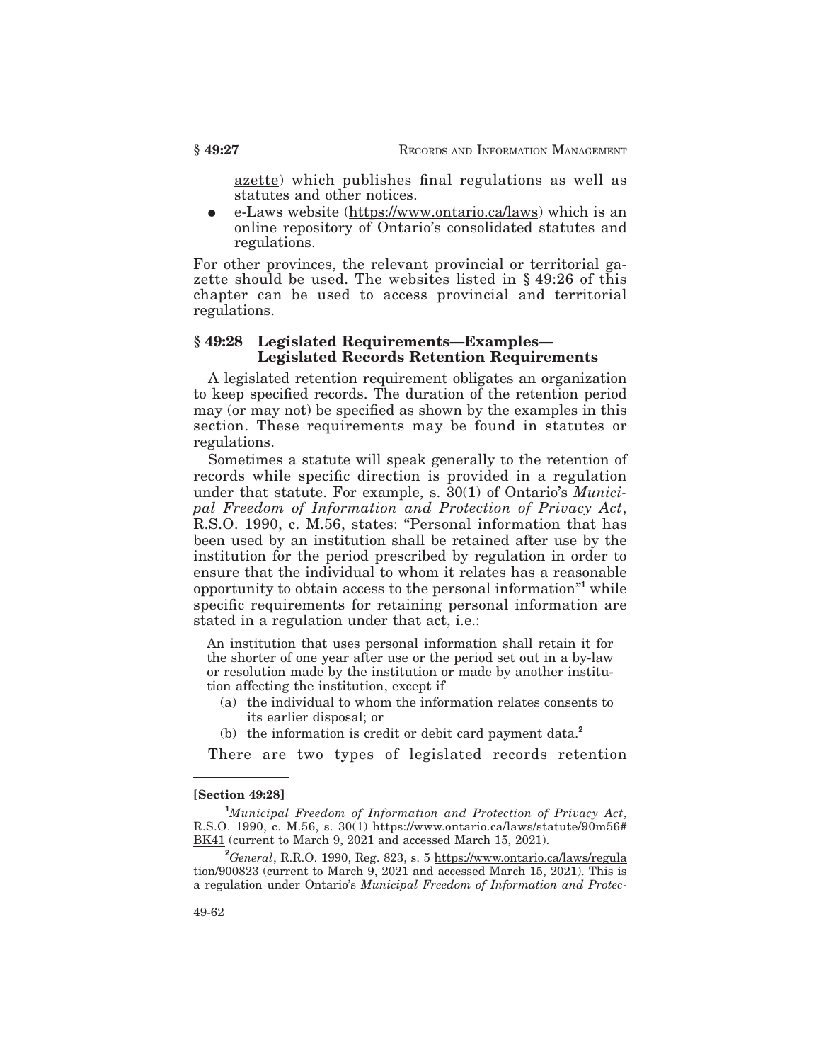azette) which publishes final regulations as well as statutes and other notices.

- e-Laws website (https://www.ontario.ca/laws) which is an online repository of Ontario's consolidated statutes and regulations.

For other provinces, the relevant provincial or territorial gazette should be used. The websites listed in § 49:26 of this chapter can be used to access provincial and territorial regulations.

### § 49:28 Legislated Requirements—Examples—Legislated Records Retention Requirements

A legislated retention requirement obligates an organization to keep specified records. The duration of the retention period may (or may not) be specified as shown by the examples in this section. These requirements may be found in statutes or regulations.

Sometimes a statute will speak generally to the retention of records while specific direction is provided in a regulation under that statute. For example, s. 30(1) of Ontario's *Municipal Freedom of Information and Protection of Privacy Act*, R.S.O. 1990, c. M.56, states: "Personal information that has been used by an institution shall be retained after use by the institution for the period prescribed by regulation in order to ensure that the individual to whom it relates has a reasonable opportunity to obtain access to the personal information"[1] while specific requirements for retaining personal information are stated in a regulation under that act, i.e.:

> An institution that uses personal information shall retain it for the shorter of one year after use or the period set out in a by-law or resolution made by the institution or made by another institution affecting the institution, except if
>
> (a) the individual to whom the information relates consents to its earlier disposal; or
>
> (b) the information is credit or debit card payment data.[2]

There are two types of legislated records retention

---

**[Section 49:28]**

[1] *Municipal Freedom of Information and Protection of Privacy Act*, R.S.O. 1990, c. M.56, s. 30(1) https://www.ontario.ca/laws/statute/90m56#BK41 (current to March 9, 2021 and accessed March 15, 2021).

[2] *General*, R.R.O. 1990, Reg. 823, s. 5 https://www.ontario.ca/laws/regulation/900823 (current to March 9, 2021 and accessed March 15, 2021). This is a regulation under Ontario's *Municipal Freedom of Information and Protec-*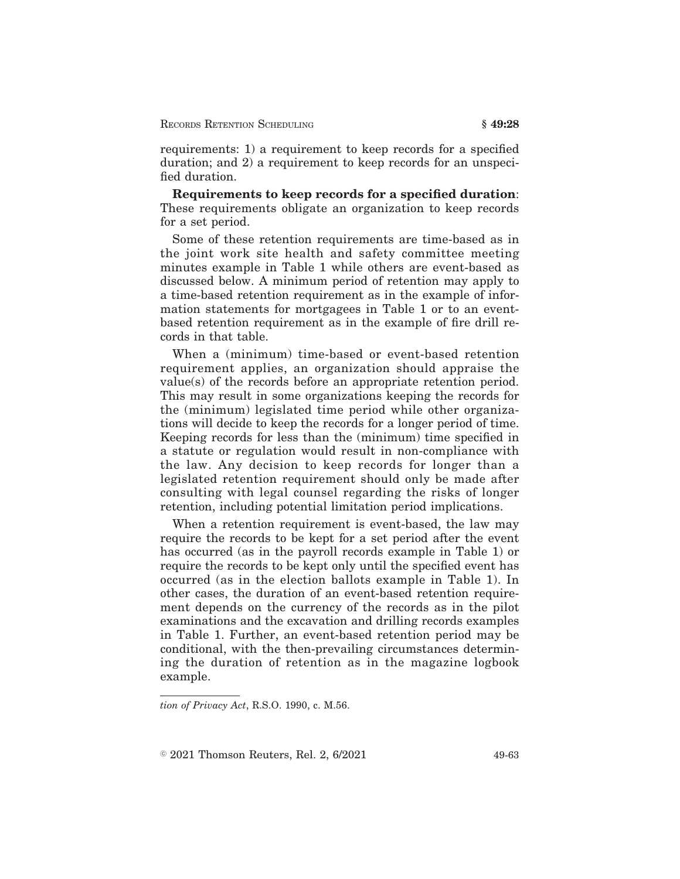requirements: 1) a requirement to keep records for a specified duration; and 2) a requirement to keep records for an unspecified duration.

**Requirements to keep records for a specified duration**: These requirements obligate an organization to keep records for a set period.

Some of these retention requirements are time-based as in the joint work site health and safety committee meeting minutes example in Table 1 while others are event-based as discussed below. A minimum period of retention may apply to a time-based retention requirement as in the example of information statements for mortgagees in Table 1 or to an event-based retention requirement as in the example of fire drill records in that table.

When a (minimum) time-based or event-based retention requirement applies, an organization should appraise the value(s) of the records before an appropriate retention period. This may result in some organizations keeping the records for the (minimum) legislated time period while other organizations will decide to keep the records for a longer period of time. Keeping records for less than the (minimum) time specified in a statute or regulation would result in non-compliance with the law. Any decision to keep records for longer than a legislated retention requirement should only be made after consulting with legal counsel regarding the risks of longer retention, including potential limitation period implications.

When a retention requirement is event-based, the law may require the records to be kept for a set period after the event has occurred (as in the payroll records example in Table 1) or require the records to be kept only until the specified event has occurred (as in the election ballots example in Table 1). In other cases, the duration of an event-based retention requirement depends on the currency of the records as in the pilot examinations and the excavation and drilling records examples in Table 1. Further, an event-based retention period may be conditional, with the then-prevailing circumstances determining the duration of retention as in the magazine logbook example.

---

*tion of Privacy Act*, R.S.O. 1990, c. M.56.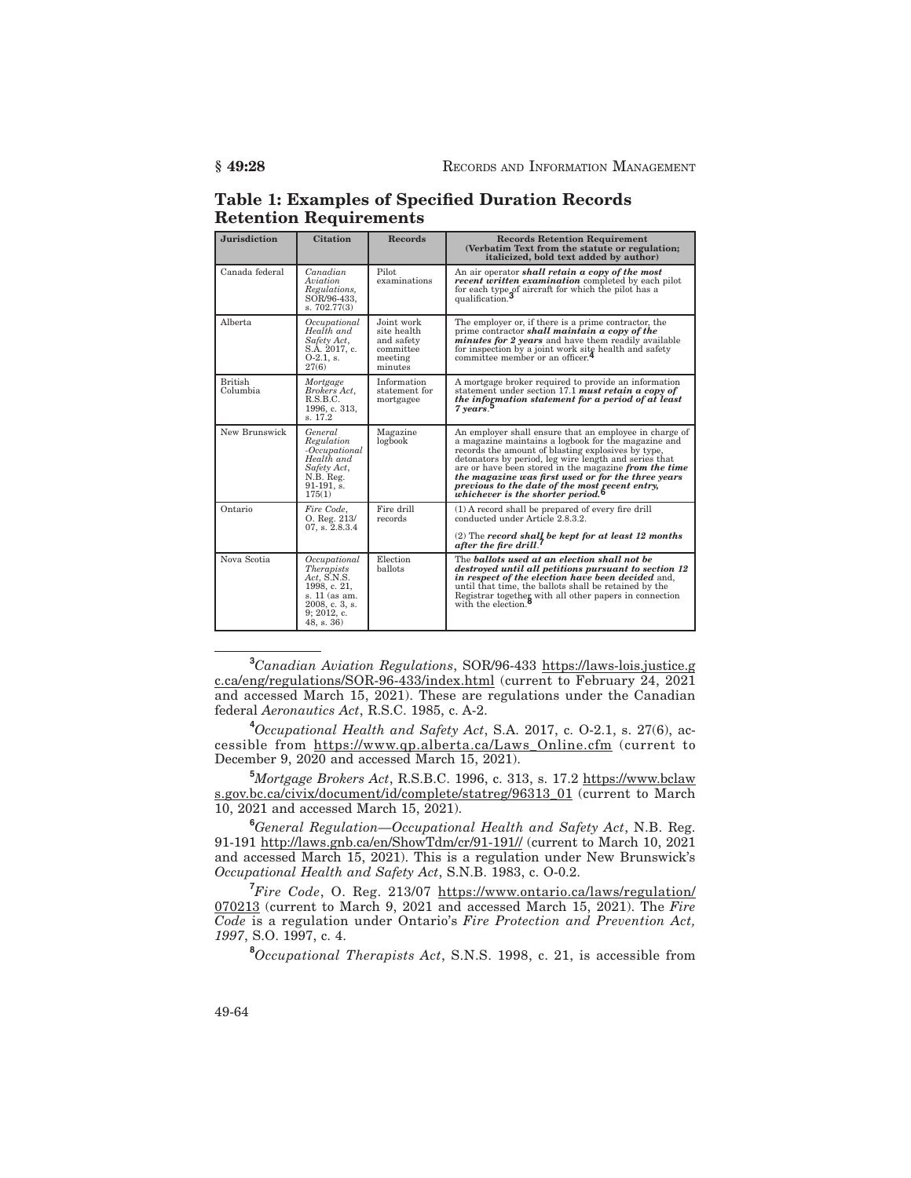## Table 1: Examples of Specified Duration Records Retention Requirements

| Jurisdiction | Citation | Records | Records Retention Requirement (Verbatim Text from the statute or regulation; italicized, bold text added by author) |
|---|---|---|---|
| Canada federal | *Canadian Aviation Regulations*, SOR/96-433, s. 702.77(3) | Pilot examinations | An air operator ***shall retain a copy of the most recent written examination*** completed by each pilot for each type of aircraft for which the pilot has a qualification.[3] |
| Alberta | *Occupational Health and Safety Act*, S.A. 2017, c. O-2.1, s. 27(6) | Joint work site health and safety committee meeting minutes | The employer or, if there is a prime contractor, the prime contractor ***shall maintain a copy of the minutes for 2 years*** and have them readily available for inspection by a joint work site health and safety committee member or an officer.[4] |
| British Columbia | *Mortgage Brokers Act*, R.S.B.C. 1996, c. 313, s. 17.2 | Information statement for mortgagee | A mortgage broker required to provide an information statement under section 17.1 ***must retain a copy of the information statement for a period of at least 7 years***.[5] |
| New Brunswick | *General Regulation -Occupational Health and Safety Act*, N.B. Reg. 91-191, s. 175(1) | Magazine logbook | An employer shall ensure that an employee in charge of a magazine maintains a logbook for the magazine and records the amount of blasting explosives by type, detonators by period, leg wire length and series that are or have been stored in the magazine ***from the time the magazine was first used or for the three years previous to the date of the most recent entry, whichever is the shorter period.***[6] |
| Ontario | *Fire Code*, O. Reg. 213/07, s. 2.8.3.4 | Fire drill records | (1) A record shall be prepared of every fire drill conducted under Article 2.8.3.2.<br><br>(2) The ***record shall be kept for at least 12 months after the fire drill***.[7] |
| Nova Scotia | *Occupational Therapists Act*, S.N.S. 1998, c. 21, s. 11 (as am. 2008, c. 3, s. 9; 2012, c. 48, s. 36) | Election ballots | The ***ballots used at an election shall not be destroyed until all petitions pursuant to section 12 in respect of the election have been decided*** and, until that time, the ballots shall be retained by the Registrar together with all other papers in connection with the election.[8] |

---

[3] *Canadian Aviation Regulations*, SOR/96-433 https://laws-lois.justice.gc.ca/eng/regulations/SOR-96-433/index.html (current to February 24, 2021 and accessed March 15, 2021). These are regulations under the Canadian federal *Aeronautics Act*, R.S.C. 1985, c. A-2.

[4] *Occupational Health and Safety Act*, S.A. 2017, c. O-2.1, s. 27(6), accessible from https://www.qp.alberta.ca/Laws_Online.cfm (current to December 9, 2020 and accessed March 15, 2021).

[5] *Mortgage Brokers Act*, R.S.B.C. 1996, c. 313, s. 17.2 https://www.bclaws.gov.bc.ca/civix/document/id/complete/statreg/96313_01 (current to March 10, 2021 and accessed March 15, 2021).

[6] *General Regulation—Occupational Health and Safety Act*, N.B. Reg. 91-191 http://laws.gnb.ca/en/ShowTdm/cr/91-191// (current to March 10, 2021 and accessed March 15, 2021). This is a regulation under New Brunswick's *Occupational Health and Safety Act*, S.N.B. 1983, c. O-0.2.

[7] *Fire Code*, O. Reg. 213/07 https://www.ontario.ca/laws/regulation/070213 (current to March 9, 2021 and accessed March 15, 2021). The *Fire Code* is a regulation under Ontario's *Fire Protection and Prevention Act, 1997*, S.O. 1997, c. 4.

[8] *Occupational Therapists Act*, S.N.S. 1998, c. 21, is accessible from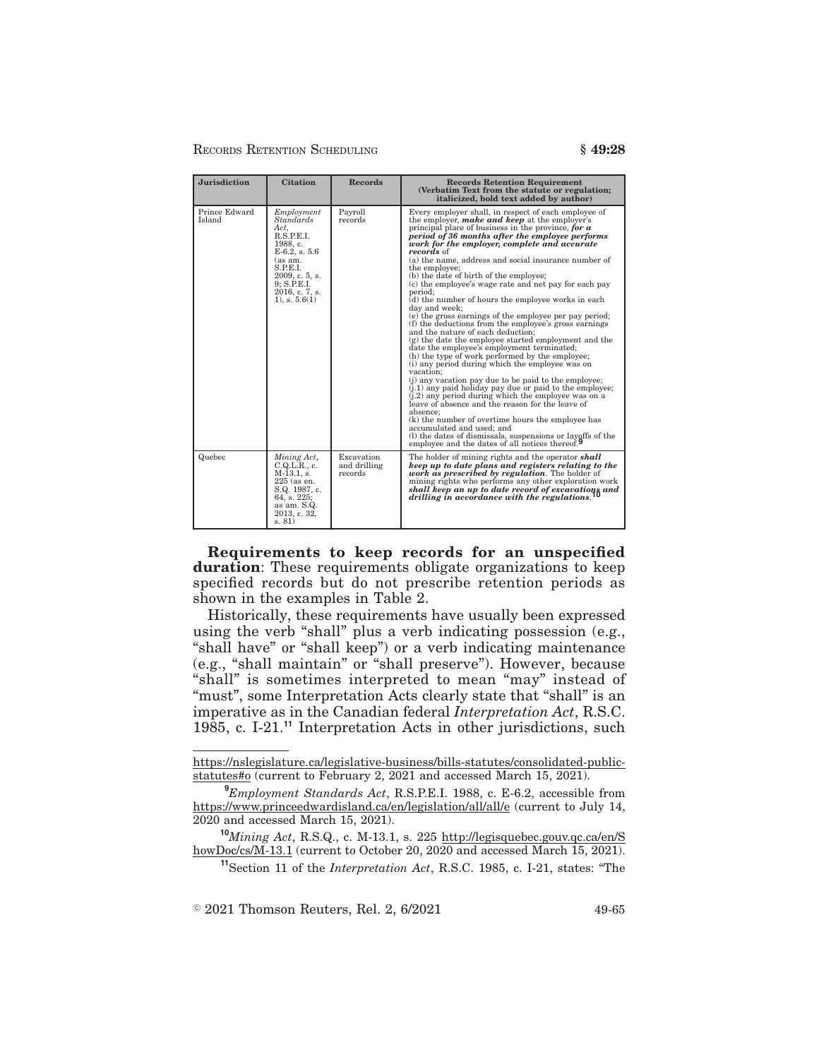| Jurisdiction | Citation | Records | Records Retention Requirement (Verbatim Text from the statute or regulation; italicized, bold text added by author) |
|---|---|---|---|
| Prince Edward Island | *Employment Standards Act*, R.S.P.E.I. 1988, c. E-6.2, s. 5.6 (as am. S.P.E.I. 2009, c. 5, s. 9; S.P.E.I. 2016, c. 7, s. 1), s. 5.6(1) | Payroll records | Every employer shall, in respect of each employee of the employer, ***make and keep*** at the employer's principal place of business in the province, ***for a period of 36 months after the employee performs work for the employer, complete and accurate records*** of (a) the name, address and social insurance number of the employee; (b) the date of birth of the employee; (c) the employee's wage rate and net pay for each pay period; (d) the number of hours the employee works in each day and week; (e) the gross earnings of the employee per pay period; (f) the deductions from the employee's gross earnings and the nature of each deduction; (g) the date the employee started employment and the date the employee's employment terminated; (h) the type of work performed by the employee; (i) any period during which the employee was on vacation; (j) any vacation pay due to be paid to the employee; (j.1) any paid holiday pay due or paid to the employee; (j.2) any period during which the employee was on a leave of absence and the reason for the leave of absence; (k) the number of overtime hours the employee has accumulated and used; and (l) the dates of dismissals, suspensions or layoffs of the employee and the dates of all notices thereof.[9] |
| Quebec | *Mining Act*, C.Q.L.R., c. M-13.1, s. 225 (as en. S.Q. 1987, c. 64, s. 225; as am. S.Q. 2013, c. 32, s. 81) | Excavation and drilling records | The holder of mining rights and the operator ***shall keep up to date plans and registers relating to the work as prescribed by regulation***. The holder of mining rights who performs any other exploration work ***shall keep an up to date record of excavations and drilling in accordance with the regulations***.[10] |

**Requirements to keep records for an unspecified duration**: These requirements obligate organizations to keep specified records but do not prescribe retention periods as shown in the examples in Table 2.

Historically, these requirements have usually been expressed using the verb "shall" plus a verb indicating possession (e.g., "shall have" or "shall keep") or a verb indicating maintenance (e.g., "shall maintain" or "shall preserve"). However, because "shall" is sometimes interpreted to mean "may" instead of "must", some Interpretation Acts clearly state that "shall" is an imperative as in the Canadian federal *Interpretation Act*, R.S.C. 1985, c. I-21.[11] Interpretation Acts in other jurisdictions, such

---

https://nslegislature.ca/legislative-business/bills-statutes/consolidated-public-statutes#o (current to February 2, 2021 and accessed March 15, 2021).

[9] *Employment Standards Act*, R.S.P.E.I. 1988, c. E-6.2, accessible from https://www.princeedwardisland.ca/en/legislation/all/all/e (current to July 14, 2020 and accessed March 15, 2021).

[10] *Mining Act*, R.S.Q., c. M-13.1, s. 225 http://legisquebec.gouv.qc.ca/en/ShowDoc/cs/M-13.1 (current to October 20, 2020 and accessed March 15, 2021).

[11] Section 11 of the *Interpretation Act*, R.S.C. 1985, c. I-21, states: "The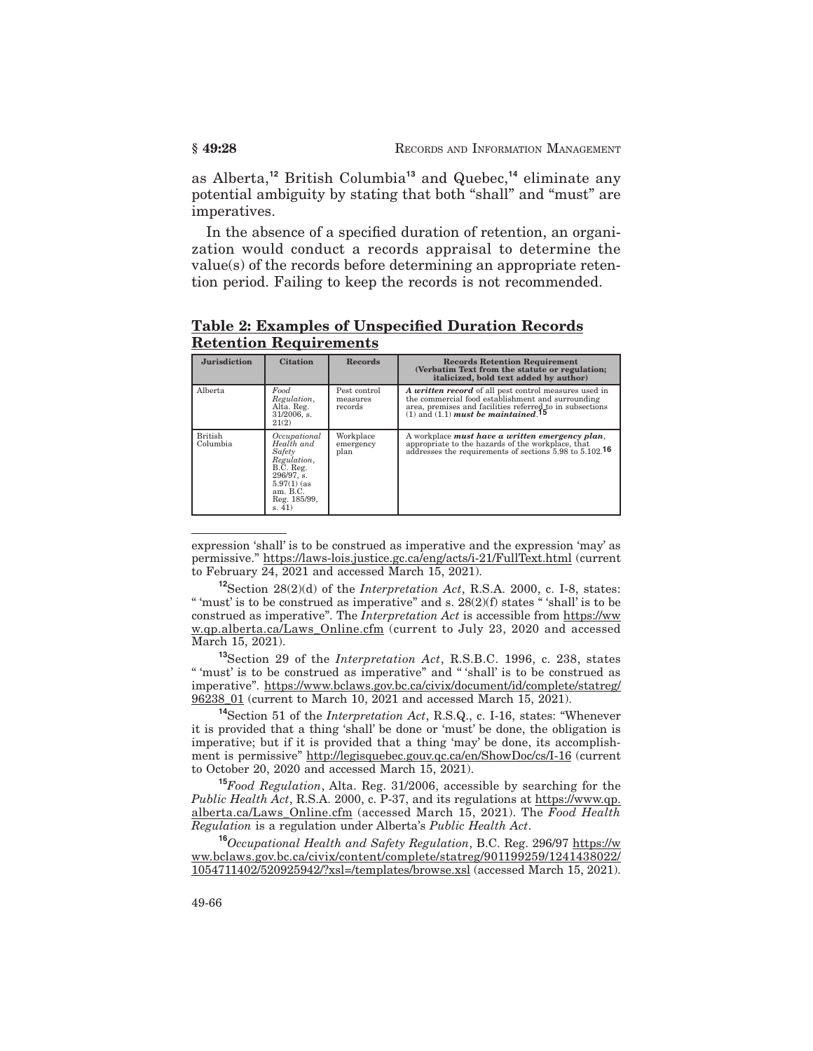as Alberta,[12] British Columbia[13] and Quebec,[14] eliminate any potential ambiguity by stating that both "shall" and "must" are imperatives.

In the absence of a specified duration of retention, an organization would conduct a records appraisal to determine the value(s) of the records before determining an appropriate retention period. Failing to keep the records is not recommended.

**Table 2: Examples of Unspecified Duration Records Retention Requirements**

| Jurisdiction | Citation | Records | Records Retention Requirement (Verbatim Text from the statute or regulation; italicized, bold text added by author) |
|---|---|---|---|
| Alberta | *Food Regulation*, Alta. Reg. 31/2006, s. 21(2) | Pest control measures records | ***A written record*** of all pest control measures used in the commercial food establishment and surrounding area, premises and facilities referred to in subsections (1) and (1.1) ***must be maintained***.[15] |
| British Columbia | *Occupational Health and Safety Regulation*, B.C. Reg. 296/97, s. 5.97(1) (as am. B.C. Reg. 185/99, s. 41) | Workplace emergency plan | A workplace ***must have a written emergency plan***, appropriate to the hazards of the workplace, that addresses the requirements of sections 5.98 to 5.102.[16] |

---

expression 'shall' is to be construed as imperative and the expression 'may' as permissive." https://laws-lois.justice.gc.ca/eng/acts/i-21/FullText.html (current to February 24, 2021 and accessed March 15, 2021).

[12]Section 28(2)(d) of the *Interpretation Act*, R.S.A. 2000, c. I-8, states: " 'must' is to be construed as imperative" and s. 28(2)(f) states " 'shall' is to be construed as imperative". The *Interpretation Act* is accessible from https://www.qp.alberta.ca/Laws_Online.cfm (current to July 23, 2020 and accessed March 15, 2021).

[13]Section 29 of the *Interpretation Act*, R.S.B.C. 1996, c. 238, states " 'must' is to be construed as imperative" and " 'shall' is to be construed as imperative". https://www.bclaws.gov.bc.ca/civix/document/id/complete/statreg/96238_01 (current to March 10, 2021 and accessed March 15, 2021).

[14]Section 51 of the *Interpretation Act*, R.S.Q., c. I-16, states: "Whenever it is provided that a thing 'shall' be done or 'must' be done, the obligation is imperative; but if it is provided that a thing 'may' be done, its accomplishment is permissive" http://legisquebec.gouv.qc.ca/en/ShowDoc/cs/I-16 (current to October 20, 2020 and accessed March 15, 2021).

[15]*Food Regulation*, Alta. Reg. 31/2006, accessible by searching for the *Public Health Act*, R.S.A. 2000, c. P-37, and its regulations at https://www.qp.alberta.ca/Laws_Online.cfm (accessed March 15, 2021). The *Food Health Regulation* is a regulation under Alberta's *Public Health Act*.

[16]*Occupational Health and Safety Regulation*, B.C. Reg. 296/97 https://www.bclaws.gov.bc.ca/civix/content/complete/statreg/901199259/1241438022/1054711402/520925942/?xsl=/templates/browse.xsl (accessed March 15, 2021).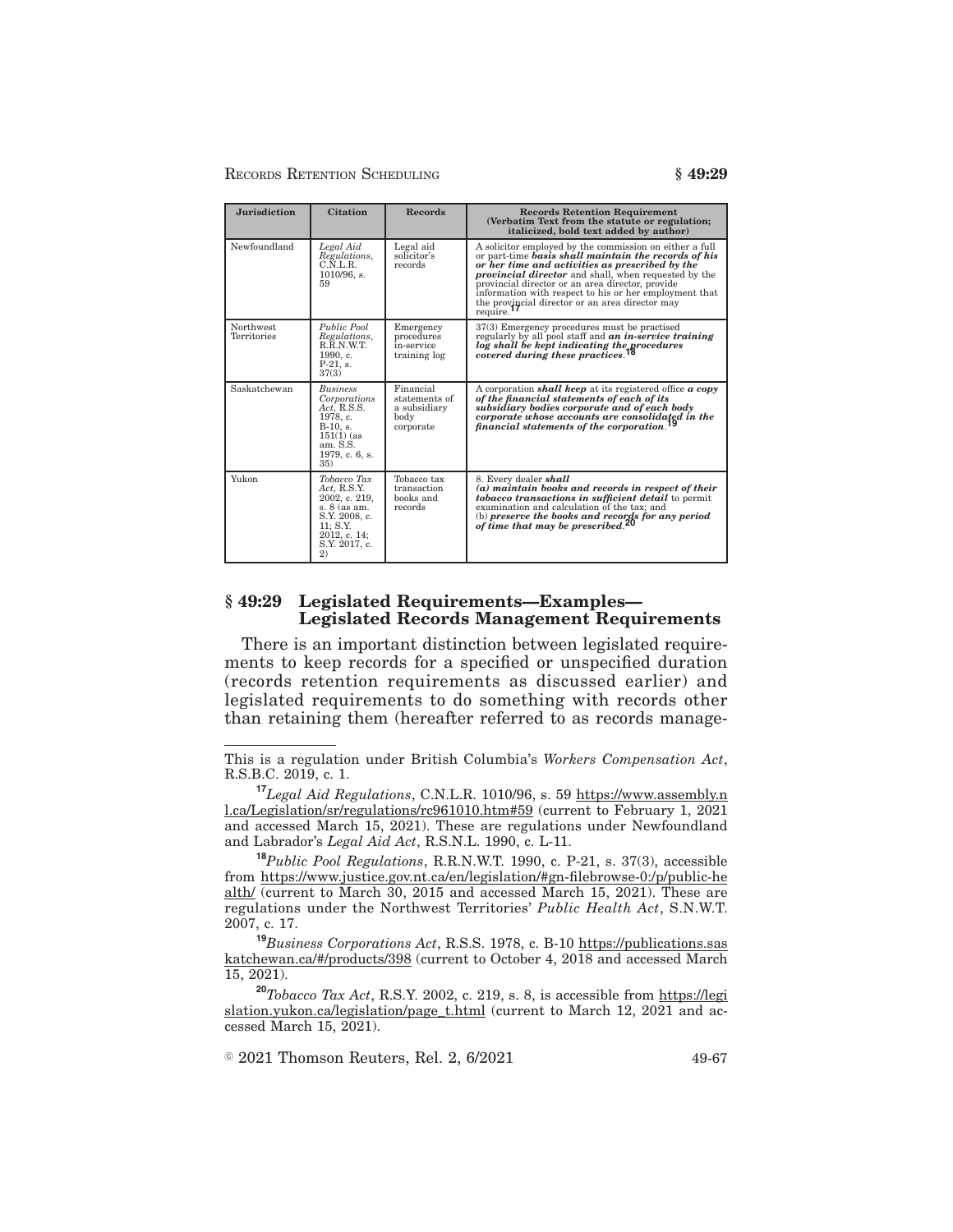| Jurisdiction | Citation | Records | Records Retention Requirement (Verbatim Text from the statute or regulation; italicized, bold text added by author) |
| --- | --- | --- | --- |
| Newfoundland | *Legal Aid Regulations*, C.N.L.R. 1010/96, s. 59 | Legal aid solicitor's records | A solicitor employed by the commission on either a full or part-time ***basis shall maintain the records of his or her time and activities as prescribed by the provincial director*** and shall, when requested by the provincial director or an area director, provide information with respect to his or her employment that the provincial director or an area director may require.[17] |
| Northwest Territories | *Public Pool Regulations*, R.R.N.W.T. 1990, c. P-21, s. 37(3) | Emergency procedures in-service training log | 37(3) Emergency procedures must be practised regularly by all pool staff and ***an in-service training log shall be kept indicating the procedures covered during these practices***.[18] |
| Saskatchewan | *Business Corporations Act*, R.S.S. 1978, c. B-10, s. 151(1) (as am. S.S. 1979, c. 6, s. 35) | Financial statements of a subsidiary body corporate | A corporation ***shall keep*** at its registered office ***a copy of the financial statements of each of its subsidiary bodies corporate and of each body corporate whose accounts are consolidated in the financial statements of the corporation***.[19] |
| Yukon | *Tobacco Tax Act*, R.S.Y. 2002, c. 219, s. 8 (as am. S.Y. 2008, c. 11; S.Y. 2012, c. 14; S.Y. 2017, c. 2) | Tobacco tax transaction books and records | 8. Every dealer ***shall*** ***(a) maintain books and records in respect of their tobacco transactions in sufficient detail*** to permit examination and calculation of the tax; and (b) ***preserve the books and records for any period of time that may be prescribed***.[20] |

## § 49:29 Legislated Requirements—Examples—Legislated Records Management Requirements

There is an important distinction between legislated requirements to keep records for a specified or unspecified duration (records retention requirements as discussed earlier) and legislated requirements to do something with records other than retaining them (hereafter referred to as records manage-

---

This is a regulation under British Columbia's *Workers Compensation Act*, R.S.B.C. 2019, c. 1.

[17] *Legal Aid Regulations*, C.N.L.R. 1010/96, s. 59 https://www.assembly.nl.ca/Legislation/sr/regulations/rc961010.htm#59 (current to February 1, 2021 and accessed March 15, 2021). These are regulations under Newfoundland and Labrador's *Legal Aid Act*, R.S.N.L. 1990, c. L-11.

[18] *Public Pool Regulations*, R.R.N.W.T. 1990, c. P-21, s. 37(3), accessible from https://www.justice.gov.nt.ca/en/legislation/#gn-filebrowse-0:/p/public-health/ (current to March 30, 2015 and accessed March 15, 2021). These are regulations under the Northwest Territories' *Public Health Act*, S.N.W.T. 2007, c. 17.

[19] *Business Corporations Act*, R.S.S. 1978, c. B-10 https://publications.saskatchewan.ca/#/products/398 (current to October 4, 2018 and accessed March 15, 2021).

[20] *Tobacco Tax Act*, R.S.Y. 2002, c. 219, s. 8, is accessible from https://legislation.yukon.ca/legislation/page_t.html (current to March 12, 2021 and accessed March 15, 2021).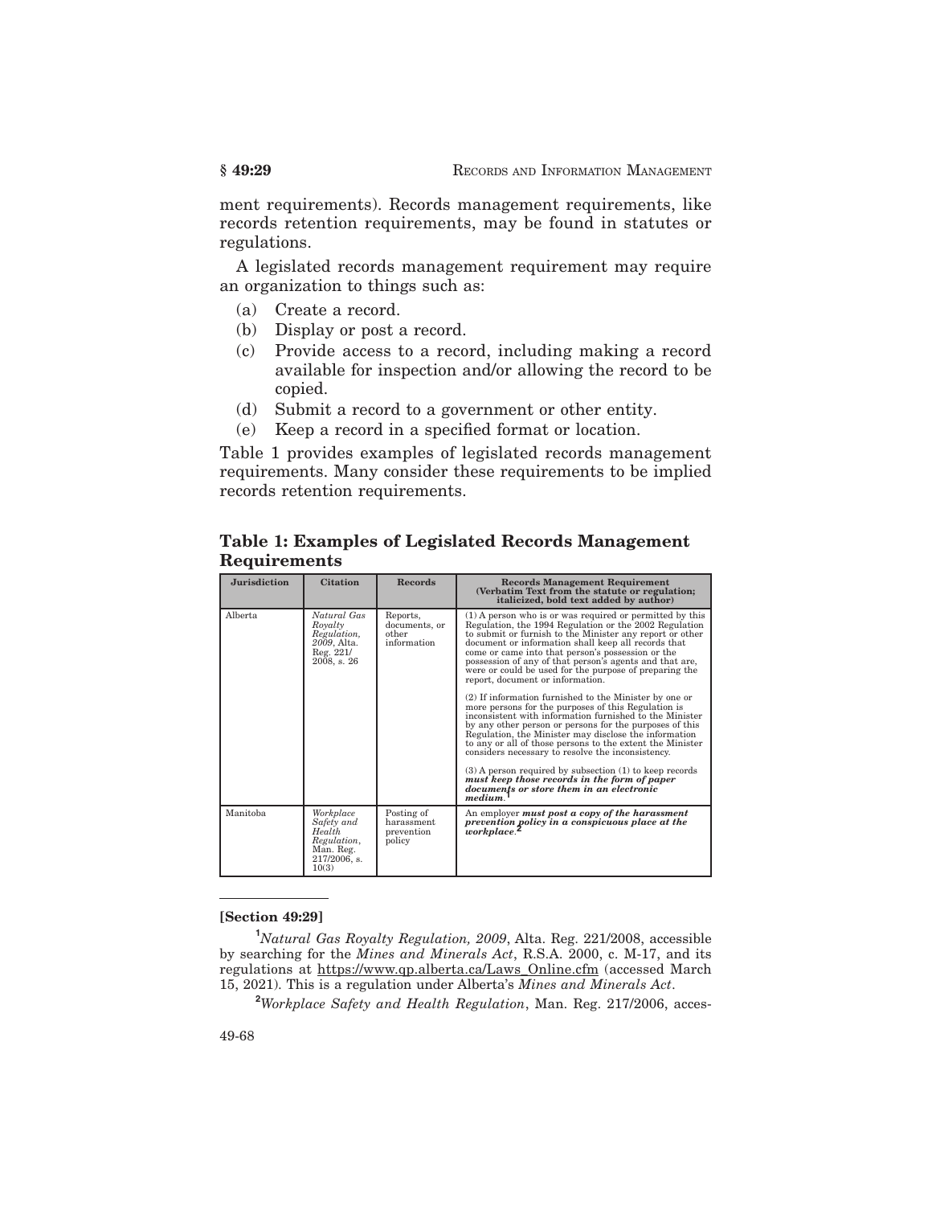ment requirements). Records management requirements, like records retention requirements, may be found in statutes or regulations.

A legislated records management requirement may require an organization to things such as:

(a) Create a record.
(b) Display or post a record.
(c) Provide access to a record, including making a record available for inspection and/or allowing the record to be copied.
(d) Submit a record to a government or other entity.
(e) Keep a record in a specified format or location.

Table 1 provides examples of legislated records management requirements. Many consider these requirements to be implied records retention requirements.

**Table 1: Examples of Legislated Records Management Requirements**

| Jurisdiction | Citation | Records | Records Management Requirement (Verbatim Text from the statute or regulation; italicized, bold text added by author) |
|---|---|---|---|
| Alberta | *Natural Gas Royalty Regulation, 2009*, Alta. Reg. 221/ 2008, s. 26 | Reports, documents, or other information | (1) A person who is or was required or permitted by this Regulation, the 1994 Regulation or the 2002 Regulation to submit or furnish to the Minister any report or other document or information shall keep all records that come or came into that person's possession or the possession of any of that person's agents and that are, were or could be used for the purpose of preparing the report, document or information.<br><br>(2) If information furnished to the Minister by one or more persons for the purposes of this Regulation is inconsistent with information furnished to the Minister by any other person or persons for the purposes of this Regulation, the Minister may disclose the information to any or all of those persons to the extent the Minister considers necessary to resolve the inconsistency.<br><br>(3) A person required by subsection (1) to keep records ***must keep those records in the form of paper documents or store them in an electronic medium***.[1] |
| Manitoba | *Workplace Safety and Health Regulation*, Man. Reg. 217/2006, s. 10(3) | Posting of harassment prevention policy | An employer ***must post a copy of the harassment prevention policy in a conspicuous place at the workplace***.[2] |

**[Section 49:29]**

[1] *Natural Gas Royalty Regulation, 2009*, Alta. Reg. 221/2008, accessible by searching for the *Mines and Minerals Act*, R.S.A. 2000, c. M-17, and its regulations at https://www.qp.alberta.ca/Laws_Online.cfm (accessed March 15, 2021). This is a regulation under Alberta's *Mines and Minerals Act*.

[2] *Workplace Safety and Health Regulation*, Man. Reg. 217/2006, acces-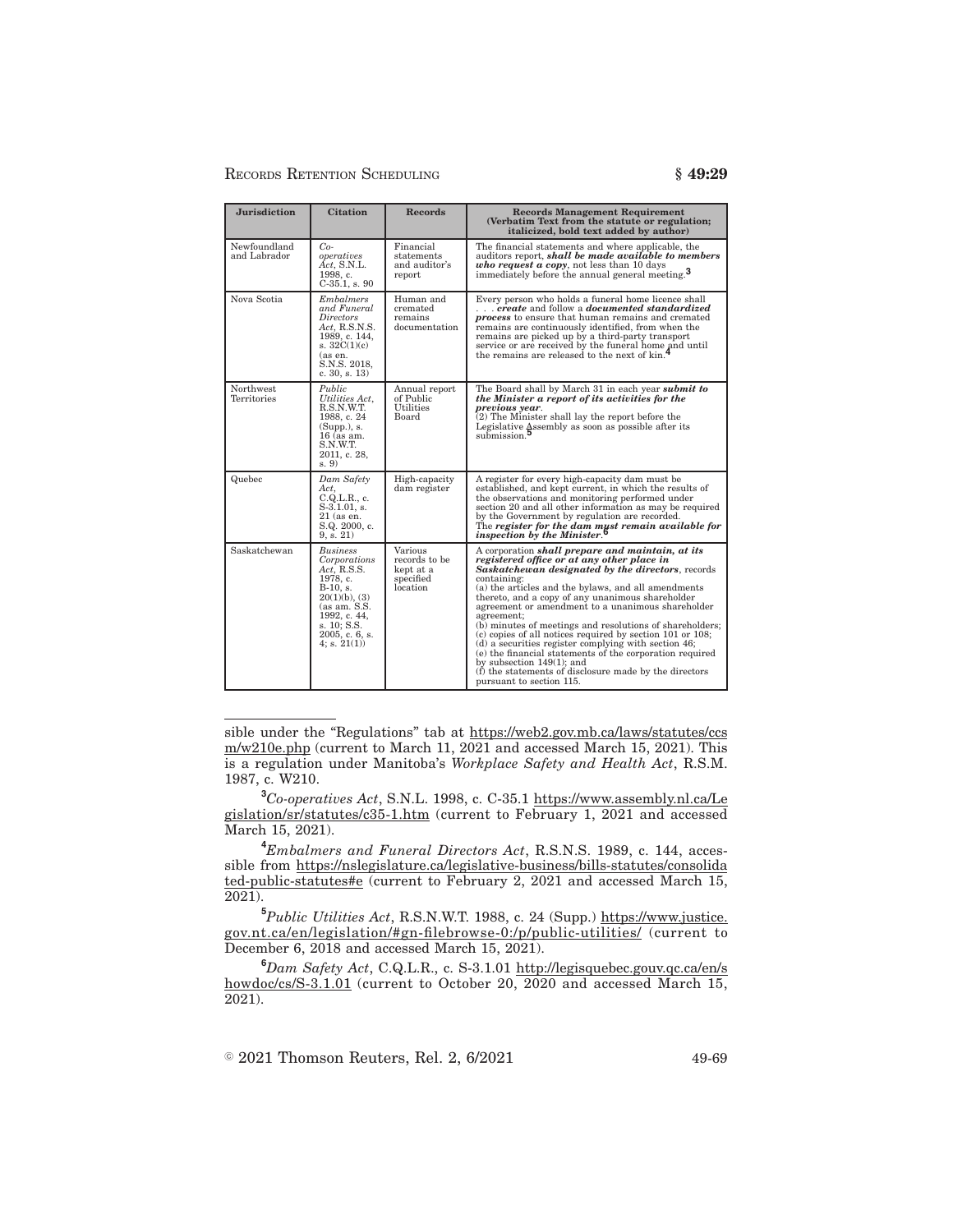| Jurisdiction | Citation | Records | Records Management Requirement (Verbatim Text from the statute or regulation; italicized, bold text added by author) |
|---|---|---|---|
| Newfoundland and Labrador | *Co-operatives Act*, S.N.L. 1998, c. C-35.1, s. 90 | Financial statements and auditor's report | The financial statements and where applicable, the auditors report, ***shall be made available to members who request a copy***, not less than 10 days immediately before the annual general meeting.[3] |
| Nova Scotia | *Embalmers and Funeral Directors Act*, R.S.N.S. 1989, c. 144, s. 32C(1)(c) (as en. S.N.S. 2018, c. 30, s. 13) | Human and cremated remains documentation | Every person who holds a funeral home licence shall . . . ***create*** and follow a ***documented standardized process*** to ensure that human remains and cremated remains are continuously identified, from when the remains are picked up by a third-party transport service or are received by the funeral home and until the remains are released to the next of kin.[4] |
| Northwest Territories | *Public Utilities Act*, R.S.N.W.T. 1988, c. 24 (Supp.), s. 16 (as am. S.N.W.T. 2011, c. 28, s. 9) | Annual report of Public Utilities Board | The Board shall by March 31 in each year ***submit to the Minister a report of its activities for the previous year***. (2) The Minister shall lay the report before the Legislative Assembly as soon as possible after its submission.[5] |
| Quebec | *Dam Safety Act*, C.Q.L.R., c. S-3.1.01, s. 21 (as en. S.Q. 2000, c. 9, s. 21) | High-capacity dam register | A register for every high-capacity dam must be established, and kept current, in which the results of the observations and monitoring performed under section 20 and all other information as may be required by the Government by regulation are recorded. The ***register for the dam must remain available for inspection by the Minister***.[6] |
| Saskatchewan | *Business Corporations Act*, R.S.S. 1978, c. B-10, s. 20(1)(b), (3) (as am. S.S. 1992, c. 44, s. 10; S.S. 2005, c. 6, s. 4; s. 21(1)) | Various records to be kept at a specified location | A corporation ***shall prepare and maintain, at its registered office or at any other place in Saskatchewan designated by the directors***, records containing: (a) the articles and the bylaws, and all amendments thereto, and a copy of any unanimous shareholder agreement or amendment to a unanimous shareholder agreement; (b) minutes of meetings and resolutions of shareholders; (c) copies of all notices required by section 101 or 108; (d) a securities register complying with section 46; (e) the financial statements of the corporation required by subsection 149(1); and (f) the statements of disclosure made by the directors pursuant to section 115. |

---

sible under the "Regulations" tab at https://web2.gov.mb.ca/laws/statutes/ccsm/w210e.php (current to March 11, 2021 and accessed March 15, 2021). This is a regulation under Manitoba's *Workplace Safety and Health Act*, R.S.M. 1987, c. W210.

[3] *Co-operatives Act*, S.N.L. 1998, c. C-35.1 https://www.assembly.nl.ca/Legislation/sr/statutes/c35-1.htm (current to February 1, 2021 and accessed March 15, 2021).

[4] *Embalmers and Funeral Directors Act*, R.S.N.S. 1989, c. 144, accessible from https://nslegislature.ca/legislative-business/bills-statutes/consolidated-public-statutes#e (current to February 2, 2021 and accessed March 15, 2021).

[5] *Public Utilities Act*, R.S.N.W.T. 1988, c. 24 (Supp.) https://www.justice.gov.nt.ca/en/legislation/#gn-filebrowse-0:/p/public-utilities/ (current to December 6, 2018 and accessed March 15, 2021).

[6] *Dam Safety Act*, C.Q.L.R., c. S-3.1.01 http://legisquebec.gouv.qc.ca/en/showdoc/cs/S-3.1.01 (current to October 20, 2020 and accessed March 15, 2021).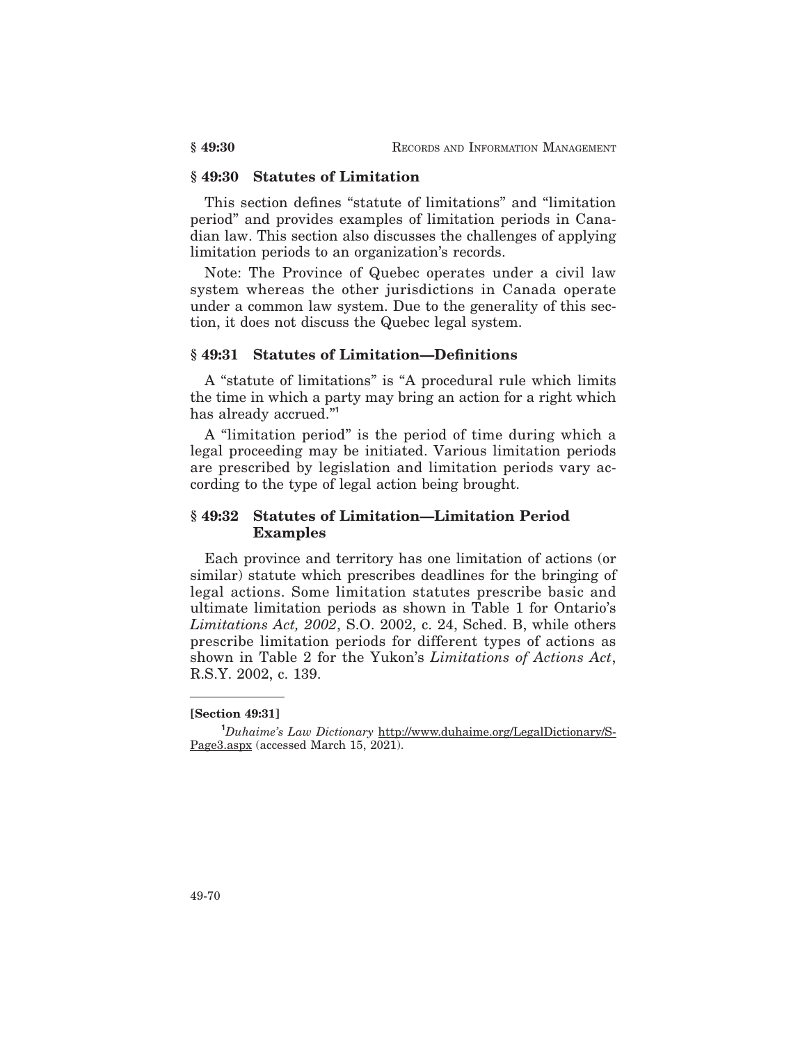## § 49:30 Statutes of Limitation

This section defines "statute of limitations" and "limitation period" and provides examples of limitation periods in Canadian law. This section also discusses the challenges of applying limitation periods to an organization's records.

Note: The Province of Quebec operates under a civil law system whereas the other jurisdictions in Canada operate under a common law system. Due to the generality of this section, it does not discuss the Quebec legal system.

## § 49:31 Statutes of Limitation—Definitions

A "statute of limitations" is "A procedural rule which limits the time in which a party may bring an action for a right which has already accrued."[1]

A "limitation period" is the period of time during which a legal proceeding may be initiated. Various limitation periods are prescribed by legislation and limitation periods vary according to the type of legal action being brought.

## § 49:32 Statutes of Limitation—Limitation Period Examples

Each province and territory has one limitation of actions (or similar) statute which prescribes deadlines for the bringing of legal actions. Some limitation statutes prescribe basic and ultimate limitation periods as shown in Table 1 for Ontario's *Limitations Act, 2002*, S.O. 2002, c. 24, Sched. B, while others prescribe limitation periods for different types of actions as shown in Table 2 for the Yukon's *Limitations of Actions Act*, R.S.Y. 2002, c. 139.

---

**[Section 49:31]**

[1] *Duhaime's Law Dictionary* http://www.duhaime.org/LegalDictionary/S-Page3.aspx (accessed March 15, 2021).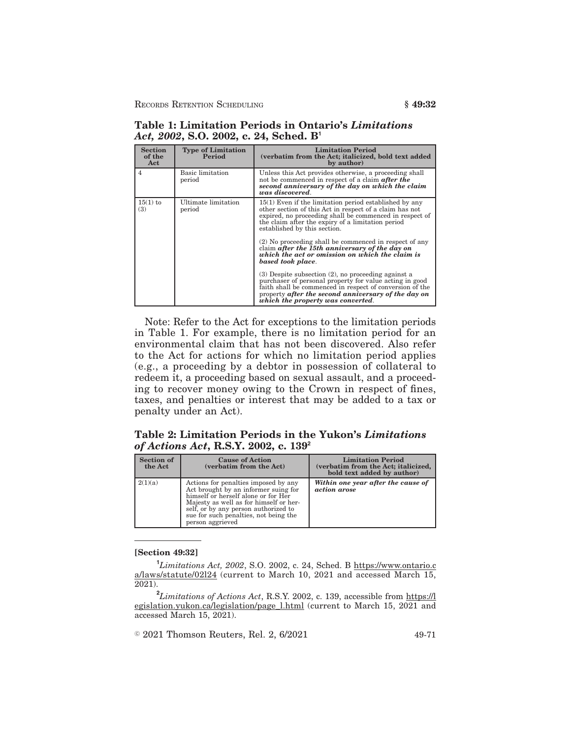**Table 1: Limitation Periods in Ontario's *Limitations Act, 2002*, S.O. 2002, c. 24, Sched. B**[1]

| Section of the Act | Type of Limitation Period | Limitation Period (verbatim from the Act; italicized, bold text added by author) |
|---|---|---|
| 4 | Basic limitation period | Unless this Act provides otherwise, a proceeding shall not be commenced in respect of a claim ***after the second anniversary of the day on which the claim was discovered***. |
| 15(1) to (3) | Ultimate limitation period | 15(1) Even if the limitation period established by any other section of this Act in respect of a claim has not expired, no proceeding shall be commenced in respect of the claim after the expiry of a limitation period established by this section. <br><br> (2) No proceeding shall be commenced in respect of any claim ***after the 15th anniversary of the day on which the act or omission on which the claim is based took place***. <br><br> (3) Despite subsection (2), no proceeding against a purchaser of personal property for value acting in good faith shall be commenced in respect of conversion of the property ***after the second anniversary of the day on which the property was converted***. |

Note: Refer to the Act for exceptions to the limitation periods in Table 1. For example, there is no limitation period for an environmental claim that has not been discovered. Also refer to the Act for actions for which no limitation period applies (e.g., a proceeding by a debtor in possession of collateral to redeem it, a proceeding based on sexual assault, and a proceeding to recover money owing to the Crown in respect of fines, taxes, and penalties or interest that may be added to a tax or penalty under an Act).

**Table 2: Limitation Periods in the Yukon's *Limitations of Actions Act*, R.S.Y. 2002, c. 139**[2]

| Section of the Act | Cause of Action (verbatim from the Act) | Limitation Period (verbatim from the Act; italicized, bold text added by author) |
|---|---|---|
| 2(1)(a) | Actions for penalties imposed by any Act brought by an informer suing for himself or herself alone or for Her Majesty as well as for himself or herself, or by any person authorized to sue for such penalties, not being the person aggrieved | ***Within one year after the cause of action arose*** |

---

**[Section 49:32]**

[1] *Limitations Act, 2002*, S.O. 2002, c. 24, Sched. B https://www.ontario.ca/laws/statute/02l24 (current to March 10, 2021 and accessed March 15, 2021).

[2] *Limitations of Actions Act*, R.S.Y. 2002, c. 139, accessible from https://legislation.yukon.ca/legislation/page_l.html (current to March 15, 2021 and accessed March 15, 2021).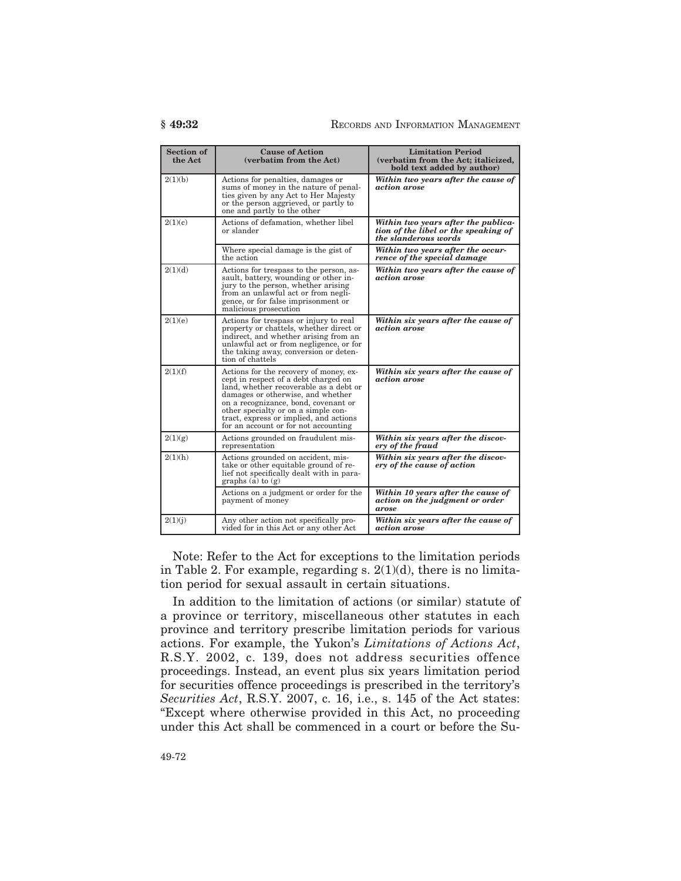| Section of the Act | Cause of Action (verbatim from the Act) | Limitation Period (verbatim from the Act; italicized, bold text added by author) |
|---|---|---|
| 2(1)(b) | Actions for penalties, damages or sums of money in the nature of penalties given by any Act to Her Majesty or the person aggrieved, or partly to one and partly to the other | ***Within two years after the cause of action arose*** |
| 2(1)(c) | Actions of defamation, whether libel or slander | ***Within two years after the publication of the libel or the speaking of the slanderous words*** |
| | Where special damage is the gist of the action | ***Within two years after the occurrence of the special damage*** |
| 2(1)(d) | Actions for trespass to the person, assault, battery, wounding or other injury to the person, whether arising from an unlawful act or from negligence, or for false imprisonment or malicious prosecution | ***Within two years after the cause of action arose*** |
| 2(1)(e) | Actions for trespass or injury to real property or chattels, whether direct or indirect, and whether arising from an unlawful act or from negligence, or for the taking away, conversion or detention of chattels | ***Within six years after the cause of action arose*** |
| 2(1)(f) | Actions for the recovery of money, except in respect of a debt charged on land, whether recoverable as a debt or damages or otherwise, and whether on a recognizance, bond, covenant or other specialty or on a simple contract, express or implied, and actions for an account or for not accounting | ***Within six years after the cause of action arose*** |
| 2(1)(g) | Actions grounded on fraudulent misrepresentation | ***Within six years after the discovery of the fraud*** |
| 2(1)(h) | Actions grounded on accident, mistake or other equitable ground of relief not specifically dealt with in paragraphs (a) to (g) | ***Within six years after the discovery of the cause of action*** |
| | Actions on a judgment or order for the payment of money | ***Within 10 years after the cause of action on the judgment or order arose*** |
| 2(1)(j) | Any other action not specifically provided for in this Act or any other Act | ***Within six years after the cause of action arose*** |

Note: Refer to the Act for exceptions to the limitation periods in Table 2. For example, regarding s. 2(1)(d), there is no limitation period for sexual assault in certain situations.

In addition to the limitation of actions (or similar) statute of a province or territory, miscellaneous other statutes in each province and territory prescribe limitation periods for various actions. For example, the Yukon's *Limitations of Actions Act*, R.S.Y. 2002, c. 139, does not address securities offence proceedings. Instead, an event plus six years limitation period for securities offence proceedings is prescribed in the territory's *Securities Act*, R.S.Y. 2007, c. 16, i.e., s. 145 of the Act states: "Except where otherwise provided in this Act, no proceeding under this Act shall be commenced in a court or before the Su-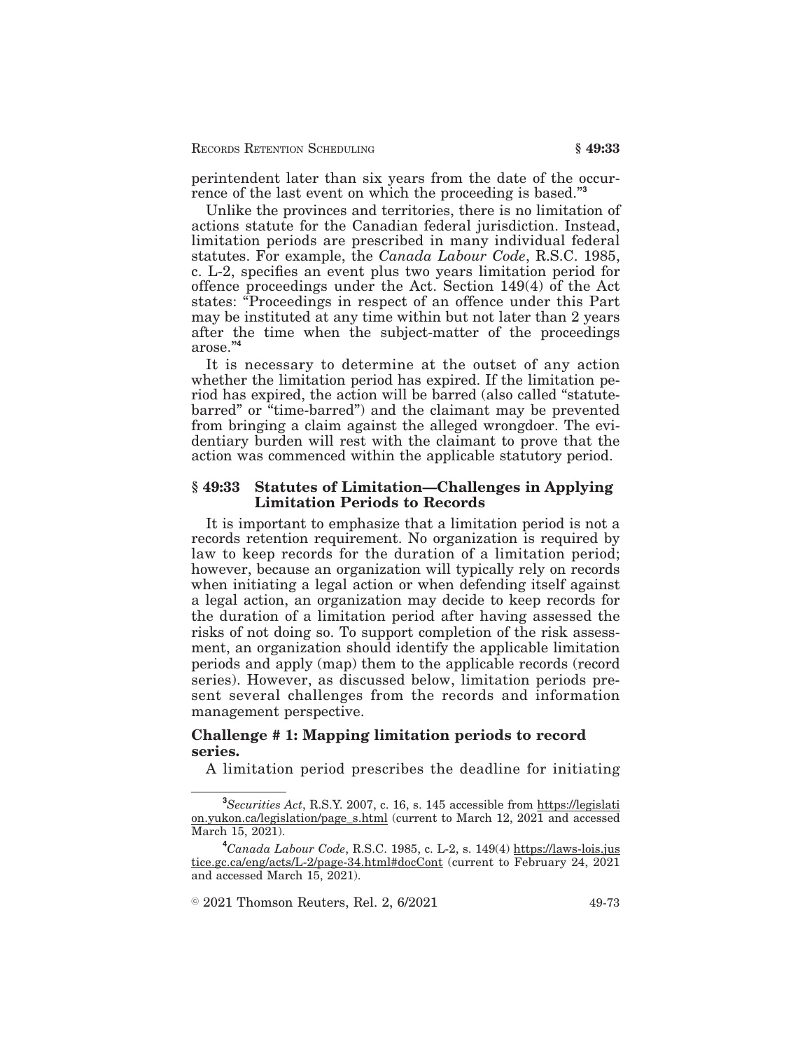perintendent later than six years from the date of the occurrence of the last event on which the proceeding is based."[3]

Unlike the provinces and territories, there is no limitation of actions statute for the Canadian federal jurisdiction. Instead, limitation periods are prescribed in many individual federal statutes. For example, the *Canada Labour Code*, R.S.C. 1985, c. L-2, specifies an event plus two years limitation period for offence proceedings under the Act. Section 149(4) of the Act states: "Proceedings in respect of an offence under this Part may be instituted at any time within but not later than 2 years after the time when the subject-matter of the proceedings arose."[4]

It is necessary to determine at the outset of any action whether the limitation period has expired. If the limitation period has expired, the action will be barred (also called "statute-barred" or "time-barred") and the claimant may be prevented from bringing a claim against the alleged wrongdoer. The evidentiary burden will rest with the claimant to prove that the action was commenced within the applicable statutory period.

## § 49:33 Statutes of Limitation—Challenges in Applying Limitation Periods to Records

It is important to emphasize that a limitation period is not a records retention requirement. No organization is required by law to keep records for the duration of a limitation period; however, because an organization will typically rely on records when initiating a legal action or when defending itself against a legal action, an organization may decide to keep records for the duration of a limitation period after having assessed the risks of not doing so. To support completion of the risk assessment, an organization should identify the applicable limitation periods and apply (map) them to the applicable records (record series). However, as discussed below, limitation periods present several challenges from the records and information management perspective.

### Challenge # 1: Mapping limitation periods to record series.

A limitation period prescribes the deadline for initiating

---

[3] *Securities Act*, R.S.Y. 2007, c. 16, s. 145 accessible from https://legislation.yukon.ca/legislation/page_s.html (current to March 12, 2021 and accessed March 15, 2021).

[4] *Canada Labour Code*, R.S.C. 1985, c. L-2, s. 149(4) https://laws-lois.justice.gc.ca/eng/acts/L-2/page-34.html#docCont (current to February 24, 2021 and accessed March 15, 2021).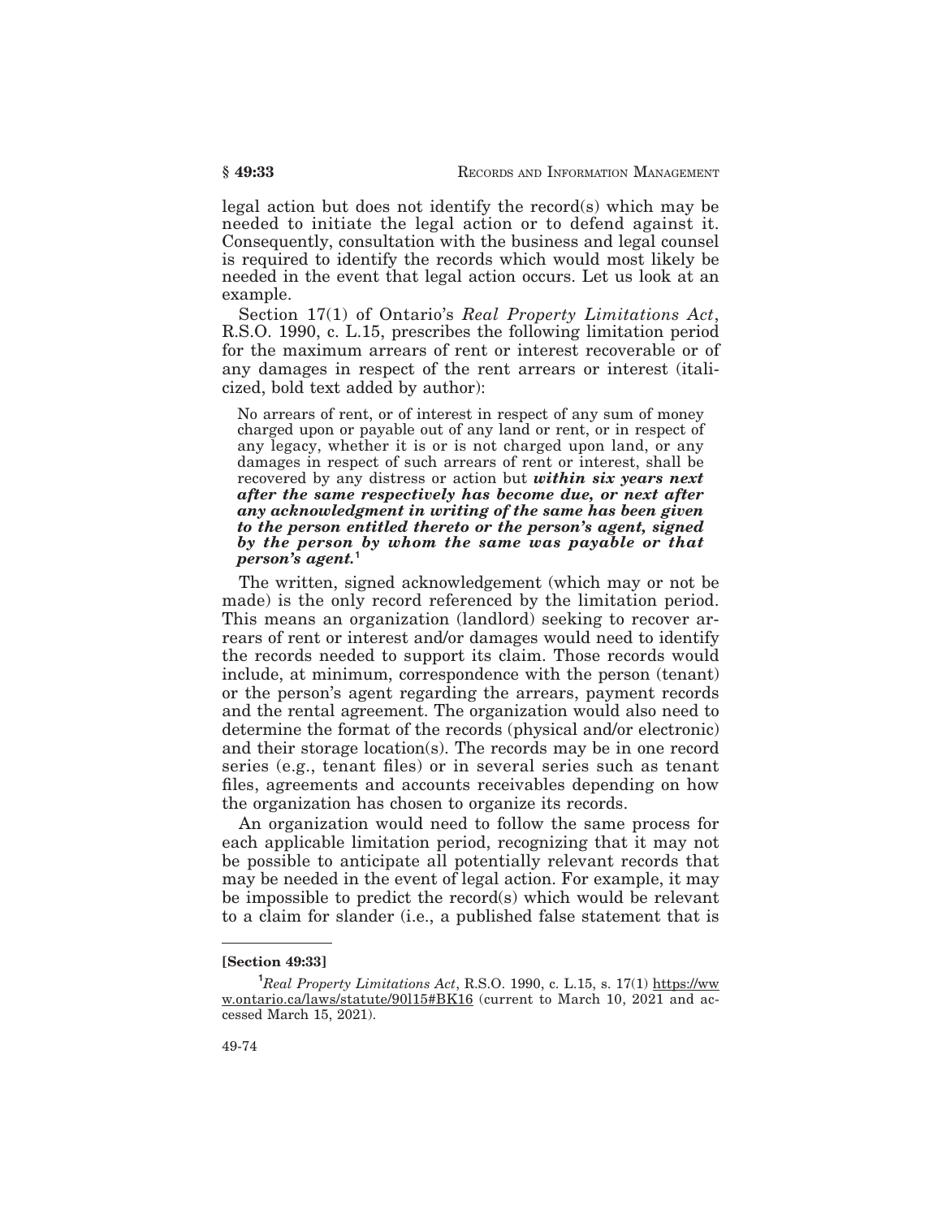legal action but does not identify the record(s) which may be needed to initiate the legal action or to defend against it. Consequently, consultation with the business and legal counsel is required to identify the records which would most likely be needed in the event that legal action occurs. Let us look at an example.

Section 17(1) of Ontario's *Real Property Limitations Act*, R.S.O. 1990, c. L.15, prescribes the following limitation period for the maximum arrears of rent or interest recoverable or of any damages in respect of the rent arrears or interest (italicized, bold text added by author):

> No arrears of rent, or of interest in respect of any sum of money charged upon or payable out of any land or rent, or in respect of any legacy, whether it is or is not charged upon land, or any damages in respect of such arrears of rent or interest, shall be recovered by any distress or action but ***within six years next after the same respectively has become due, or next after any acknowledgment in writing of the same has been given to the person entitled thereto or the person's agent, signed by the person by whom the same was payable or that person's agent.***[1]

The written, signed acknowledgement (which may or not be made) is the only record referenced by the limitation period. This means an organization (landlord) seeking to recover arrears of rent or interest and/or damages would need to identify the records needed to support its claim. Those records would include, at minimum, correspondence with the person (tenant) or the person's agent regarding the arrears, payment records and the rental agreement. The organization would also need to determine the format of the records (physical and/or electronic) and their storage location(s). The records may be in one record series (e.g., tenant files) or in several series such as tenant files, agreements and accounts receivables depending on how the organization has chosen to organize its records.

An organization would need to follow the same process for each applicable limitation period, recognizing that it may not be possible to anticipate all potentially relevant records that may be needed in the event of legal action. For example, it may be impossible to predict the record(s) which would be relevant to a claim for slander (i.e., a published false statement that is

---

**[Section 49:33]**

[1] *Real Property Limitations Act*, R.S.O. 1990, c. L.15, s. 17(1) https://www.ontario.ca/laws/statute/90l15#BK16 (current to March 10, 2021 and accessed March 15, 2021).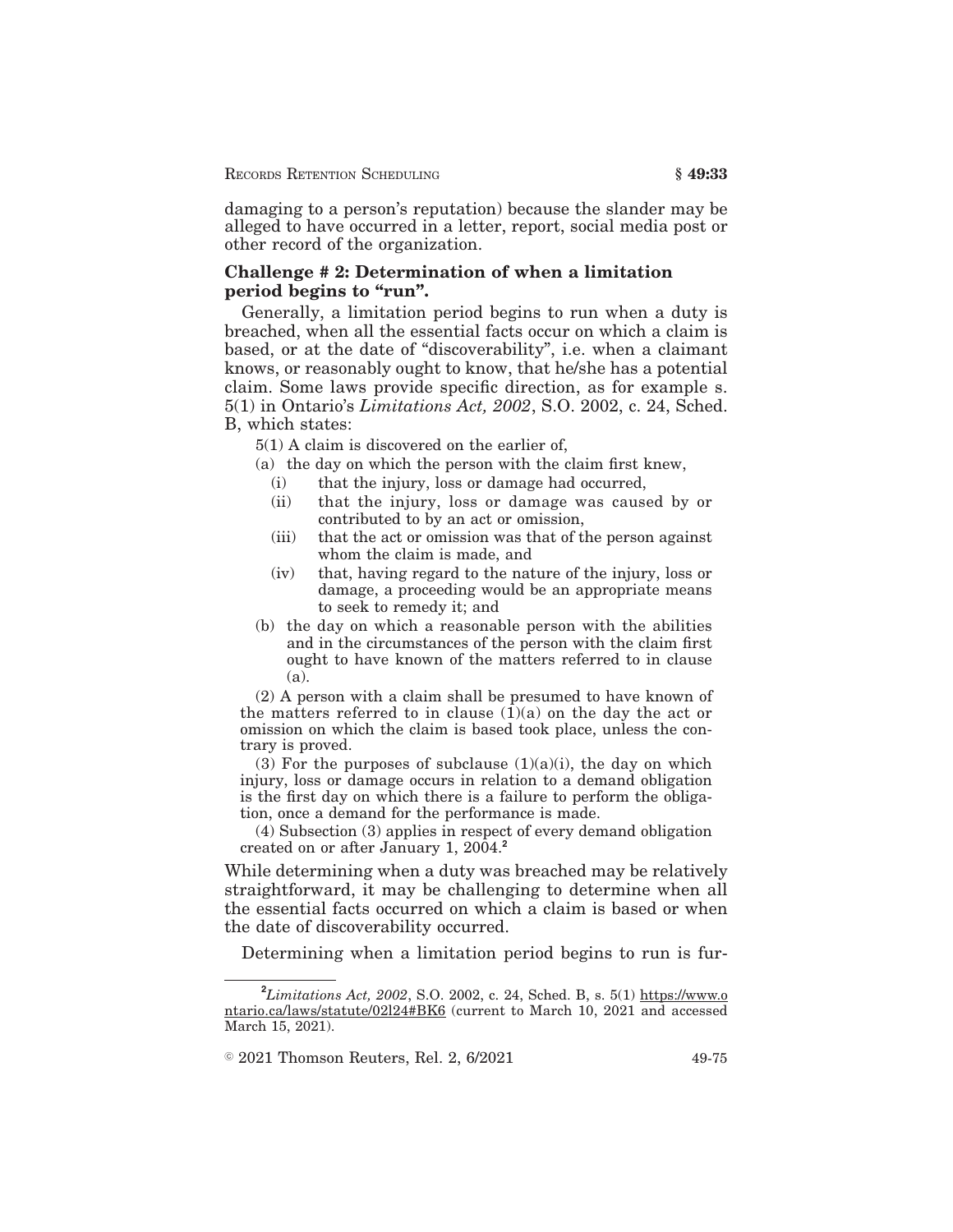damaging to a person's reputation) because the slander may be alleged to have occurred in a letter, report, social media post or other record of the organization.

**Challenge # 2: Determination of when a limitation period begins to "run".**

Generally, a limitation period begins to run when a duty is breached, when all the essential facts occur on which a claim is based, or at the date of "discoverability", i.e. when a claimant knows, or reasonably ought to know, that he/she has a potential claim. Some laws provide specific direction, as for example s. 5(1) in Ontario's *Limitations Act, 2002*, S.O. 2002, c. 24, Sched. B, which states:

> 5(1) A claim is discovered on the earlier of,
>
> (a) the day on which the person with the claim first knew,
>
> (i) that the injury, loss or damage had occurred,
>
> (ii) that the injury, loss or damage was caused by or contributed to by an act or omission,
>
> (iii) that the act or omission was that of the person against whom the claim is made, and
>
> (iv) that, having regard to the nature of the injury, loss or damage, a proceeding would be an appropriate means to seek to remedy it; and
>
> (b) the day on which a reasonable person with the abilities and in the circumstances of the person with the claim first ought to have known of the matters referred to in clause (a).
>
> (2) A person with a claim shall be presumed to have known of the matters referred to in clause (1)(a) on the day the act or omission on which the claim is based took place, unless the contrary is proved.
>
> (3) For the purposes of subclause (1)(a)(i), the day on which injury, loss or damage occurs in relation to a demand obligation is the first day on which there is a failure to perform the obligation, once a demand for the performance is made.
>
> (4) Subsection (3) applies in respect of every demand obligation created on or after January 1, 2004.[2]

While determining when a duty was breached may be relatively straightforward, it may be challenging to determine when all the essential facts occurred on which a claim is based or when the date of discoverability occurred.

Determining when a limitation period begins to run is fur-

---

[2] *Limitations Act, 2002*, S.O. 2002, c. 24, Sched. B, s. 5(1) https://www.ontario.ca/laws/statute/02l24#BK6 (current to March 10, 2021 and accessed March 15, 2021).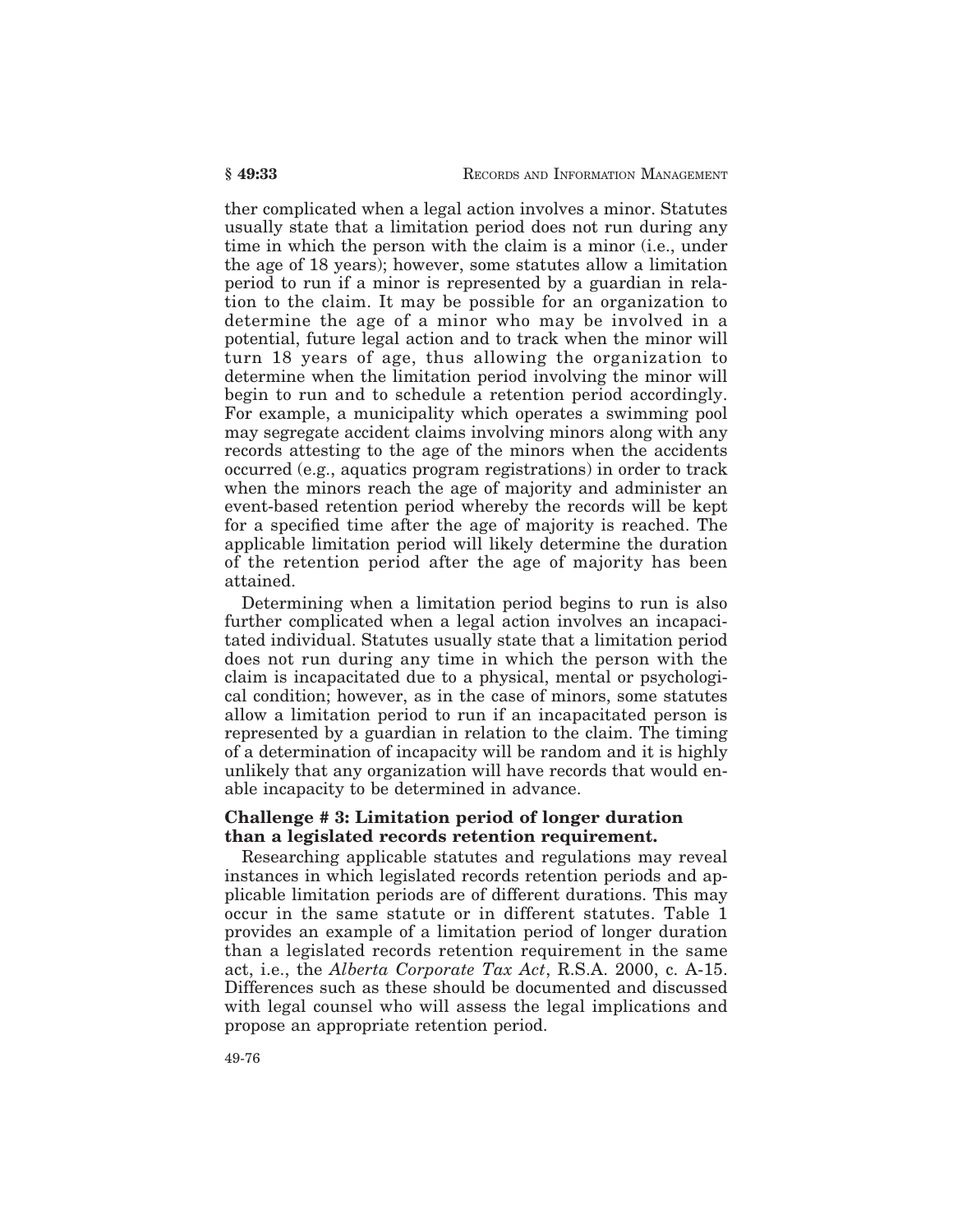ther complicated when a legal action involves a minor. Statutes usually state that a limitation period does not run during any time in which the person with the claim is a minor (i.e., under the age of 18 years); however, some statutes allow a limitation period to run if a minor is represented by a guardian in relation to the claim. It may be possible for an organization to determine the age of a minor who may be involved in a potential, future legal action and to track when the minor will turn 18 years of age, thus allowing the organization to determine when the limitation period involving the minor will begin to run and to schedule a retention period accordingly. For example, a municipality which operates a swimming pool may segregate accident claims involving minors along with any records attesting to the age of the minors when the accidents occurred (e.g., aquatics program registrations) in order to track when the minors reach the age of majority and administer an event-based retention period whereby the records will be kept for a specified time after the age of majority is reached. The applicable limitation period will likely determine the duration of the retention period after the age of majority has been attained.

Determining when a limitation period begins to run is also further complicated when a legal action involves an incapacitated individual. Statutes usually state that a limitation period does not run during any time in which the person with the claim is incapacitated due to a physical, mental or psychological condition; however, as in the case of minors, some statutes allow a limitation period to run if an incapacitated person is represented by a guardian in relation to the claim. The timing of a determination of incapacity will be random and it is highly unlikely that any organization will have records that would enable incapacity to be determined in advance.

**Challenge # 3: Limitation period of longer duration than a legislated records retention requirement.**

Researching applicable statutes and regulations may reveal instances in which legislated records retention periods and applicable limitation periods are of different durations. This may occur in the same statute or in different statutes. Table 1 provides an example of a limitation period of longer duration than a legislated records retention requirement in the same act, i.e., the *Alberta Corporate Tax Act*, R.S.A. 2000, c. A-15. Differences such as these should be documented and discussed with legal counsel who will assess the legal implications and propose an appropriate retention period.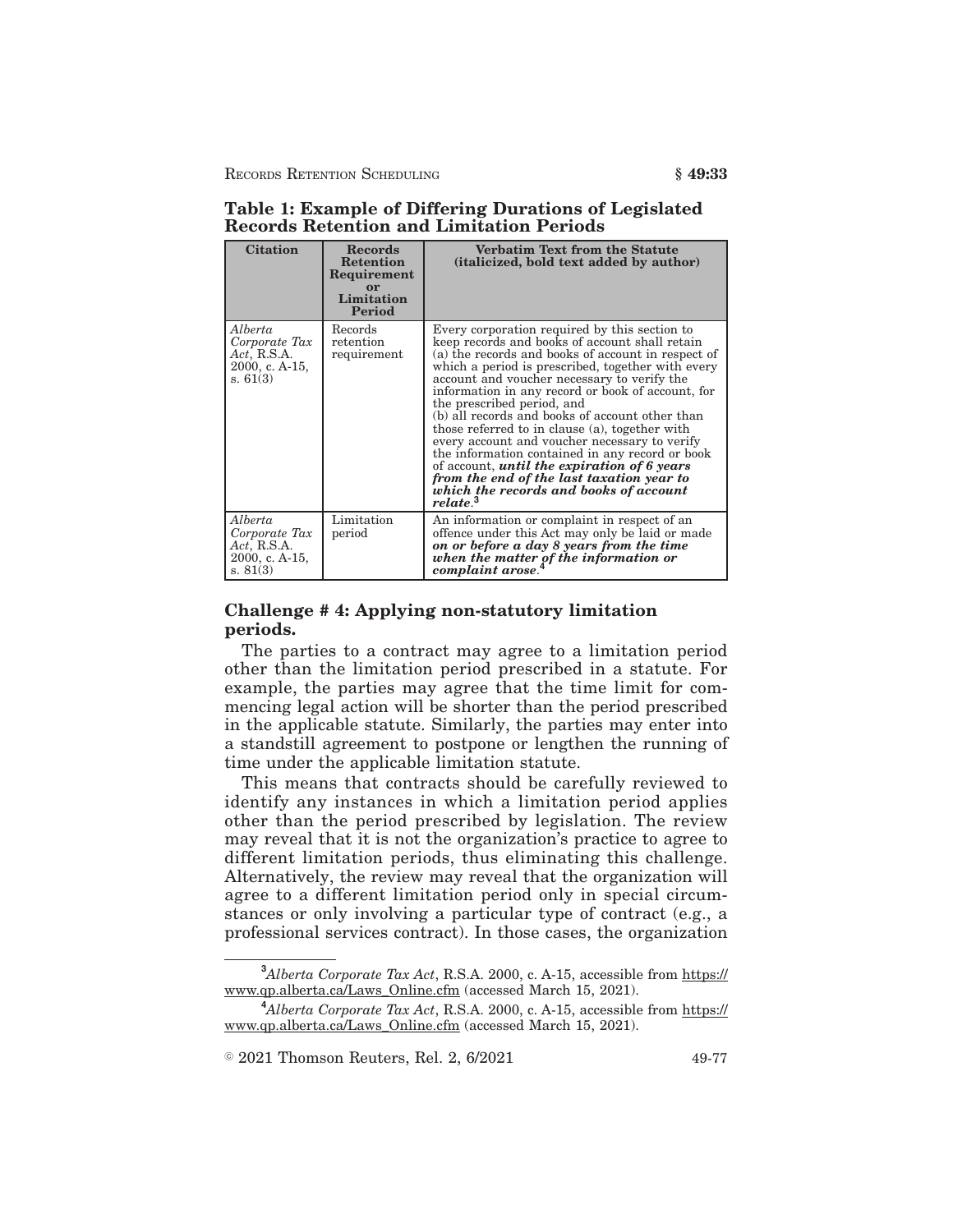**Table 1: Example of Differing Durations of Legislated Records Retention and Limitation Periods**

| Citation | Records Retention Requirement or Limitation Period | Verbatim Text from the Statute (italicized, bold text added by author) |
|---|---|---|
| *Alberta Corporate Tax Act*, R.S.A. 2000, c. A-15, s. 61(3) | Records retention requirement | Every corporation required by this section to keep records and books of account shall retain (a) the records and books of account in respect of which a period is prescribed, together with every account and voucher necessary to verify the information in any record or book of account, for the prescribed period, and (b) all records and books of account other than those referred to in clause (a), together with every account and voucher necessary to verify the information contained in any record or book of account, ***until the expiration of 6 years from the end of the last taxation year to which the records and books of account relate***.[3] |
| *Alberta Corporate Tax Act*, R.S.A. 2000, c. A-15, s. 81(3) | Limitation period | An information or complaint in respect of an offence under this Act may only be laid or made ***on or before a day 8 years from the time when the matter of the information or complaint arose***.[4] |

### Challenge # 4: Applying non-statutory limitation periods.

The parties to a contract may agree to a limitation period other than the limitation period prescribed in a statute. For example, the parties may agree that the time limit for commencing legal action will be shorter than the period prescribed in the applicable statute. Similarly, the parties may enter into a standstill agreement to postpone or lengthen the running of time under the applicable limitation statute.

This means that contracts should be carefully reviewed to identify any instances in which a limitation period applies other than the period prescribed by legislation. The review may reveal that it is not the organization's practice to agree to different limitation periods, thus eliminating this challenge. Alternatively, the review may reveal that the organization will agree to a different limitation period only in special circumstances or only involving a particular type of contract (e.g., a professional services contract). In those cases, the organization

[3] *Alberta Corporate Tax Act*, R.S.A. 2000, c. A-15, accessible from https://www.qp.alberta.ca/Laws_Online.cfm (accessed March 15, 2021).

[4] *Alberta Corporate Tax Act*, R.S.A. 2000, c. A-15, accessible from https://www.qp.alberta.ca/Laws_Online.cfm (accessed March 15, 2021).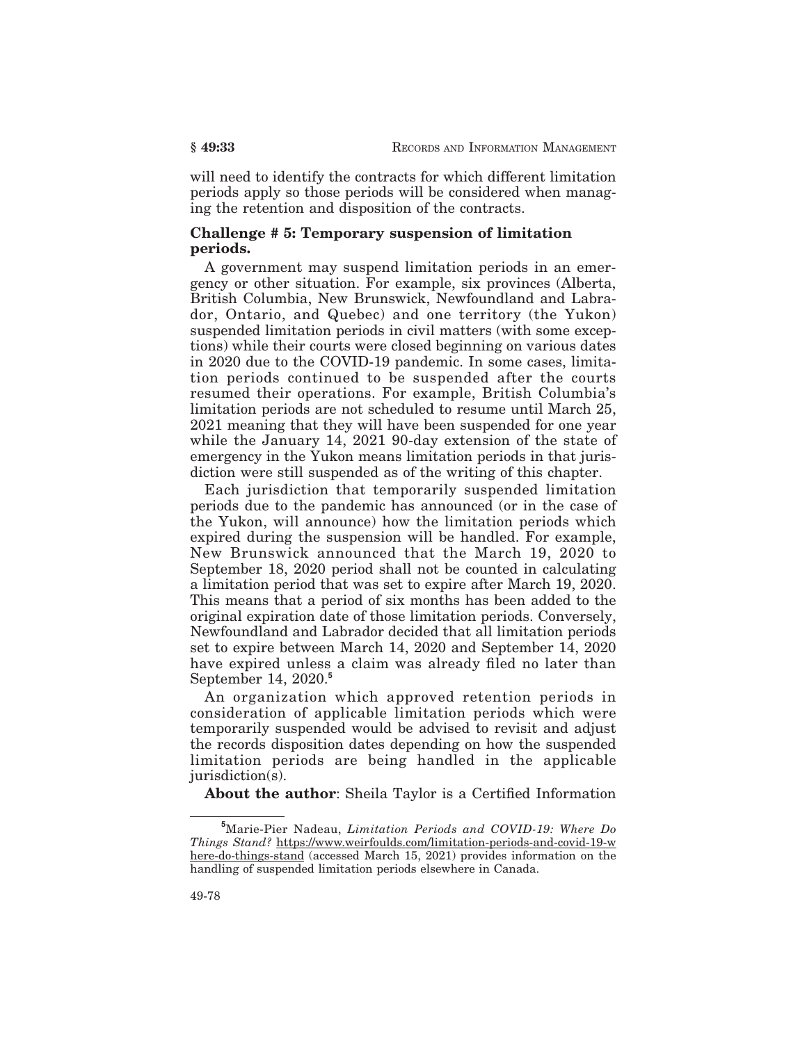will need to identify the contracts for which different limitation periods apply so those periods will be considered when managing the retention and disposition of the contracts.

**Challenge # 5: Temporary suspension of limitation periods.**

A government may suspend limitation periods in an emergency or other situation. For example, six provinces (Alberta, British Columbia, New Brunswick, Newfoundland and Labrador, Ontario, and Quebec) and one territory (the Yukon) suspended limitation periods in civil matters (with some exceptions) while their courts were closed beginning on various dates in 2020 due to the COVID-19 pandemic. In some cases, limitation periods continued to be suspended after the courts resumed their operations. For example, British Columbia's limitation periods are not scheduled to resume until March 25, 2021 meaning that they will have been suspended for one year while the January 14, 2021 90-day extension of the state of emergency in the Yukon means limitation periods in that jurisdiction were still suspended as of the writing of this chapter.

Each jurisdiction that temporarily suspended limitation periods due to the pandemic has announced (or in the case of the Yukon, will announce) how the limitation periods which expired during the suspension will be handled. For example, New Brunswick announced that the March 19, 2020 to September 18, 2020 period shall not be counted in calculating a limitation period that was set to expire after March 19, 2020. This means that a period of six months has been added to the original expiration date of those limitation periods. Conversely, Newfoundland and Labrador decided that all limitation periods set to expire between March 14, 2020 and September 14, 2020 have expired unless a claim was already filed no later than September 14, 2020.[5]

An organization which approved retention periods in consideration of applicable limitation periods which were temporarily suspended would be advised to revisit and adjust the records disposition dates depending on how the suspended limitation periods are being handled in the applicable jurisdiction(s).

**About the author**: Sheila Taylor is a Certified Information

---

[5] Marie-Pier Nadeau, *Limitation Periods and COVID-19: Where Do Things Stand?* https://www.weirfoulds.com/limitation-periods-and-covid-19-where-do-things-stand (accessed March 15, 2021) provides information on the handling of suspended limitation periods elsewhere in Canada.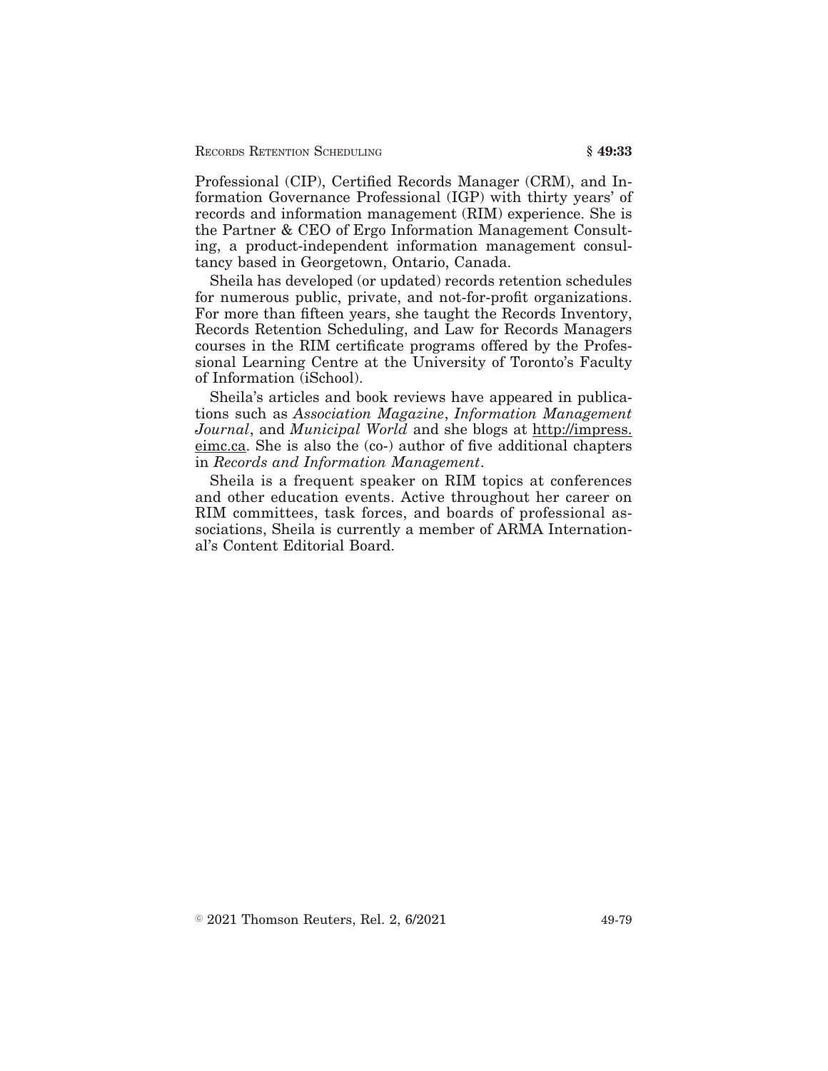Professional (CIP), Certified Records Manager (CRM), and Information Governance Professional (IGP) with thirty years' of records and information management (RIM) experience. She is the Partner & CEO of Ergo Information Management Consulting, a product-independent information management consultancy based in Georgetown, Ontario, Canada.

Sheila has developed (or updated) records retention schedules for numerous public, private, and not-for-profit organizations. For more than fifteen years, she taught the Records Inventory, Records Retention Scheduling, and Law for Records Managers courses in the RIM certificate programs offered by the Professional Learning Centre at the University of Toronto's Faculty of Information (iSchool).

Sheila's articles and book reviews have appeared in publications such as *Association Magazine*, *Information Management Journal*, and *Municipal World* and she blogs at http://impress.eimc.ca. She is also the (co-) author of five additional chapters in *Records and Information Management*.

Sheila is a frequent speaker on RIM topics at conferences and other education events. Active throughout her career on RIM committees, task forces, and boards of professional associations, Sheila is currently a member of ARMA International's Content Editorial Board.